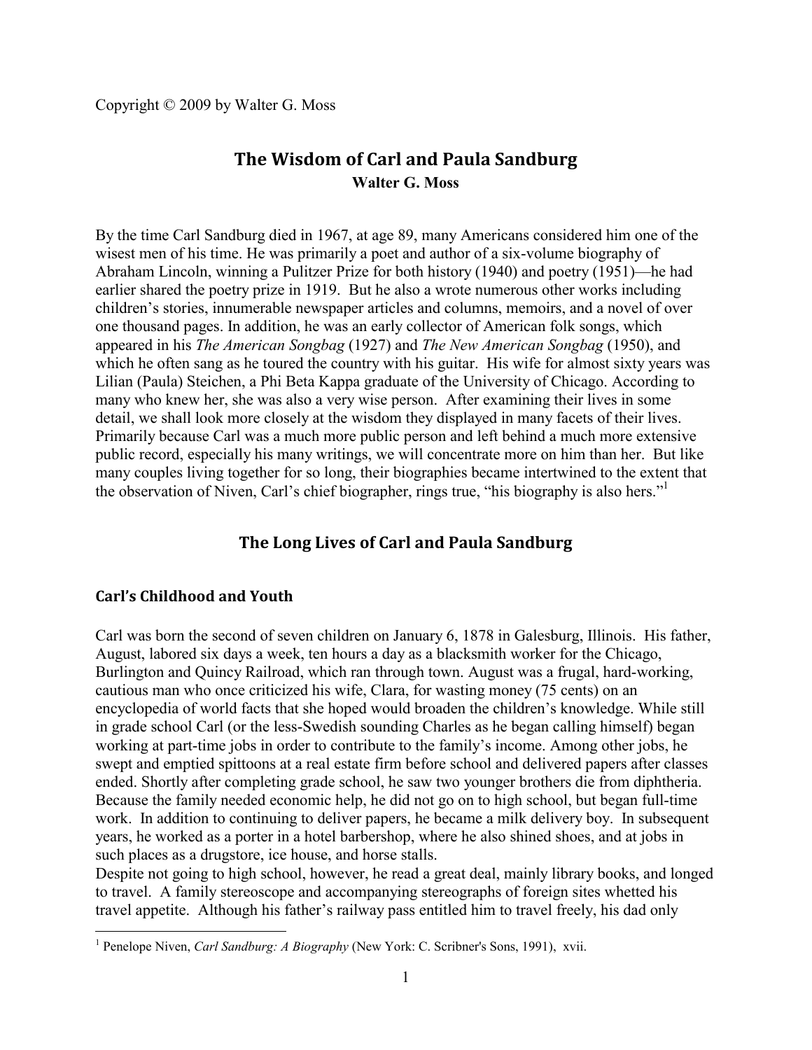Copyright © 2009 by Walter G. Moss

# The Wisdom of Carl and Paula Sandburg

**Walter G. Moss**

By the time Carl Sandburg died in 1967, at age 89, many Americans considered him one of the wisest men of his time. He was primarily a poet and author of a six-volume biography of Abraham Lincoln, winning a Pulitzer Prize for both history (1940) and poetry (1951)—he had earlier shared the poetry prize in 1919. But he also a wrote numerous other works including children's stories, innumerable newspaper articles and columns, memoirs, and a novel of over one thousand pages. In addition, he was an early collector of American folk songs, which appeared in his *The American Songbag* (1927) and *The New American Songbag* (1950), and which he often sang as he toured the country with his guitar. His wife for almost sixty years was Lilian (Paula) Steichen, a Phi Beta Kappa graduate of the University of Chicago. According to many who knew her, she was also a very wise person. After examining their lives in some detail, we shall look more closely at the wisdom they displayed in many facets of their lives. Primarily because Carl was a much more public person and left behind a much more extensive public record, especially his many writings, we will concentrate more on him than her. But like many couples living together for so long, their biographies became intertwined to the extent that the observation of Niven, Carl's chief biographer, rings true, "his biography is also hers."[1]

## The Long Lives of Carl and Paula Sandburg

### Carl's Childhood and Youth

Carl was born the second of seven children on January 6, 1878 in Galesburg, Illinois. His father, August, labored six days a week, ten hours a day as a blacksmith worker for the Chicago, Burlington and Quincy Railroad, which ran through town. August was a frugal, hard-working, cautious man who once criticized his wife, Clara, for wasting money (75 cents) on an encyclopedia of world facts that she hoped would broaden the children's knowledge. While still in grade school Carl (or the less-Swedish sounding Charles as he began calling himself) began working at part-time jobs in order to contribute to the family's income. Among other jobs, he swept and emptied spittoons at a real estate firm before school and delivered papers after classes ended. Shortly after completing grade school, he saw two younger brothers die from diphtheria. Because the family needed economic help, he did not go on to high school, but began full-time work. In addition to continuing to deliver papers, he became a milk delivery boy. In subsequent years, he worked as a porter in a hotel barbershop, where he also shined shoes, and at jobs in such places as a drugstore, ice house, and horse stalls.

Despite not going to high school, however, he read a great deal, mainly library books, and longed to travel. A family stereoscope and accompanying stereographs of foreign sites whetted his travel appetite. Although his father's railway pass entitled him to travel freely, his dad only

---

[1] Penelope Niven, *Carl Sandburg: A Biography* (New York: C. Scribner's Sons, 1991), xvii.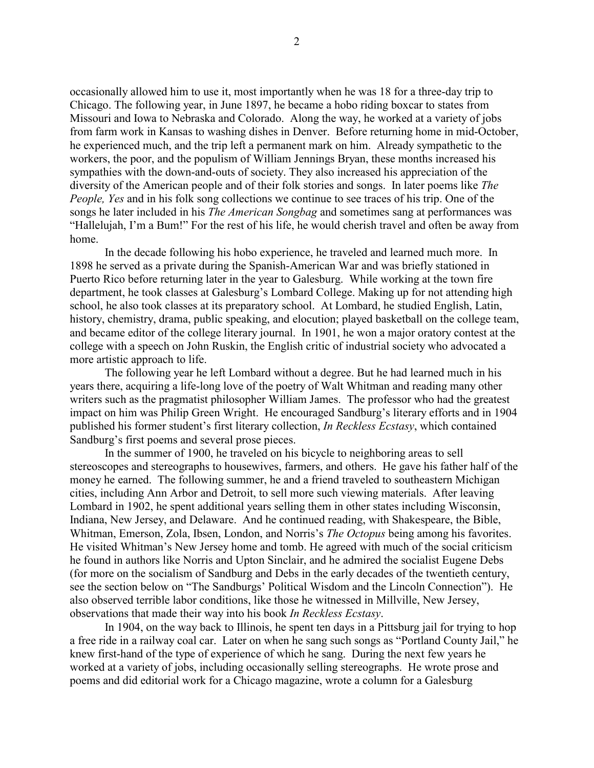occasionally allowed him to use it, most importantly when he was 18 for a three-day trip to Chicago. The following year, in June 1897, he became a hobo riding boxcar to states from Missouri and Iowa to Nebraska and Colorado. Along the way, he worked at a variety of jobs from farm work in Kansas to washing dishes in Denver. Before returning home in mid-October, he experienced much, and the trip left a permanent mark on him. Already sympathetic to the workers, the poor, and the populism of William Jennings Bryan, these months increased his sympathies with the down-and-outs of society. They also increased his appreciation of the diversity of the American people and of their folk stories and songs. In later poems like *The People, Yes* and in his folk song collections we continue to see traces of his trip. One of the songs he later included in his *The American Songbag* and sometimes sang at performances was "Hallelujah, I'm a Bum!" For the rest of his life, he would cherish travel and often be away from home.

In the decade following his hobo experience, he traveled and learned much more. In 1898 he served as a private during the Spanish-American War and was briefly stationed in Puerto Rico before returning later in the year to Galesburg. While working at the town fire department, he took classes at Galesburg's Lombard College. Making up for not attending high school, he also took classes at its preparatory school. At Lombard, he studied English, Latin, history, chemistry, drama, public speaking, and elocution; played basketball on the college team, and became editor of the college literary journal. In 1901, he won a major oratory contest at the college with a speech on John Ruskin, the English critic of industrial society who advocated a more artistic approach to life.

The following year he left Lombard without a degree. But he had learned much in his years there, acquiring a life-long love of the poetry of Walt Whitman and reading many other writers such as the pragmatist philosopher William James. The professor who had the greatest impact on him was Philip Green Wright. He encouraged Sandburg's literary efforts and in 1904 published his former student's first literary collection, *In Reckless Ecstasy*, which contained Sandburg's first poems and several prose pieces.

In the summer of 1900, he traveled on his bicycle to neighboring areas to sell stereoscopes and stereographs to housewives, farmers, and others. He gave his father half of the money he earned. The following summer, he and a friend traveled to southeastern Michigan cities, including Ann Arbor and Detroit, to sell more such viewing materials. After leaving Lombard in 1902, he spent additional years selling them in other states including Wisconsin, Indiana, New Jersey, and Delaware. And he continued reading, with Shakespeare, the Bible, Whitman, Emerson, Zola, Ibsen, London, and Norris's *The Octopus* being among his favorites. He visited Whitman's New Jersey home and tomb. He agreed with much of the social criticism he found in authors like Norris and Upton Sinclair, and he admired the socialist Eugene Debs (for more on the socialism of Sandburg and Debs in the early decades of the twentieth century, see the section below on "The Sandburgs' Political Wisdom and the Lincoln Connection"). He also observed terrible labor conditions, like those he witnessed in Millville, New Jersey, observations that made their way into his book *In Reckless Ecstasy*.

In 1904, on the way back to Illinois, he spent ten days in a Pittsburg jail for trying to hop a free ride in a railway coal car. Later on when he sang such songs as "Portland County Jail," he knew first-hand of the type of experience of which he sang. During the next few years he worked at a variety of jobs, including occasionally selling stereographs. He wrote prose and poems and did editorial work for a Chicago magazine, wrote a column for a Galesburg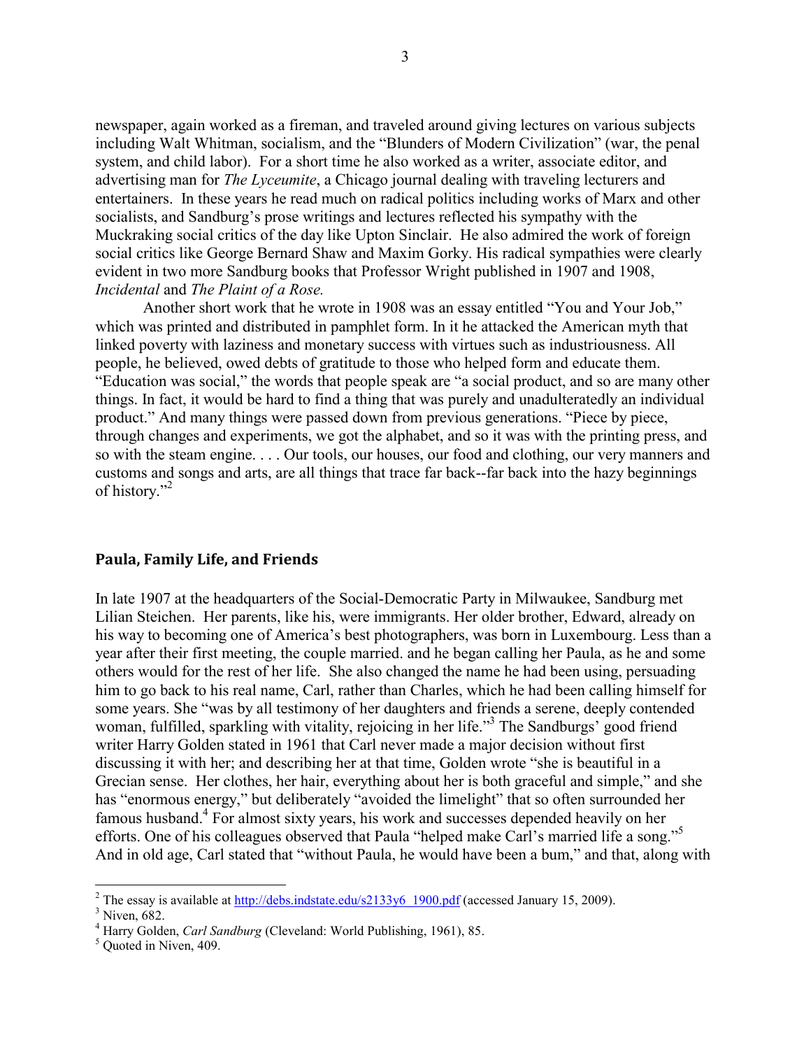newspaper, again worked as a fireman, and traveled around giving lectures on various subjects including Walt Whitman, socialism, and the "Blunders of Modern Civilization" (war, the penal system, and child labor). For a short time he also worked as a writer, associate editor, and advertising man for *The Lyceumite*, a Chicago journal dealing with traveling lecturers and entertainers. In these years he read much on radical politics including works of Marx and other socialists, and Sandburg's prose writings and lectures reflected his sympathy with the Muckraking social critics of the day like Upton Sinclair. He also admired the work of foreign social critics like George Bernard Shaw and Maxim Gorky. His radical sympathies were clearly evident in two more Sandburg books that Professor Wright published in 1907 and 1908, *Incidental* and *The Plaint of a Rose.*

Another short work that he wrote in 1908 was an essay entitled "You and Your Job," which was printed and distributed in pamphlet form. In it he attacked the American myth that linked poverty with laziness and monetary success with virtues such as industriousness. All people, he believed, owed debts of gratitude to those who helped form and educate them. "Education was social," the words that people speak are "a social product, and so are many other things. In fact, it would be hard to find a thing that was purely and unadulteratedly an individual product." And many things were passed down from previous generations. "Piece by piece, through changes and experiments, we got the alphabet, and so it was with the printing press, and so with the steam engine. . . . Our tools, our houses, our food and clothing, our very manners and customs and songs and arts, are all things that trace far back--far back into the hazy beginnings of history."[2]

## Paula, Family Life, and Friends

In late 1907 at the headquarters of the Social-Democratic Party in Milwaukee, Sandburg met Lilian Steichen. Her parents, like his, were immigrants. Her older brother, Edward, already on his way to becoming one of America's best photographers, was born in Luxembourg. Less than a year after their first meeting, the couple married. and he began calling her Paula, as he and some others would for the rest of her life. She also changed the name he had been using, persuading him to go back to his real name, Carl, rather than Charles, which he had been calling himself for some years. She "was by all testimony of her daughters and friends a serene, deeply contended woman, fulfilled, sparkling with vitality, rejoicing in her life."[3] The Sandburgs' good friend writer Harry Golden stated in 1961 that Carl never made a major decision without first discussing it with her; and describing her at that time, Golden wrote "she is beautiful in a Grecian sense. Her clothes, her hair, everything about her is both graceful and simple," and she has "enormous energy," but deliberately "avoided the limelight" that so often surrounded her famous husband.[4] For almost sixty years, his work and successes depended heavily on her efforts. One of his colleagues observed that Paula "helped make Carl's married life a song."[5] And in old age, Carl stated that "without Paula, he would have been a bum," and that, along with

---

[2] The essay is available at http://debs.indstate.edu/s2133y6_1900.pdf (accessed January 15, 2009).

[3] Niven, 682.

[4] Harry Golden, *Carl Sandburg* (Cleveland: World Publishing, 1961), 85.

[5] Quoted in Niven, 409.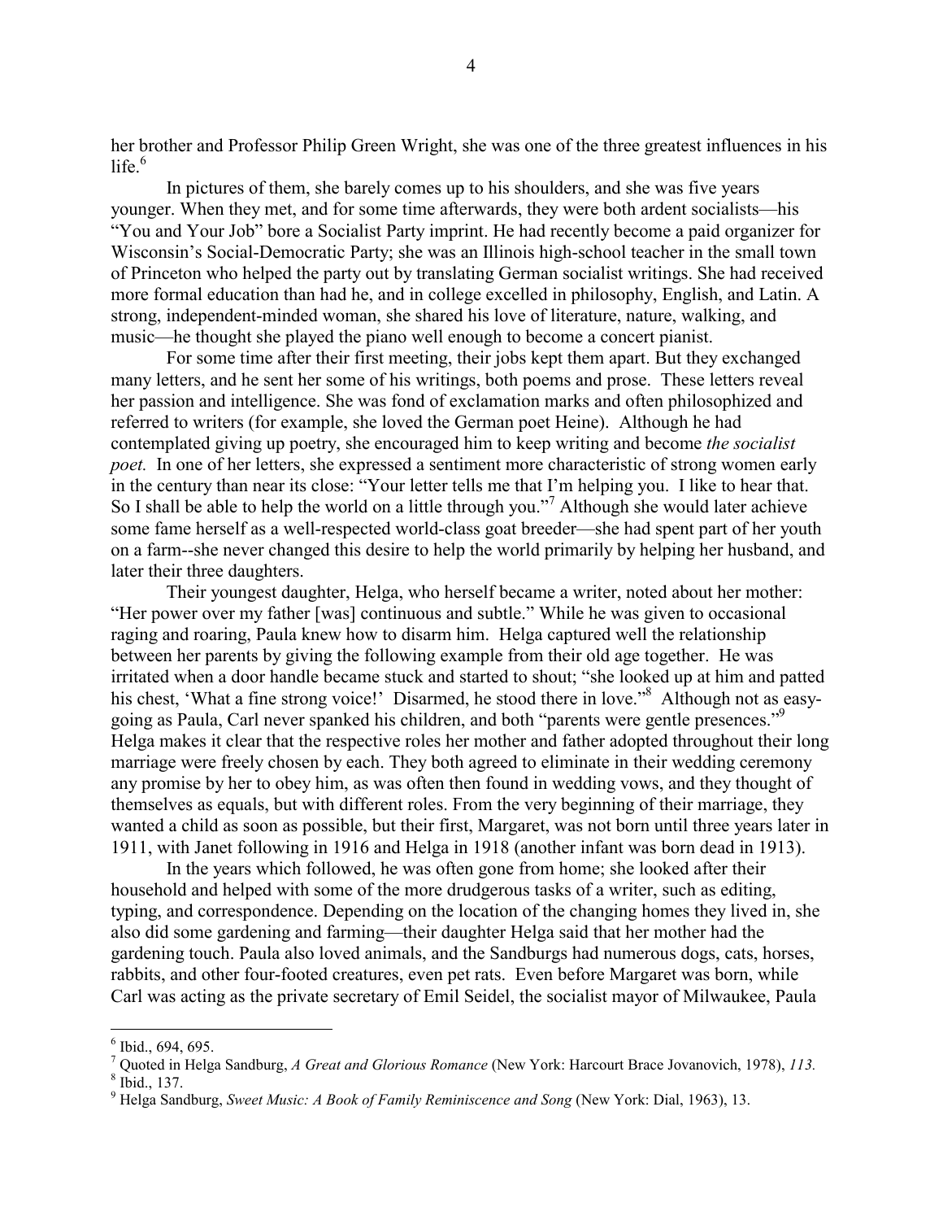her brother and Professor Philip Green Wright, she was one of the three greatest influences in his life.[6]

In pictures of them, she barely comes up to his shoulders, and she was five years younger. When they met, and for some time afterwards, they were both ardent socialists—his "You and Your Job" bore a Socialist Party imprint. He had recently become a paid organizer for Wisconsin's Social-Democratic Party; she was an Illinois high-school teacher in the small town of Princeton who helped the party out by translating German socialist writings. She had received more formal education than had he, and in college excelled in philosophy, English, and Latin. A strong, independent-minded woman, she shared his love of literature, nature, walking, and music—he thought she played the piano well enough to become a concert pianist.

For some time after their first meeting, their jobs kept them apart. But they exchanged many letters, and he sent her some of his writings, both poems and prose. These letters reveal her passion and intelligence. She was fond of exclamation marks and often philosophized and referred to writers (for example, she loved the German poet Heine). Although he had contemplated giving up poetry, she encouraged him to keep writing and become *the socialist poet.* In one of her letters, she expressed a sentiment more characteristic of strong women early in the century than near its close: "Your letter tells me that I'm helping you. I like to hear that. So I shall be able to help the world on a little through you."[7] Although she would later achieve some fame herself as a well-respected world-class goat breeder—she had spent part of her youth on a farm--she never changed this desire to help the world primarily by helping her husband, and later their three daughters.

Their youngest daughter, Helga, who herself became a writer, noted about her mother: "Her power over my father [was] continuous and subtle." While he was given to occasional raging and roaring, Paula knew how to disarm him. Helga captured well the relationship between her parents by giving the following example from their old age together. He was irritated when a door handle became stuck and started to shout; "she looked up at him and patted his chest, 'What a fine strong voice!' Disarmed, he stood there in love."[8] Although not as easy-going as Paula, Carl never spanked his children, and both "parents were gentle presences."[9] Helga makes it clear that the respective roles her mother and father adopted throughout their long marriage were freely chosen by each. They both agreed to eliminate in their wedding ceremony any promise by her to obey him, as was often then found in wedding vows, and they thought of themselves as equals, but with different roles. From the very beginning of their marriage, they wanted a child as soon as possible, but their first, Margaret, was not born until three years later in 1911, with Janet following in 1916 and Helga in 1918 (another infant was born dead in 1913).

In the years which followed, he was often gone from home; she looked after their household and helped with some of the more drudgerous tasks of a writer, such as editing, typing, and correspondence. Depending on the location of the changing homes they lived in, she also did some gardening and farming—their daughter Helga said that her mother had the gardening touch. Paula also loved animals, and the Sandburgs had numerous dogs, cats, horses, rabbits, and other four-footed creatures, even pet rats. Even before Margaret was born, while Carl was acting as the private secretary of Emil Seidel, the socialist mayor of Milwaukee, Paula

---

[6] Ibid., 694, 695.

[7] Quoted in Helga Sandburg, *A Great and Glorious Romance* (New York: Harcourt Brace Jovanovich, 1978), *113.*

[8] Ibid., 137.

[9] Helga Sandburg, *Sweet Music: A Book of Family Reminiscence and Song* (New York: Dial, 1963), 13.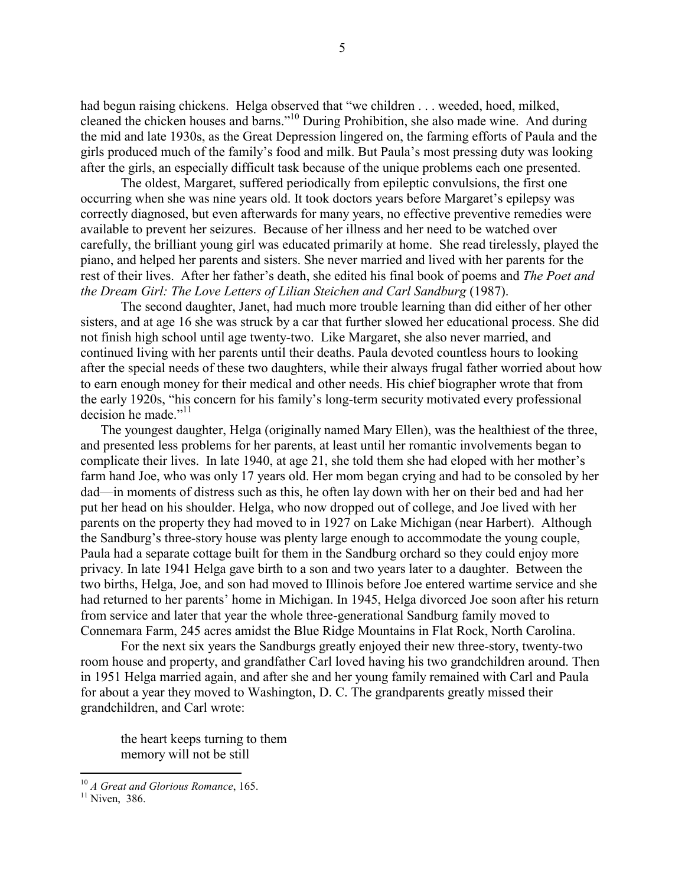had begun raising chickens. Helga observed that "we children . . . weeded, hoed, milked, cleaned the chicken houses and barns."[10] During Prohibition, she also made wine. And during the mid and late 1930s, as the Great Depression lingered on, the farming efforts of Paula and the girls produced much of the family's food and milk. But Paula's most pressing duty was looking after the girls, an especially difficult task because of the unique problems each one presented.

The oldest, Margaret, suffered periodically from epileptic convulsions, the first one occurring when she was nine years old. It took doctors years before Margaret's epilepsy was correctly diagnosed, but even afterwards for many years, no effective preventive remedies were available to prevent her seizures. Because of her illness and her need to be watched over carefully, the brilliant young girl was educated primarily at home. She read tirelessly, played the piano, and helped her parents and sisters. She never married and lived with her parents for the rest of their lives. After her father's death, she edited his final book of poems and *The Poet and the Dream Girl: The Love Letters of Lilian Steichen and Carl Sandburg* (1987).

The second daughter, Janet, had much more trouble learning than did either of her other sisters, and at age 16 she was struck by a car that further slowed her educational process. She did not finish high school until age twenty-two. Like Margaret, she also never married, and continued living with her parents until their deaths. Paula devoted countless hours to looking after the special needs of these two daughters, while their always frugal father worried about how to earn enough money for their medical and other needs. His chief biographer wrote that from the early 1920s, "his concern for his family's long-term security motivated every professional decision he made."[11]

The youngest daughter, Helga (originally named Mary Ellen), was the healthiest of the three, and presented less problems for her parents, at least until her romantic involvements began to complicate their lives. In late 1940, at age 21, she told them she had eloped with her mother's farm hand Joe, who was only 17 years old. Her mom began crying and had to be consoled by her dad—in moments of distress such as this, he often lay down with her on their bed and had her put her head on his shoulder. Helga, who now dropped out of college, and Joe lived with her parents on the property they had moved to in 1927 on Lake Michigan (near Harbert). Although the Sandburg's three-story house was plenty large enough to accommodate the young couple, Paula had a separate cottage built for them in the Sandburg orchard so they could enjoy more privacy. In late 1941 Helga gave birth to a son and two years later to a daughter. Between the two births, Helga, Joe, and son had moved to Illinois before Joe entered wartime service and she had returned to her parents' home in Michigan. In 1945, Helga divorced Joe soon after his return from service and later that year the whole three-generational Sandburg family moved to Connemara Farm, 245 acres amidst the Blue Ridge Mountains in Flat Rock, North Carolina.

For the next six years the Sandburgs greatly enjoyed their new three-story, twenty-two room house and property, and grandfather Carl loved having his two grandchildren around. Then in 1951 Helga married again, and after she and her young family remained with Carl and Paula for about a year they moved to Washington, D. C. The grandparents greatly missed their grandchildren, and Carl wrote:

> the heart keeps turning to them
> memory will not be still

---

[10] *A Great and Glorious Romance*, 165.

[11] Niven, 386.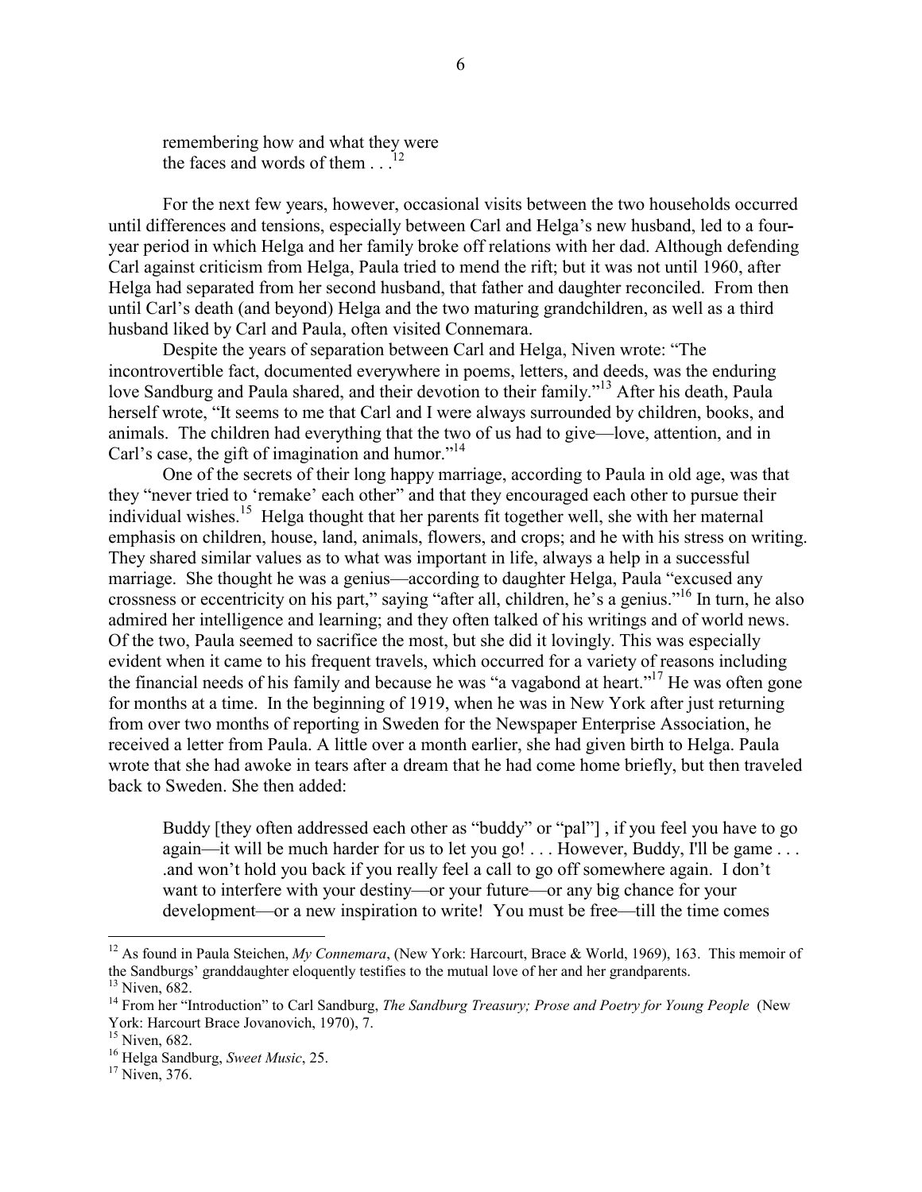remembering how and what they were
the faces and words of them . . .[12]

For the next few years, however, occasional visits between the two households occurred until differences and tensions, especially between Carl and Helga's new husband, led to a four-year period in which Helga and her family broke off relations with her dad. Although defending Carl against criticism from Helga, Paula tried to mend the rift; but it was not until 1960, after Helga had separated from her second husband, that father and daughter reconciled. From then until Carl's death (and beyond) Helga and the two maturing grandchildren, as well as a third husband liked by Carl and Paula, often visited Connemara.

Despite the years of separation between Carl and Helga, Niven wrote: "The incontrovertible fact, documented everywhere in poems, letters, and deeds, was the enduring love Sandburg and Paula shared, and their devotion to their family."[13] After his death, Paula herself wrote, "It seems to me that Carl and I were always surrounded by children, books, and animals. The children had everything that the two of us had to give—love, attention, and in Carl's case, the gift of imagination and humor."[14]

One of the secrets of their long happy marriage, according to Paula in old age, was that they "never tried to 'remake' each other" and that they encouraged each other to pursue their individual wishes.[15] Helga thought that her parents fit together well, she with her maternal emphasis on children, house, land, animals, flowers, and crops; and he with his stress on writing. They shared similar values as to what was important in life, always a help in a successful marriage. She thought he was a genius—according to daughter Helga, Paula "excused any crossness or eccentricity on his part," saying "after all, children, he's a genius."[16] In turn, he also admired her intelligence and learning; and they often talked of his writings and of world news. Of the two, Paula seemed to sacrifice the most, but she did it lovingly. This was especially evident when it came to his frequent travels, which occurred for a variety of reasons including the financial needs of his family and because he was "a vagabond at heart."[17] He was often gone for months at a time. In the beginning of 1919, when he was in New York after just returning from over two months of reporting in Sweden for the Newspaper Enterprise Association, he received a letter from Paula. A little over a month earlier, she had given birth to Helga. Paula wrote that she had awoke in tears after a dream that he had come home briefly, but then traveled back to Sweden. She then added:

> Buddy [they often addressed each other as "buddy" or "pal"] , if you feel you have to go again—it will be much harder for us to let you go! . . . However, Buddy, I'll be game . . . .and won't hold you back if you really feel a call to go off somewhere again. I don't want to interfere with your destiny—or your future—or any big chance for your development—or a new inspiration to write! You must be free—till the time comes

---

[12] As found in Paula Steichen, *My Connemara*, (New York: Harcourt, Brace & World, 1969), 163. This memoir of the Sandburgs' granddaughter eloquently testifies to the mutual love of her and her grandparents.

[13] Niven, 682.

[14] From her "Introduction" to Carl Sandburg, *The Sandburg Treasury; Prose and Poetry for Young People* (New York: Harcourt Brace Jovanovich, 1970), 7.

[15] Niven, 682.

[16] Helga Sandburg, *Sweet Music*, 25.

[17] Niven, 376.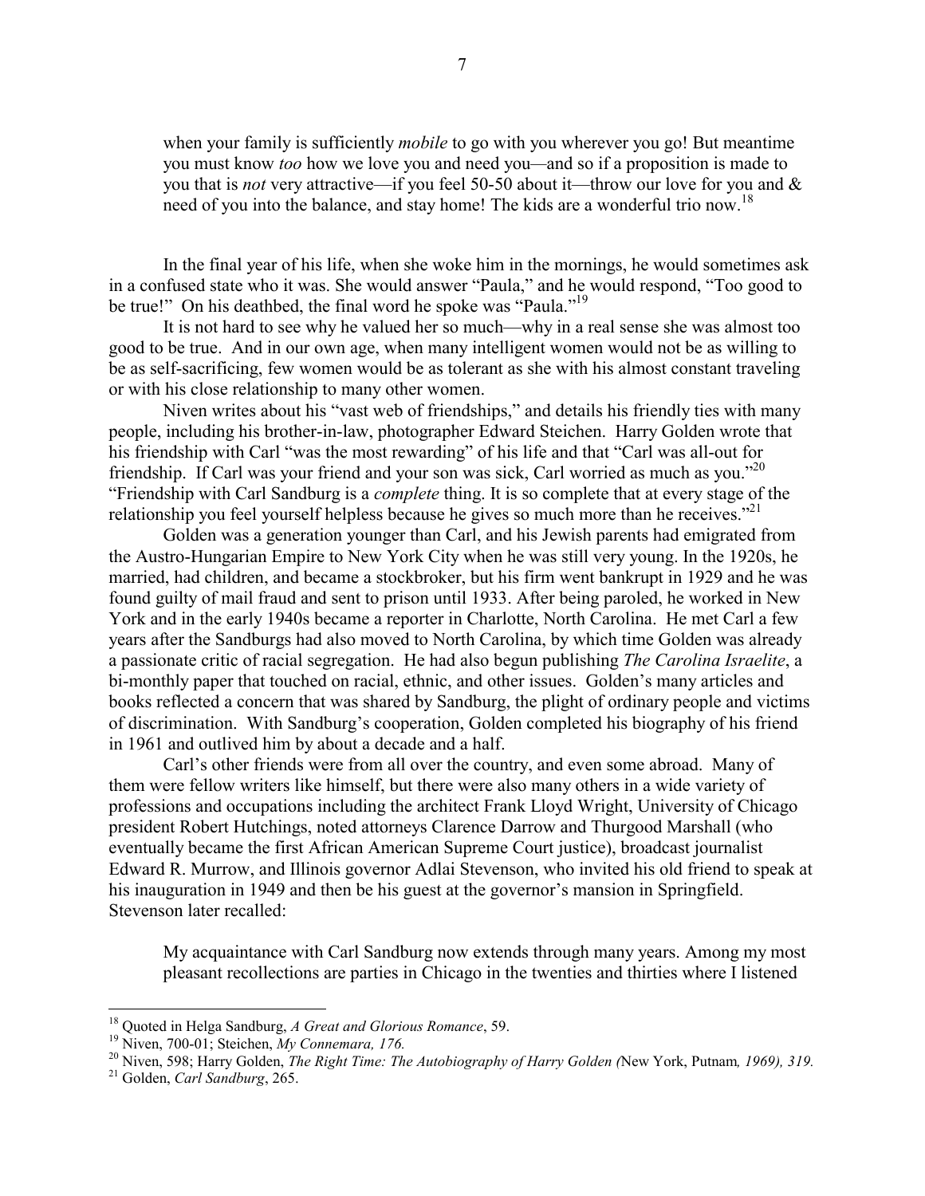> when your family is sufficiently *mobile* to go with you wherever you go! But meantime you must know *too* how we love you and need you—and so if a proposition is made to you that is *not* very attractive—if you feel 50-50 about it—throw our love for you and & need of you into the balance, and stay home! The kids are a wonderful trio now.[18]

In the final year of his life, when she woke him in the mornings, he would sometimes ask in a confused state who it was. She would answer "Paula," and he would respond, "Too good to be true!" On his deathbed, the final word he spoke was "Paula."[19]

It is not hard to see why he valued her so much—why in a real sense she was almost too good to be true. And in our own age, when many intelligent women would not be as willing to be as self-sacrificing, few women would be as tolerant as she with his almost constant traveling or with his close relationship to many other women.

Niven writes about his "vast web of friendships," and details his friendly ties with many people, including his brother-in-law, photographer Edward Steichen. Harry Golden wrote that his friendship with Carl "was the most rewarding" of his life and that "Carl was all-out for friendship. If Carl was your friend and your son was sick, Carl worried as much as you."[20] "Friendship with Carl Sandburg is a *complete* thing. It is so complete that at every stage of the relationship you feel yourself helpless because he gives so much more than he receives."[21]

Golden was a generation younger than Carl, and his Jewish parents had emigrated from the Austro-Hungarian Empire to New York City when he was still very young. In the 1920s, he married, had children, and became a stockbroker, but his firm went bankrupt in 1929 and he was found guilty of mail fraud and sent to prison until 1933. After being paroled, he worked in New York and in the early 1940s became a reporter in Charlotte, North Carolina. He met Carl a few years after the Sandburgs had also moved to North Carolina, by which time Golden was already a passionate critic of racial segregation. He had also begun publishing *The Carolina Israelite*, a bi-monthly paper that touched on racial, ethnic, and other issues. Golden's many articles and books reflected a concern that was shared by Sandburg, the plight of ordinary people and victims of discrimination. With Sandburg's cooperation, Golden completed his biography of his friend in 1961 and outlived him by about a decade and a half.

Carl's other friends were from all over the country, and even some abroad. Many of them were fellow writers like himself, but there were also many others in a wide variety of professions and occupations including the architect Frank Lloyd Wright, University of Chicago president Robert Hutchings, noted attorneys Clarence Darrow and Thurgood Marshall (who eventually became the first African American Supreme Court justice), broadcast journalist Edward R. Murrow, and Illinois governor Adlai Stevenson, who invited his old friend to speak at his inauguration in 1949 and then be his guest at the governor's mansion in Springfield. Stevenson later recalled:

> My acquaintance with Carl Sandburg now extends through many years. Among my most pleasant recollections are parties in Chicago in the twenties and thirties where I listened

---

[18] Quoted in Helga Sandburg, *A Great and Glorious Romance*, 59.

[19] Niven, 700-01; Steichen, *My Connemara, 176.*

[20] Niven, 598; Harry Golden, *The Right Time: The Autobiography of Harry Golden (*New York, Putnam*, 1969), 319.*

[21] Golden, *Carl Sandburg*, 265.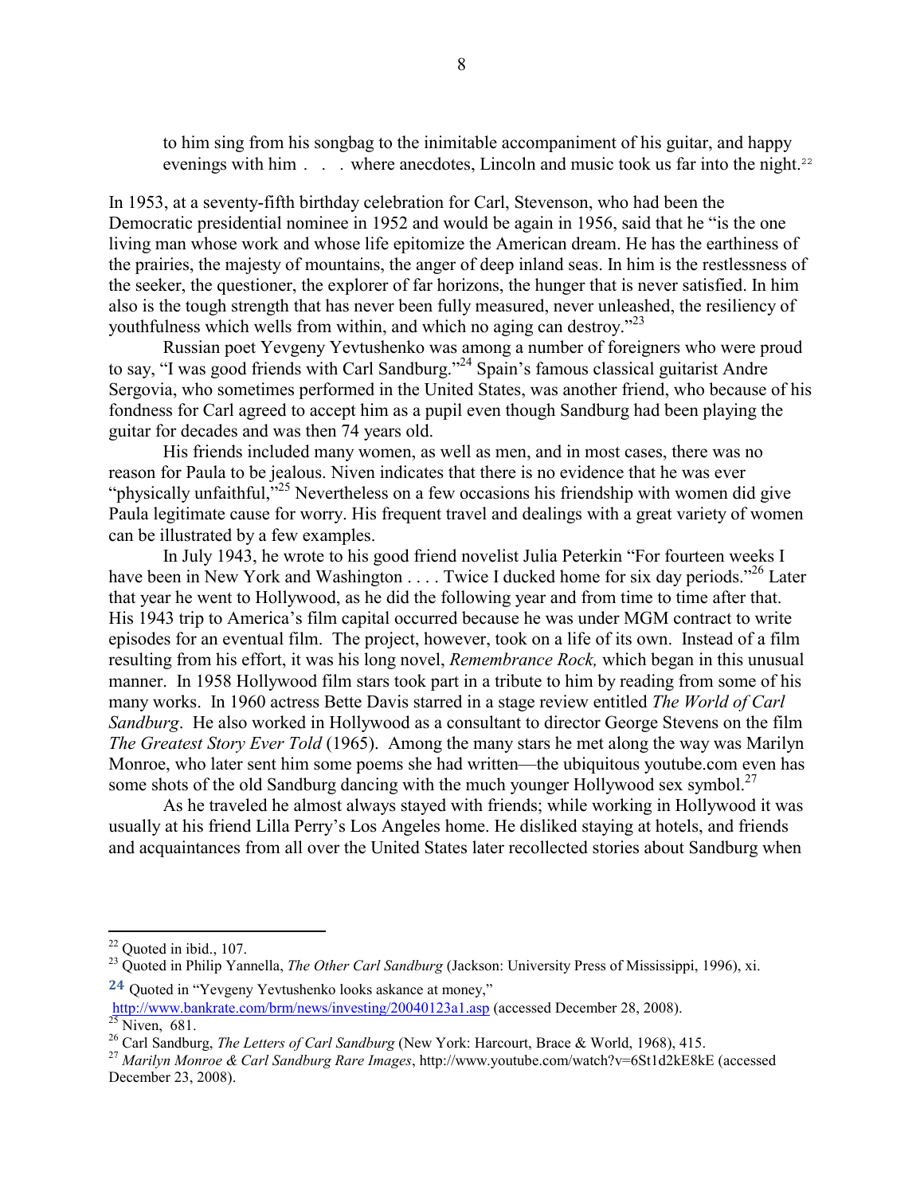> to him sing from his songbag to the inimitable accompaniment of his guitar, and happy evenings with him . . . where anecdotes, Lincoln and music took us far into the night.[22]

In 1953, at a seventy-fifth birthday celebration for Carl, Stevenson, who had been the Democratic presidential nominee in 1952 and would be again in 1956, said that he "is the one living man whose work and whose life epitomize the American dream. He has the earthiness of the prairies, the majesty of mountains, the anger of deep inland seas. In him is the restlessness of the seeker, the questioner, the explorer of far horizons, the hunger that is never satisfied. In him also is the tough strength that has never been fully measured, never unleashed, the resiliency of youthfulness which wells from within, and which no aging can destroy."[23]

Russian poet Yevgeny Yevtushenko was among a number of foreigners who were proud to say, "I was good friends with Carl Sandburg."[24] Spain's famous classical guitarist Andre Sergovia, who sometimes performed in the United States, was another friend, who because of his fondness for Carl agreed to accept him as a pupil even though Sandburg had been playing the guitar for decades and was then 74 years old.

His friends included many women, as well as men, and in most cases, there was no reason for Paula to be jealous. Niven indicates that there is no evidence that he was ever "physically unfaithful,"[25] Nevertheless on a few occasions his friendship with women did give Paula legitimate cause for worry. His frequent travel and dealings with a great variety of women can be illustrated by a few examples.

In July 1943, he wrote to his good friend novelist Julia Peterkin "For fourteen weeks I have been in New York and Washington . . . . Twice I ducked home for six day periods."[26] Later that year he went to Hollywood, as he did the following year and from time to time after that. His 1943 trip to America's film capital occurred because he was under MGM contract to write episodes for an eventual film. The project, however, took on a life of its own. Instead of a film resulting from his effort, it was his long novel, *Remembrance Rock,* which began in this unusual manner. In 1958 Hollywood film stars took part in a tribute to him by reading from some of his many works. In 1960 actress Bette Davis starred in a stage review entitled *The World of Carl Sandburg*. He also worked in Hollywood as a consultant to director George Stevens on the film *The Greatest Story Ever Told* (1965). Among the many stars he met along the way was Marilyn Monroe, who later sent him some poems she had written—the ubiquitous youtube.com even has some shots of the old Sandburg dancing with the much younger Hollywood sex symbol.[27]

As he traveled he almost always stayed with friends; while working in Hollywood it was usually at his friend Lilla Perry's Los Angeles home. He disliked staying at hotels, and friends and acquaintances from all over the United States later recollected stories about Sandburg when

---

[22] Quoted in ibid., 107.

[23] Quoted in Philip Yannella, *The Other Carl Sandburg* (Jackson: University Press of Mississippi, 1996), xi.

[24] Quoted in "Yevgeny Yevtushenko looks askance at money," http://www.bankrate.com/brm/news/investing/20040123a1.asp (accessed December 28, 2008).

[25] Niven, 681.

[26] Carl Sandburg, *The Letters of Carl Sandburg* (New York: Harcourt, Brace & World, 1968), 415.

[27] *Marilyn Monroe & Carl Sandburg Rare Images*, http://www.youtube.com/watch?v=6St1d2kE8kE (accessed December 23, 2008).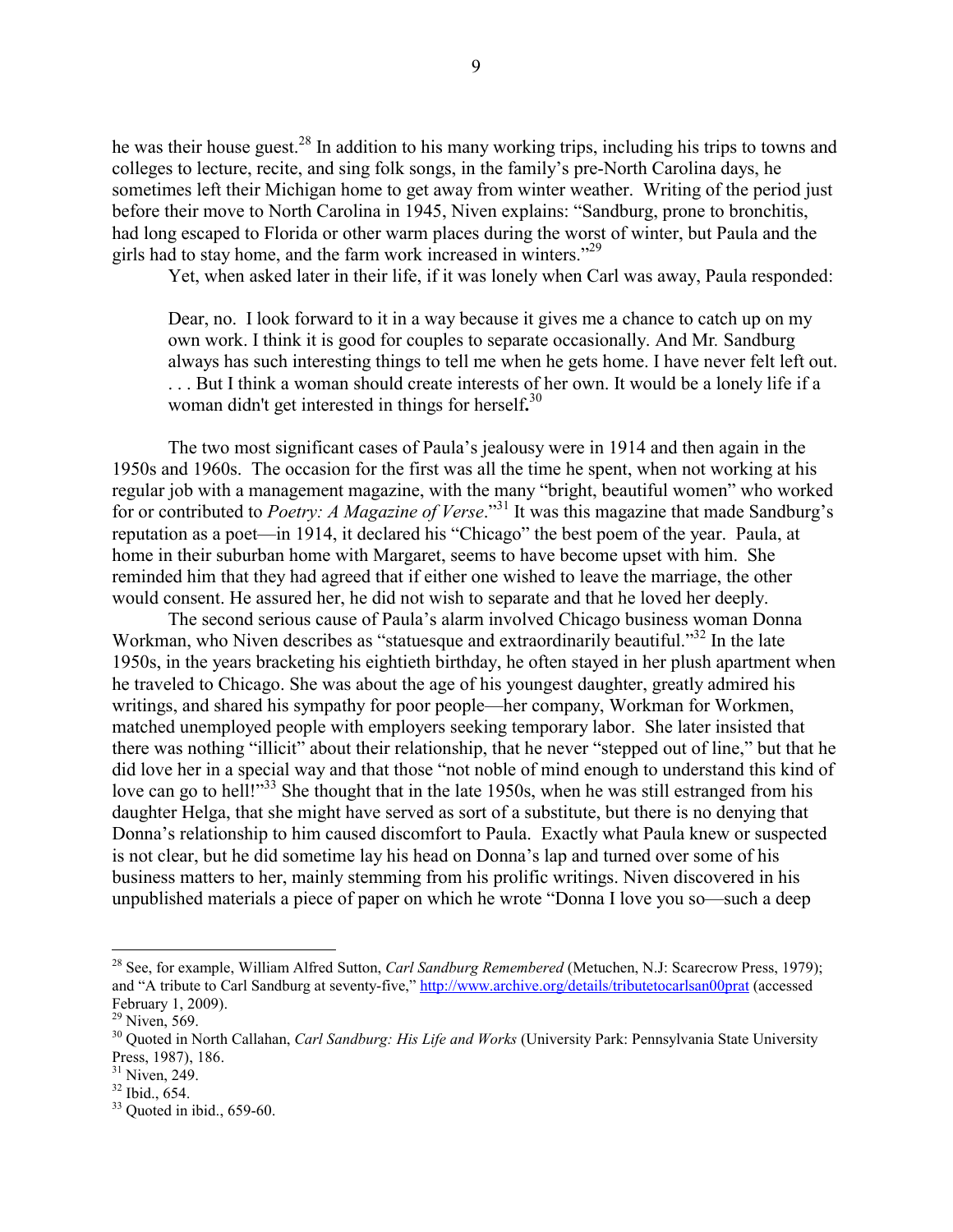he was their house guest.[28] In addition to his many working trips, including his trips to towns and colleges to lecture, recite, and sing folk songs, in the family's pre-North Carolina days, he sometimes left their Michigan home to get away from winter weather. Writing of the period just before their move to North Carolina in 1945, Niven explains: "Sandburg, prone to bronchitis, had long escaped to Florida or other warm places during the worst of winter, but Paula and the girls had to stay home, and the farm work increased in winters."[29]

Yet, when asked later in their life, if it was lonely when Carl was away, Paula responded:

> Dear, no. I look forward to it in a way because it gives me a chance to catch up on my own work. I think it is good for couples to separate occasionally. And Mr. Sandburg always has such interesting things to tell me when he gets home. I have never felt left out. . . . But I think a woman should create interests of her own. It would be a lonely life if a woman didn't get interested in things for herself**.**[30]

The two most significant cases of Paula's jealousy were in 1914 and then again in the 1950s and 1960s. The occasion for the first was all the time he spent, when not working at his regular job with a management magazine, with the many "bright, beautiful women" who worked for or contributed to *Poetry: A Magazine of Verse*."[31] It was this magazine that made Sandburg's reputation as a poet—in 1914, it declared his "Chicago" the best poem of the year. Paula, at home in their suburban home with Margaret, seems to have become upset with him. She reminded him that they had agreed that if either one wished to leave the marriage, the other would consent. He assured her, he did not wish to separate and that he loved her deeply.

The second serious cause of Paula's alarm involved Chicago business woman Donna Workman, who Niven describes as "statuesque and extraordinarily beautiful."[32] In the late 1950s, in the years bracketing his eightieth birthday, he often stayed in her plush apartment when he traveled to Chicago. She was about the age of his youngest daughter, greatly admired his writings, and shared his sympathy for poor people—her company, Workman for Workmen, matched unemployed people with employers seeking temporary labor. She later insisted that there was nothing "illicit" about their relationship, that he never "stepped out of line," but that he did love her in a special way and that those "not noble of mind enough to understand this kind of love can go to hell!"[33] She thought that in the late 1950s, when he was still estranged from his daughter Helga, that she might have served as sort of a substitute, but there is no denying that Donna's relationship to him caused discomfort to Paula. Exactly what Paula knew or suspected is not clear, but he did sometime lay his head on Donna's lap and turned over some of his business matters to her, mainly stemming from his prolific writings. Niven discovered in his unpublished materials a piece of paper on which he wrote "Donna I love you so—such a deep

---

[28] See, for example, William Alfred Sutton, *Carl Sandburg Remembered* (Metuchen, N.J: Scarecrow Press, 1979); and "A tribute to Carl Sandburg at seventy-five," http://www.archive.org/details/tributetocarlsan00prat (accessed February 1, 2009).

[29] Niven, 569.

[30] Quoted in North Callahan, *Carl Sandburg: His Life and Works* (University Park: Pennsylvania State University Press, 1987), 186.

[31] Niven, 249.

[32] Ibid., 654.

[33] Quoted in ibid., 659-60.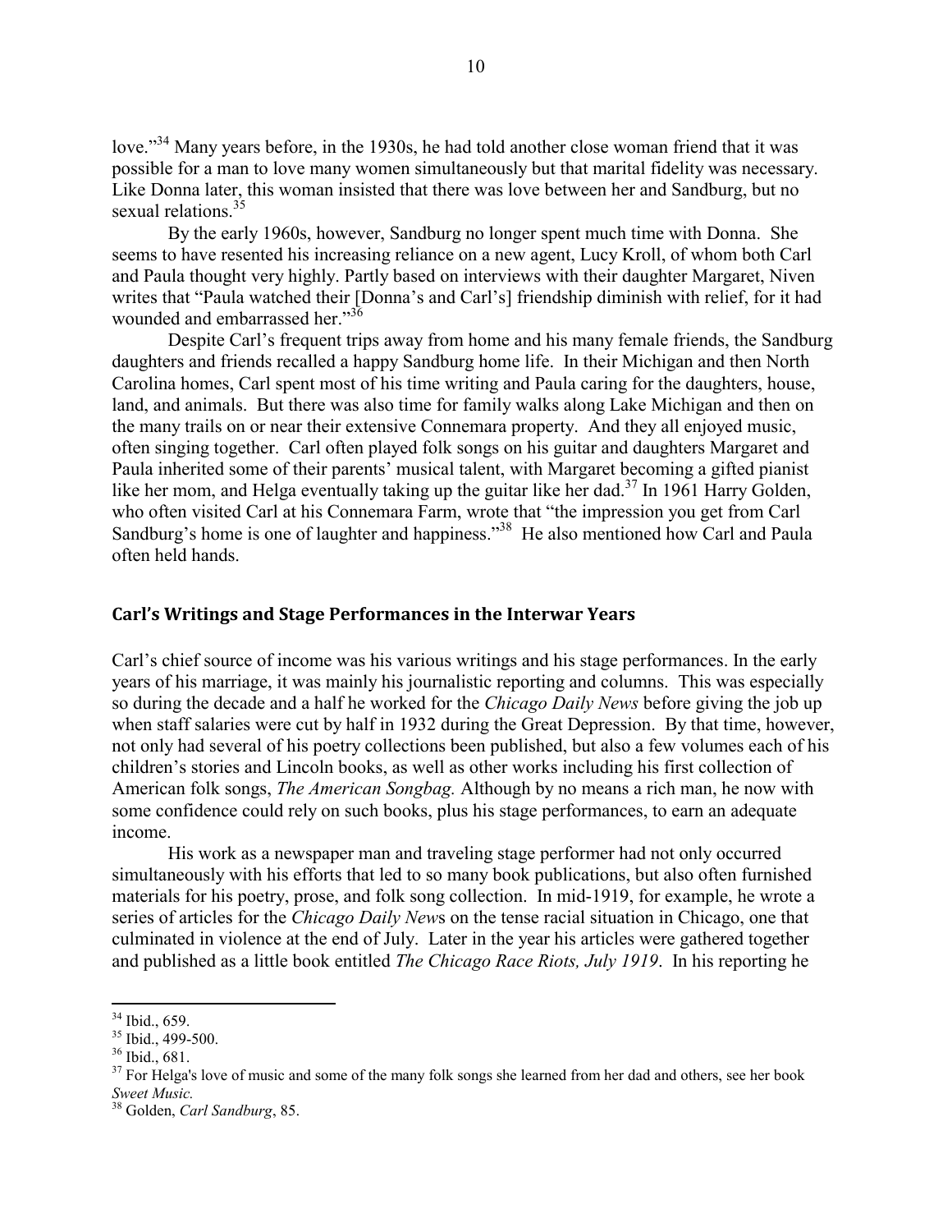love."[34] Many years before, in the 1930s, he had told another close woman friend that it was possible for a man to love many women simultaneously but that marital fidelity was necessary. Like Donna later, this woman insisted that there was love between her and Sandburg, but no sexual relations.[35]

By the early 1960s, however, Sandburg no longer spent much time with Donna. She seems to have resented his increasing reliance on a new agent, Lucy Kroll, of whom both Carl and Paula thought very highly. Partly based on interviews with their daughter Margaret, Niven writes that "Paula watched their [Donna's and Carl's] friendship diminish with relief, for it had wounded and embarrassed her."[36]

Despite Carl's frequent trips away from home and his many female friends, the Sandburg daughters and friends recalled a happy Sandburg home life. In their Michigan and then North Carolina homes, Carl spent most of his time writing and Paula caring for the daughters, house, land, and animals. But there was also time for family walks along Lake Michigan and then on the many trails on or near their extensive Connemara property. And they all enjoyed music, often singing together. Carl often played folk songs on his guitar and daughters Margaret and Paula inherited some of their parents' musical talent, with Margaret becoming a gifted pianist like her mom, and Helga eventually taking up the guitar like her dad.[37] In 1961 Harry Golden, who often visited Carl at his Connemara Farm, wrote that "the impression you get from Carl Sandburg's home is one of laughter and happiness."[38] He also mentioned how Carl and Paula often held hands.

## Carl's Writings and Stage Performances in the Interwar Years

Carl's chief source of income was his various writings and his stage performances. In the early years of his marriage, it was mainly his journalistic reporting and columns. This was especially so during the decade and a half he worked for the *Chicago Daily News* before giving the job up when staff salaries were cut by half in 1932 during the Great Depression. By that time, however, not only had several of his poetry collections been published, but also a few volumes each of his children's stories and Lincoln books, as well as other works including his first collection of American folk songs, *The American Songbag.* Although by no means a rich man, he now with some confidence could rely on such books, plus his stage performances, to earn an adequate income.

His work as a newspaper man and traveling stage performer had not only occurred simultaneously with his efforts that led to so many book publications, but also often furnished materials for his poetry, prose, and folk song collection. In mid-1919, for example, he wrote a series of articles for the *Chicago Daily News* on the tense racial situation in Chicago, one that culminated in violence at the end of July. Later in the year his articles were gathered together and published as a little book entitled *The Chicago Race Riots, July 1919*. In his reporting he

---

[34] Ibid., 659.

[35] Ibid., 499-500.

[36] Ibid., 681.

[37] For Helga's love of music and some of the many folk songs she learned from her dad and others, see her book *Sweet Music.*

[38] Golden, *Carl Sandburg*, 85.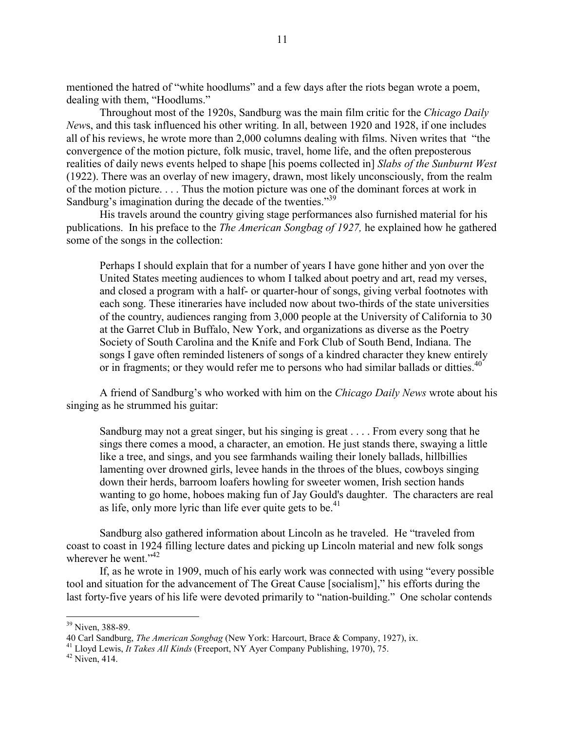mentioned the hatred of "white hoodlums" and a few days after the riots began wrote a poem, dealing with them, "Hoodlums."

Throughout most of the 1920s, Sandburg was the main film critic for the *Chicago Daily News*, and this task influenced his other writing. In all, between 1920 and 1928, if one includes all of his reviews, he wrote more than 2,000 columns dealing with films. Niven writes that "the convergence of the motion picture, folk music, travel, home life, and the often preposterous realities of daily news events helped to shape [his poems collected in] *Slabs of the Sunburnt West* (1922). There was an overlay of new imagery, drawn, most likely unconsciously, from the realm of the motion picture. . . . Thus the motion picture was one of the dominant forces at work in Sandburg's imagination during the decade of the twenties."[39]

His travels around the country giving stage performances also furnished material for his publications. In his preface to the *The American Songbag of 1927,* he explained how he gathered some of the songs in the collection:

> Perhaps I should explain that for a number of years I have gone hither and yon over the United States meeting audiences to whom I talked about poetry and art, read my verses, and closed a program with a half- or quarter-hour of songs, giving verbal footnotes with each song. These itineraries have included now about two-thirds of the state universities of the country, audiences ranging from 3,000 people at the University of California to 30 at the Garret Club in Buffalo, New York, and organizations as diverse as the Poetry Society of South Carolina and the Knife and Fork Club of South Bend, Indiana. The songs I gave often reminded listeners of songs of a kindred character they knew entirely or in fragments; or they would refer me to persons who had similar ballads or ditties.[40]

A friend of Sandburg's who worked with him on the *Chicago Daily News* wrote about his singing as he strummed his guitar:

> Sandburg may not a great singer, but his singing is great . . . . From every song that he sings there comes a mood, a character, an emotion. He just stands there, swaying a little like a tree, and sings, and you see farmhands wailing their lonely ballads, hillbillies lamenting over drowned girls, levee hands in the throes of the blues, cowboys singing down their herds, barroom loafers howling for sweeter women, Irish section hands wanting to go home, hoboes making fun of Jay Gould's daughter. The characters are real as life, only more lyric than life ever quite gets to be.[41]

Sandburg also gathered information about Lincoln as he traveled. He "traveled from coast to coast in 1924 filling lecture dates and picking up Lincoln material and new folk songs wherever he went."[42]

If, as he wrote in 1909, much of his early work was connected with using "every possible tool and situation for the advancement of The Great Cause [socialism]," his efforts during the last forty-five years of his life were devoted primarily to "nation-building." One scholar contends

---

[39] Niven, 388-89.

40 Carl Sandburg, *The American Songbag* (New York: Harcourt, Brace & Company, 1927), ix.

[41] Lloyd Lewis, *It Takes All Kinds* (Freeport, NY Ayer Company Publishing, 1970), 75.

[42] Niven, 414.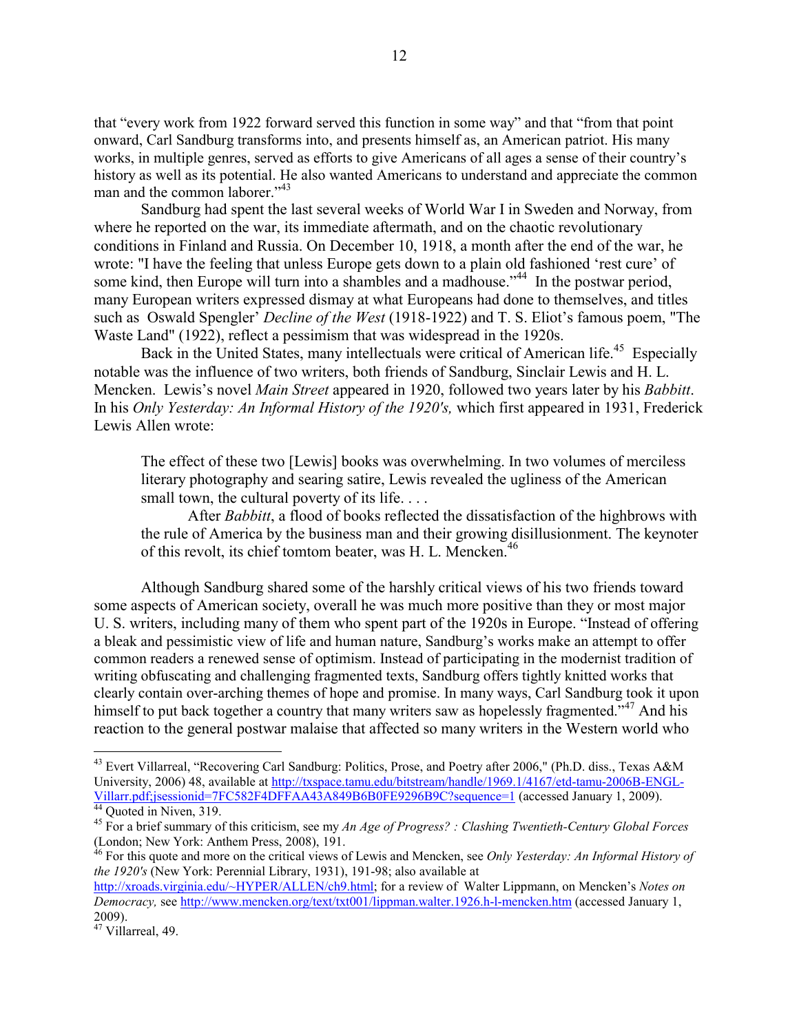that "every work from 1922 forward served this function in some way" and that "from that point onward, Carl Sandburg transforms into, and presents himself as, an American patriot. His many works, in multiple genres, served as efforts to give Americans of all ages a sense of their country's history as well as its potential. He also wanted Americans to understand and appreciate the common man and the common laborer."[43]

Sandburg had spent the last several weeks of World War I in Sweden and Norway, from where he reported on the war, its immediate aftermath, and on the chaotic revolutionary conditions in Finland and Russia. On December 10, 1918, a month after the end of the war, he wrote: "I have the feeling that unless Europe gets down to a plain old fashioned 'rest cure' of some kind, then Europe will turn into a shambles and a madhouse."[44] In the postwar period, many European writers expressed dismay at what Europeans had done to themselves, and titles such as Oswald Spengler' *Decline of the West* (1918-1922) and T. S. Eliot's famous poem, "The Waste Land" (1922), reflect a pessimism that was widespread in the 1920s.

Back in the United States, many intellectuals were critical of American life.[45] Especially notable was the influence of two writers, both friends of Sandburg, Sinclair Lewis and H. L. Mencken. Lewis's novel *Main Street* appeared in 1920, followed two years later by his *Babbitt*. In his *Only Yesterday: An Informal History of the 1920's,* which first appeared in 1931, Frederick Lewis Allen wrote:

> The effect of these two [Lewis] books was overwhelming. In two volumes of merciless literary photography and searing satire, Lewis revealed the ugliness of the American small town, the cultural poverty of its life. . . .
>
> After *Babbitt*, a flood of books reflected the dissatisfaction of the highbrows with the rule of America by the business man and their growing disillusionment. The keynoter of this revolt, its chief tomtom beater, was H. L. Mencken.[46]

Although Sandburg shared some of the harshly critical views of his two friends toward some aspects of American society, overall he was much more positive than they or most major U. S. writers, including many of them who spent part of the 1920s in Europe. "Instead of offering a bleak and pessimistic view of life and human nature, Sandburg's works make an attempt to offer common readers a renewed sense of optimism. Instead of participating in the modernist tradition of writing obfuscating and challenging fragmented texts, Sandburg offers tightly knitted works that clearly contain over-arching themes of hope and promise. In many ways, Carl Sandburg took it upon himself to put back together a country that many writers saw as hopelessly fragmented."[47] And his reaction to the general postwar malaise that affected so many writers in the Western world who

---

[43] Evert Villarreal, "Recovering Carl Sandburg: Politics, Prose, and Poetry after 2006," (Ph.D. diss., Texas A&M University, 2006) 48, available at http://txspace.tamu.edu/bitstream/handle/1969.1/4167/etd-tamu-2006B-ENGL-Villarr.pdf;jsessionid=7FC582F4DFFAA43A849B6B0FE9296B9C?sequence=1 (accessed January 1, 2009).

[44] Quoted in Niven, 319.

[45] For a brief summary of this criticism, see my *An Age of Progress? : Clashing Twentieth-Century Global Forces* (London; New York: Anthem Press, 2008), 191.

[46] For this quote and more on the critical views of Lewis and Mencken, see *Only Yesterday: An Informal History of the 1920's* (New York: Perennial Library, 1931), 191-98; also available at http://xroads.virginia.edu/~HYPER/ALLEN/ch9.html; for a review of Walter Lippmann, on Mencken's *Notes on Democracy,* see http://www.mencken.org/text/txt001/lippman.walter.1926.h-l-mencken.htm (accessed January 1, 2009).

[47] Villarreal, 49.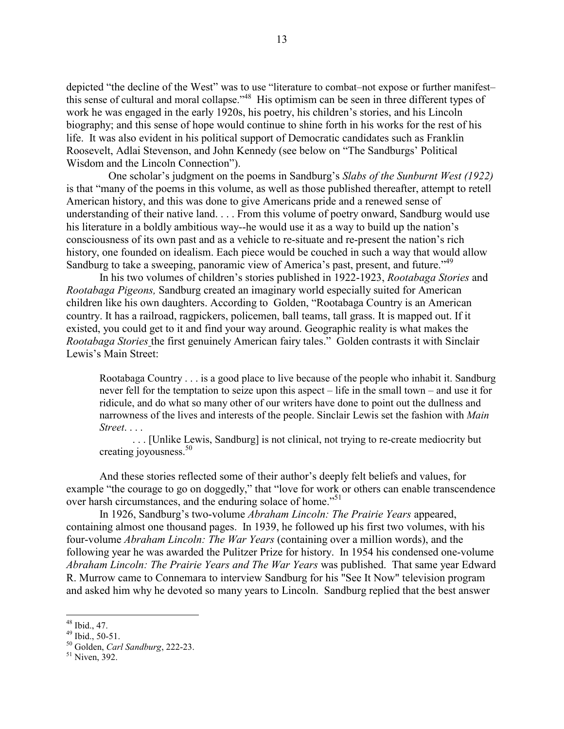depicted "the decline of the West" was to use "literature to combat–not expose or further manifest–this sense of cultural and moral collapse."[48] His optimism can be seen in three different types of work he was engaged in the early 1920s, his poetry, his children's stories, and his Lincoln biography; and this sense of hope would continue to shine forth in his works for the rest of his life. It was also evident in his political support of Democratic candidates such as Franklin Roosevelt, Adlai Stevenson, and John Kennedy (see below on "The Sandburgs' Political Wisdom and the Lincoln Connection").

One scholar's judgment on the poems in Sandburg's *Slabs of the Sunburnt West (1922)* is that "many of the poems in this volume, as well as those published thereafter, attempt to retell American history, and this was done to give Americans pride and a renewed sense of understanding of their native land. . . . From this volume of poetry onward, Sandburg would use his literature in a boldly ambitious way--he would use it as a way to build up the nation's consciousness of its own past and as a vehicle to re-situate and re-present the nation's rich history, one founded on idealism. Each piece would be couched in such a way that would allow Sandburg to take a sweeping, panoramic view of America's past, present, and future."[49]

In his two volumes of children's stories published in 1922-1923, *Rootabaga Stories* and *Rootabaga Pigeons,* Sandburg created an imaginary world especially suited for American children like his own daughters. According to Golden, "Rootabaga Country is an American country. It has a railroad, ragpickers, policemen, ball teams, tall grass. It is mapped out. If it existed, you could get to it and find your way around. Geographic reality is what makes the *Rootabaga Stories* the first genuinely American fairy tales." Golden contrasts it with Sinclair Lewis's Main Street:

> Rootabaga Country . . . is a good place to live because of the people who inhabit it. Sandburg never fell for the temptation to seize upon this aspect – life in the small town – and use it for ridicule, and do what so many other of our writers have done to point out the dullness and narrowness of the lives and interests of the people. Sinclair Lewis set the fashion with *Main Street*. . . .
>
> . . . [Unlike Lewis, Sandburg] is not clinical, not trying to re-create mediocrity but creating joyousness.[50]

And these stories reflected some of their author's deeply felt beliefs and values, for example "the courage to go on doggedly," that "love for work or others can enable transcendence over harsh circumstances, and the enduring solace of home."[51]

In 1926, Sandburg's two-volume *Abraham Lincoln: The Prairie Years* appeared, containing almost one thousand pages. In 1939, he followed up his first two volumes, with his four-volume *Abraham Lincoln: The War Years* (containing over a million words), and the following year he was awarded the Pulitzer Prize for history. In 1954 his condensed one-volume *Abraham Lincoln: The Prairie Years and The War Years* was published. That same year Edward R. Murrow came to Connemara to interview Sandburg for his "See It Now" television program and asked him why he devoted so many years to Lincoln. Sandburg replied that the best answer

---

[48] Ibid., 47.

[49] Ibid., 50-51.

[50] Golden, *Carl Sandburg*, 222-23.

[51] Niven, 392.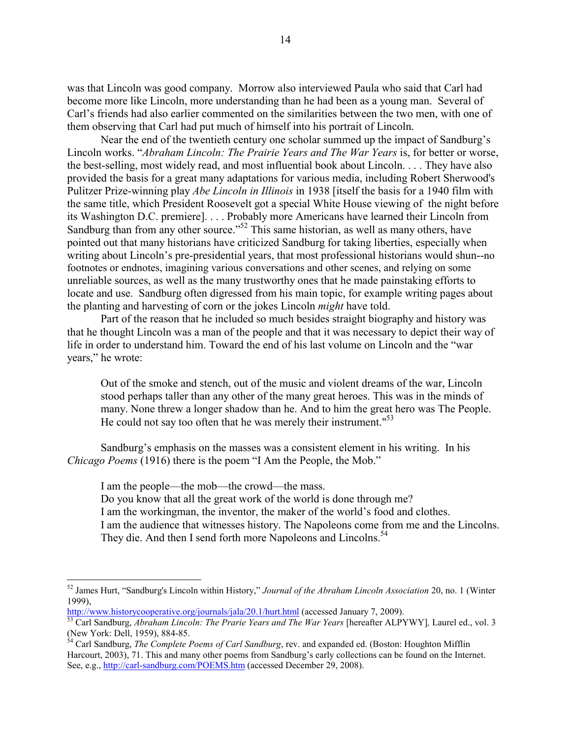was that Lincoln was good company. Morrow also interviewed Paula who said that Carl had become more like Lincoln, more understanding than he had been as a young man. Several of Carl's friends had also earlier commented on the similarities between the two men, with one of them observing that Carl had put much of himself into his portrait of Lincoln.

Near the end of the twentieth century one scholar summed up the impact of Sandburg's Lincoln works. "*Abraham Lincoln: The Prairie Years and The War Years* is, for better or worse, the best-selling, most widely read, and most influential book about Lincoln. . . . They have also provided the basis for a great many adaptations for various media, including Robert Sherwood's Pulitzer Prize-winning play *Abe Lincoln in Illinois* in 1938 [itself the basis for a 1940 film with the same title, which President Roosevelt got a special White House viewing of the night before its Washington D.C. premiere]. . . . Probably more Americans have learned their Lincoln from Sandburg than from any other source."[52] This same historian, as well as many others, have pointed out that many historians have criticized Sandburg for taking liberties, especially when writing about Lincoln's pre-presidential years, that most professional historians would shun--no footnotes or endnotes, imagining various conversations and other scenes, and relying on some unreliable sources, as well as the many trustworthy ones that he made painstaking efforts to locate and use. Sandburg often digressed from his main topic, for example writing pages about the planting and harvesting of corn or the jokes Lincoln *might* have told.

Part of the reason that he included so much besides straight biography and history was that he thought Lincoln was a man of the people and that it was necessary to depict their way of life in order to understand him. Toward the end of his last volume on Lincoln and the "war years," he wrote:

> Out of the smoke and stench, out of the music and violent dreams of the war, Lincoln stood perhaps taller than any other of the many great heroes. This was in the minds of many. None threw a longer shadow than he. And to him the great hero was The People. He could not say too often that he was merely their instrument."[53]

Sandburg's emphasis on the masses was a consistent element in his writing. In his *Chicago Poems* (1916) there is the poem "I Am the People, the Mob."

> I am the people—the mob—the crowd—the mass.
> Do you know that all the great work of the world is done through me?
> I am the workingman, the inventor, the maker of the world's food and clothes.
> I am the audience that witnesses history. The Napoleons come from me and the Lincolns. They die. And then I send forth more Napoleons and Lincolns.[54]

---

[52] James Hurt, "Sandburg's Lincoln within History," *Journal of the Abraham Lincoln Association* 20, no. 1 (Winter 1999), http://www.historycooperative.org/journals/jala/20.1/hurt.html (accessed January 7, 2009).

[53] Carl Sandburg, *Abraham Lincoln: The Prarie Years and The War Years* [hereafter ALPYWY], Laurel ed., vol. 3 (New York: Dell, 1959), 884-85.

[54] Carl Sandburg, *The Complete Poems of Carl Sandburg*, rev. and expanded ed. (Boston: Houghton Mifflin Harcourt, 2003), 71. This and many other poems from Sandburg's early collections can be found on the Internet. See, e.g., http://carl-sandburg.com/POEMS.htm (accessed December 29, 2008).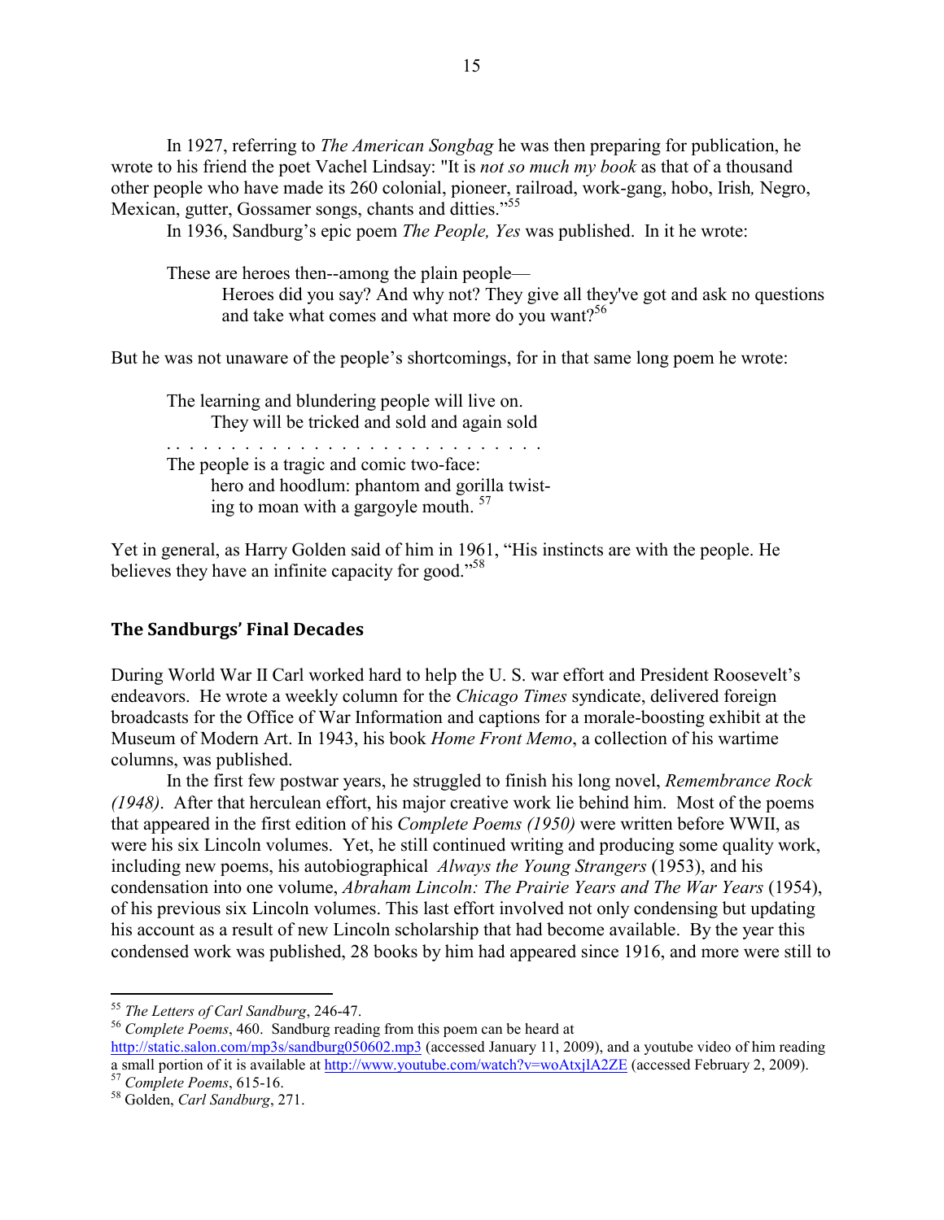In 1927, referring to *The American Songbag* he was then preparing for publication, he wrote to his friend the poet Vachel Lindsay: "It is *not so much my book* as that of a thousand other people who have made its 260 colonial, pioneer, railroad, work-gang, hobo, Irish*,* Negro, Mexican, gutter, Gossamer songs, chants and ditties."[55]

In 1936, Sandburg's epic poem *The People, Yes* was published. In it he wrote:

> These are heroes then--among the plain people—
> Heroes did you say? And why not? They give all they've got and ask no questions and take what comes and what more do you want?[56]

But he was not unaware of the people's shortcomings, for in that same long poem he wrote:

> The learning and blundering people will live on.
> They will be tricked and sold and again sold
> . . . . . . . . . . . . . . . . . . . . . . . . . .
> The people is a tragic and comic two-face:
> hero and hoodlum: phantom and gorilla twist-
> ing to moan with a gargoyle mouth. [57]

Yet in general, as Harry Golden said of him in 1961, "His instincts are with the people. He believes they have an infinite capacity for good."[58]

## The Sandburgs' Final Decades

During World War II Carl worked hard to help the U. S. war effort and President Roosevelt's endeavors. He wrote a weekly column for the *Chicago Times* syndicate, delivered foreign broadcasts for the Office of War Information and captions for a morale-boosting exhibit at the Museum of Modern Art. In 1943, his book *Home Front Memo*, a collection of his wartime columns, was published.

In the first few postwar years, he struggled to finish his long novel, *Remembrance Rock (1948)*. After that herculean effort, his major creative work lie behind him. Most of the poems that appeared in the first edition of his *Complete Poems (1950)* were written before WWII, as were his six Lincoln volumes. Yet, he still continued writing and producing some quality work, including new poems, his autobiographical *Always the Young Strangers* (1953), and his condensation into one volume, *Abraham Lincoln: The Prairie Years and The War Years* (1954), of his previous six Lincoln volumes. This last effort involved not only condensing but updating his account as a result of new Lincoln scholarship that had become available. By the year this condensed work was published, 28 books by him had appeared since 1916, and more were still to

---

[55] *The Letters of Carl Sandburg*, 246-47.

[56] *Complete Poems*, 460. Sandburg reading from this poem can be heard at http://static.salon.com/mp3s/sandburg050602.mp3 (accessed January 11, 2009), and a youtube video of him reading a small portion of it is available at http://www.youtube.com/watch?v=woAtxjlA2ZE (accessed February 2, 2009).

[57] *Complete Poems*, 615-16.

[58] Golden, *Carl Sandburg*, 271.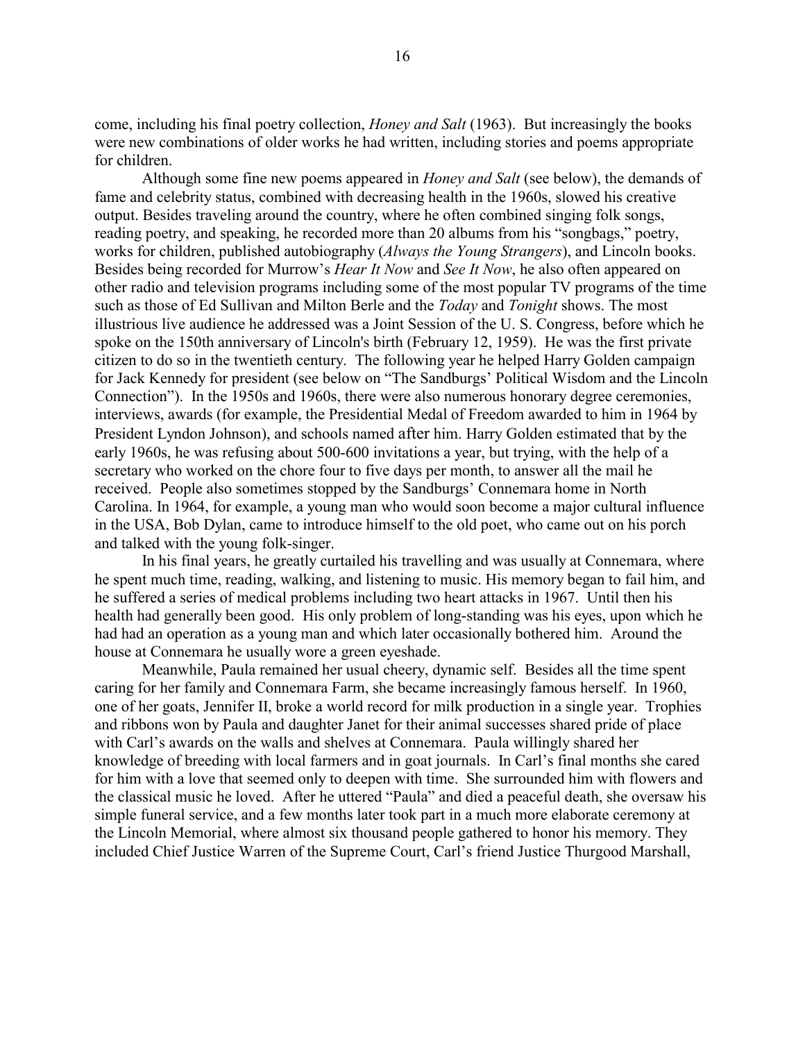come, including his final poetry collection, *Honey and Salt* (1963). But increasingly the books were new combinations of older works he had written, including stories and poems appropriate for children.

Although some fine new poems appeared in *Honey and Salt* (see below), the demands of fame and celebrity status, combined with decreasing health in the 1960s, slowed his creative output. Besides traveling around the country, where he often combined singing folk songs, reading poetry, and speaking, he recorded more than 20 albums from his "songbags," poetry, works for children, published autobiography (*Always the Young Strangers*), and Lincoln books. Besides being recorded for Murrow's *Hear It Now* and *See It Now*, he also often appeared on other radio and television programs including some of the most popular TV programs of the time such as those of Ed Sullivan and Milton Berle and the *Today* and *Tonight* shows. The most illustrious live audience he addressed was a Joint Session of the U. S. Congress, before which he spoke on the 150th anniversary of Lincoln's birth (February 12, 1959). He was the first private citizen to do so in the twentieth century. The following year he helped Harry Golden campaign for Jack Kennedy for president (see below on "The Sandburgs' Political Wisdom and the Lincoln Connection"). In the 1950s and 1960s, there were also numerous honorary degree ceremonies, interviews, awards (for example, the Presidential Medal of Freedom awarded to him in 1964 by President Lyndon Johnson), and schools named after him. Harry Golden estimated that by the early 1960s, he was refusing about 500-600 invitations a year, but trying, with the help of a secretary who worked on the chore four to five days per month, to answer all the mail he received. People also sometimes stopped by the Sandburgs' Connemara home in North Carolina. In 1964, for example, a young man who would soon become a major cultural influence in the USA, Bob Dylan, came to introduce himself to the old poet, who came out on his porch and talked with the young folk-singer.

In his final years, he greatly curtailed his travelling and was usually at Connemara, where he spent much time, reading, walking, and listening to music. His memory began to fail him, and he suffered a series of medical problems including two heart attacks in 1967. Until then his health had generally been good. His only problem of long-standing was his eyes, upon which he had had an operation as a young man and which later occasionally bothered him. Around the house at Connemara he usually wore a green eyeshade.

Meanwhile, Paula remained her usual cheery, dynamic self. Besides all the time spent caring for her family and Connemara Farm, she became increasingly famous herself. In 1960, one of her goats, Jennifer II, broke a world record for milk production in a single year. Trophies and ribbons won by Paula and daughter Janet for their animal successes shared pride of place with Carl's awards on the walls and shelves at Connemara. Paula willingly shared her knowledge of breeding with local farmers and in goat journals. In Carl's final months she cared for him with a love that seemed only to deepen with time. She surrounded him with flowers and the classical music he loved. After he uttered "Paula" and died a peaceful death, she oversaw his simple funeral service, and a few months later took part in a much more elaborate ceremony at the Lincoln Memorial, where almost six thousand people gathered to honor his memory. They included Chief Justice Warren of the Supreme Court, Carl's friend Justice Thurgood Marshall,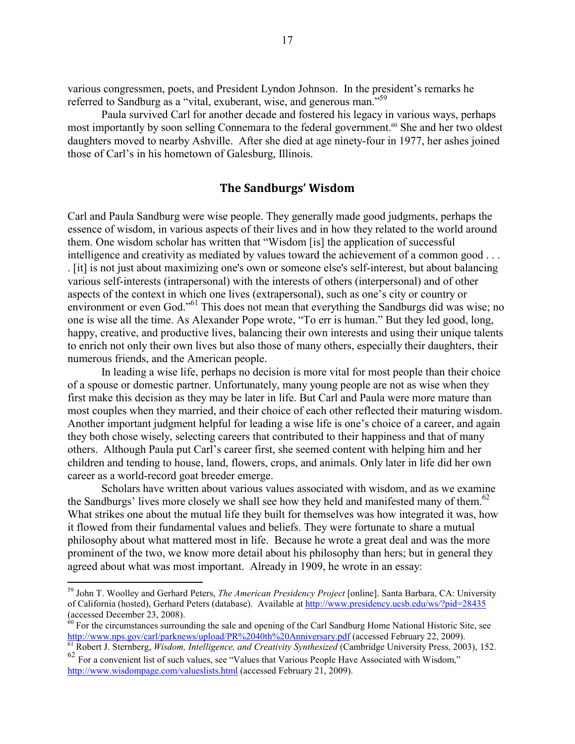various congressmen, poets, and President Lyndon Johnson. In the president's remarks he referred to Sandburg as a "vital, exuberant, wise, and generous man."[59]

Paula survived Carl for another decade and fostered his legacy in various ways, perhaps most importantly by soon selling Connemara to the federal government.[60] She and her two oldest daughters moved to nearby Ashville. After she died at age ninety-four in 1977, her ashes joined those of Carl's in his hometown of Galesburg, Illinois.

## The Sandburgs' Wisdom

Carl and Paula Sandburg were wise people. They generally made good judgments, perhaps the essence of wisdom, in various aspects of their lives and in how they related to the world around them. One wisdom scholar has written that "Wisdom [is] the application of successful intelligence and creativity as mediated by values toward the achievement of a common good . . . . [it] is not just about maximizing one's own or someone else's self-interest, but about balancing various self-interests (intrapersonal) with the interests of others (interpersonal) and of other aspects of the context in which one lives (extrapersonal), such as one's city or country or environment or even God."[61] This does not mean that everything the Sandburgs did was wise; no one is wise all the time. As Alexander Pope wrote, "To err is human." But they led good, long, happy, creative, and productive lives, balancing their own interests and using their unique talents to enrich not only their own lives but also those of many others, especially their daughters, their numerous friends, and the American people.

In leading a wise life, perhaps no decision is more vital for most people than their choice of a spouse or domestic partner. Unfortunately, many young people are not as wise when they first make this decision as they may be later in life. But Carl and Paula were more mature than most couples when they married, and their choice of each other reflected their maturing wisdom. Another important judgment helpful for leading a wise life is one's choice of a career, and again they both chose wisely, selecting careers that contributed to their happiness and that of many others. Although Paula put Carl's career first, she seemed content with helping him and her children and tending to house, land, flowers, crops, and animals. Only later in life did her own career as a world-record goat breeder emerge.

Scholars have written about various values associated with wisdom, and as we examine the Sandburgs' lives more closely we shall see how they held and manifested many of them.[62] What strikes one about the mutual life they built for themselves was how integrated it was, how it flowed from their fundamental values and beliefs. They were fortunate to share a mutual philosophy about what mattered most in life. Because he wrote a great deal and was the more prominent of the two, we know more detail about his philosophy than hers; but in general they agreed about what was most important. Already in 1909, he wrote in an essay:

---

[59] John T. Woolley and Gerhard Peters, *The American Presidency Project* [online]. Santa Barbara, CA: University of California (hosted), Gerhard Peters (database). Available at http://www.presidency.ucsb.edu/ws/?pid=28435 (accessed December 23, 2008).

[60] For the circumstances surrounding the sale and opening of the Carl Sandburg Home National Historic Site, see http://www.nps.gov/carl/parknews/upload/PR%2040th%20Anniversary.pdf (accessed February 22, 2009).

[61] Robert J. Sternberg, *Wisdom, Intelligence, and Creativity Synthesized* (Cambridge University Press, 2003), 152.

[62] For a convenient list of such values, see "Values that Various People Have Associated with Wisdom," http://www.wisdompage.com/valueslists.html (accessed February 21, 2009).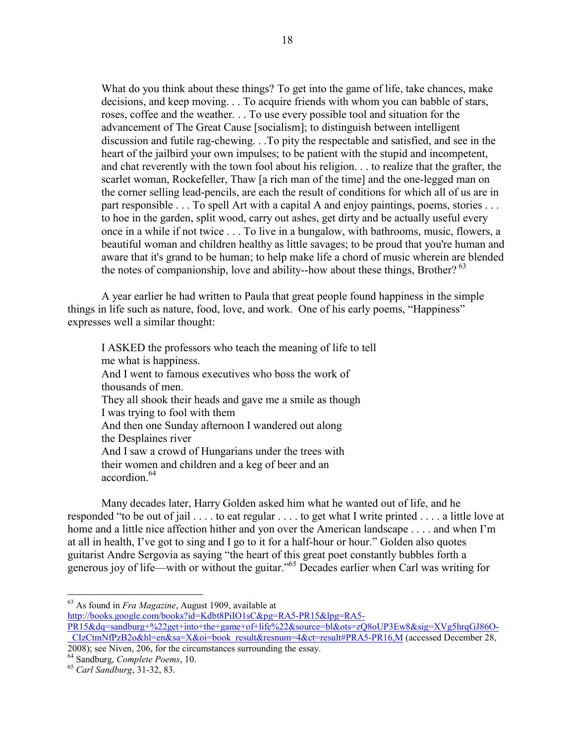> What do you think about these things? To get into the game of life, take chances, make decisions, and keep moving. . . To acquire friends with whom you can babble of stars, roses, coffee and the weather. . . To use every possible tool and situation for the advancement of The Great Cause [socialism]; to distinguish between intelligent discussion and futile rag-chewing. . .To pity the respectable and satisfied, and see in the heart of the jailbird your own impulses; to be patient with the stupid and incompetent, and chat reverently with the town fool about his religion. . . to realize that the grafter, the scarlet woman, Rockefeller, Thaw [a rich man of the time] and the one-legged man on the corner selling lead-pencils, are each the result of conditions for which all of us are in part responsible . . . To spell Art with a capital A and enjoy paintings, poems, stories . . . to hoe in the garden, split wood, carry out ashes, get dirty and be actually useful every once in a while if not twice . . . To live in a bungalow, with bathrooms, music, flowers, a beautiful woman and children healthy as little savages; to be proud that you're human and aware that it's grand to be human; to help make life a chord of music wherein are blended the notes of companionship, love and ability--how about these things, Brother? [63]

A year earlier he had written to Paula that great people found happiness in the simple things in life such as nature, food, love, and work. One of his early poems, "Happiness" expresses well a similar thought:

> I ASKED the professors who teach the meaning of life to tell
> me what is happiness.
> And I went to famous executives who boss the work of
> thousands of men.
> They all shook their heads and gave me a smile as though
> I was trying to fool with them
> And then one Sunday afternoon I wandered out along
> the Desplaines river
> And I saw a crowd of Hungarians under the trees with
> their women and children and a keg of beer and an
> accordion.[64]

Many decades later, Harry Golden asked him what he wanted out of life, and he responded "to be out of jail . . . . to eat regular . . . . to get what I write printed . . . . a little love at home and a little nice affection hither and yon over the American landscape . . . . and when I'm at all in health, I've got to sing and I go to it for a half-hour or hour." Golden also quotes guitarist Andre Sergovia as saying "the heart of this great poet constantly bubbles forth a generous joy of life—with or without the guitar."[65] Decades earlier when Carl was writing for

---

[63] As found in *Fra Magazine*, August 1909, available at http://books.google.com/books?id=Kdbt8PiIO1sC&pg=RA5-PR15&lpg=RA5-PR15&dq=sandburg+%22get+into+the+game+of+life%22&source=bl&ots=zQ8oUP3Ew8&sig=XVg5hrqGJ86O-_CIzCtmNfPzB2o&hl=en&sa=X&oi=book_result&resnum=4&ct=result#PRA5-PR16,M (accessed December 28, 2008); see Niven, 206, for the circumstances surrounding the essay.

[64] Sandburg, *Complete Poems*, 10.

[65] *Carl Sandburg*, 31-32, 83.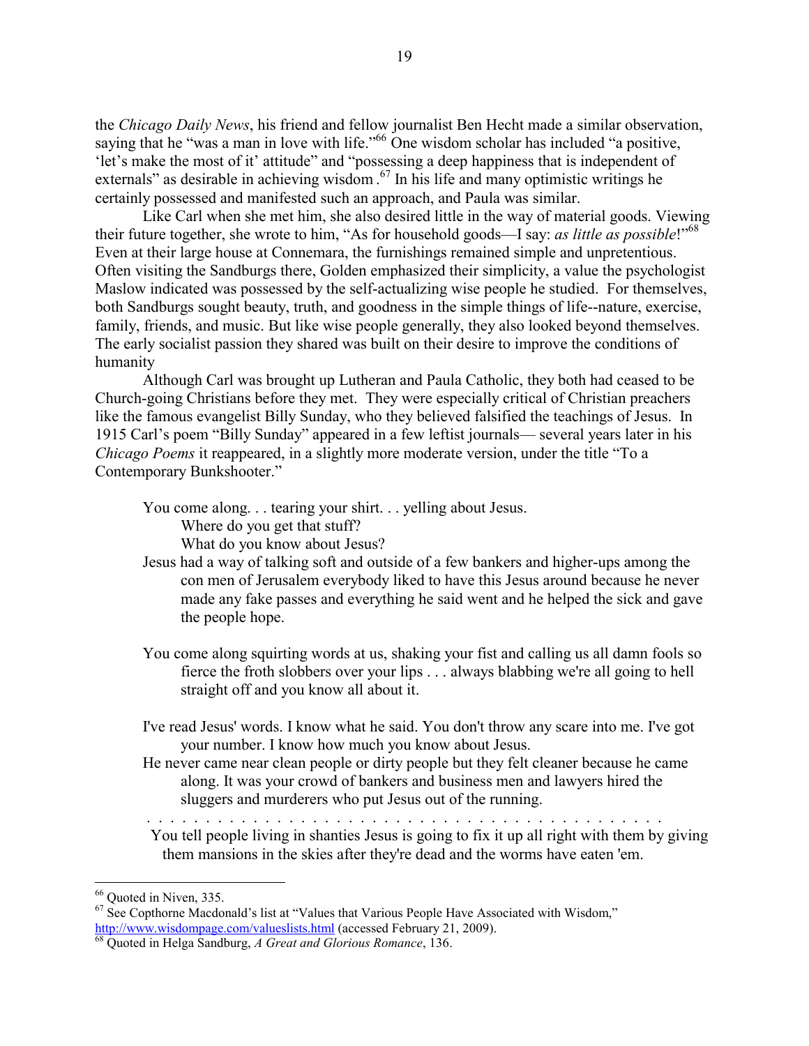the *Chicago Daily News*, his friend and fellow journalist Ben Hecht made a similar observation, saying that he "was a man in love with life."[66] One wisdom scholar has included "a positive, 'let's make the most of it' attitude" and "possessing a deep happiness that is independent of externals" as desirable in achieving wisdom.[67] In his life and many optimistic writings he certainly possessed and manifested such an approach, and Paula was similar.

Like Carl when she met him, she also desired little in the way of material goods. Viewing their future together, she wrote to him, "As for household goods—I say: *as little as possible*!"[68] Even at their large house at Connemara, the furnishings remained simple and unpretentious. Often visiting the Sandburgs there, Golden emphasized their simplicity, a value the psychologist Maslow indicated was possessed by the self-actualizing wise people he studied. For themselves, both Sandburgs sought beauty, truth, and goodness in the simple things of life--nature, exercise, family, friends, and music. But like wise people generally, they also looked beyond themselves. The early socialist passion they shared was built on their desire to improve the conditions of humanity

Although Carl was brought up Lutheran and Paula Catholic, they both had ceased to be Church-going Christians before they met. They were especially critical of Christian preachers like the famous evangelist Billy Sunday, who they believed falsified the teachings of Jesus. In 1915 Carl's poem "Billy Sunday" appeared in a few leftist journals— several years later in his *Chicago Poems* it reappeared, in a slightly more moderate version, under the title "To a Contemporary Bunkshooter."

> You come along. . . tearing your shirt. . . yelling about Jesus.
> Where do you get that stuff?
> What do you know about Jesus?
> Jesus had a way of talking soft and outside of a few bankers and higher-ups among the con men of Jerusalem everybody liked to have this Jesus around because he never made any fake passes and everything he said went and he helped the sick and gave the people hope.
>
> You come along squirting words at us, shaking your fist and calling us all damn fools so fierce the froth slobbers over your lips . . . always blabbing we're all going to hell straight off and you know all about it.
>
> I've read Jesus' words. I know what he said. You don't throw any scare into me. I've got your number. I know how much you know about Jesus.
> He never came near clean people or dirty people but they felt cleaner because he came along. It was your crowd of bankers and business men and lawyers hired the sluggers and murderers who put Jesus out of the running.
>
> . . . . . . . . . . . . . . . . . . . . . . . . . . . . . . . . . . . . . . . . . . . . .
>
> You tell people living in shanties Jesus is going to fix it up all right with them by giving them mansions in the skies after they're dead and the worms have eaten 'em.

---

[66] Quoted in Niven, 335.

[67] See Copthorne Macdonald's list at "Values that Various People Have Associated with Wisdom," http://www.wisdompage.com/valueslists.html (accessed February 21, 2009).

[68] Quoted in Helga Sandburg, *A Great and Glorious Romance*, 136.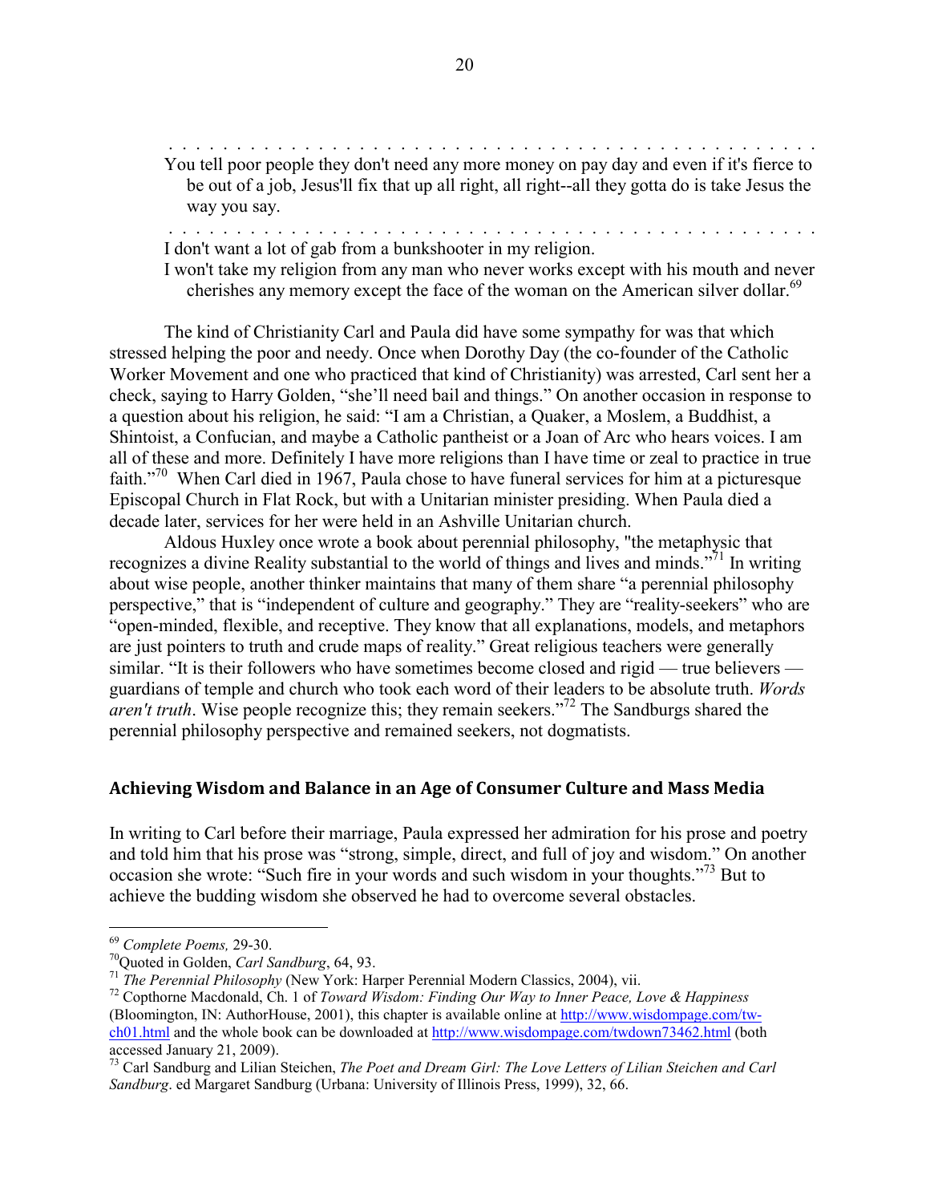. . . . . . . . . . . . . . . . . . . . . . . . . . . . . . . . . . . . . . . . . . . . . . . .

You tell poor people they don't need any more money on pay day and even if it's fierce to be out of a job, Jesus'll fix that up all right, all right--all they gotta do is take Jesus the way you say.

. . . . . . . . . . . . . . . . . . . . . . . . . . . . . . . . . . . . . . . . . . . . . . . .

I don't want a lot of gab from a bunkshooter in my religion.

I won't take my religion from any man who never works except with his mouth and never cherishes any memory except the face of the woman on the American silver dollar.[69]

The kind of Christianity Carl and Paula did have some sympathy for was that which stressed helping the poor and needy. Once when Dorothy Day (the co-founder of the Catholic Worker Movement and one who practiced that kind of Christianity) was arrested, Carl sent her a check, saying to Harry Golden, "she'll need bail and things." On another occasion in response to a question about his religion, he said: "I am a Christian, a Quaker, a Moslem, a Buddhist, a Shintoist, a Confucian, and maybe a Catholic pantheist or a Joan of Arc who hears voices. I am all of these and more. Definitely I have more religions than I have time or zeal to practice in true faith."[70] When Carl died in 1967, Paula chose to have funeral services for him at a picturesque Episcopal Church in Flat Rock, but with a Unitarian minister presiding. When Paula died a decade later, services for her were held in an Ashville Unitarian church.

Aldous Huxley once wrote a book about perennial philosophy, "the metaphysic that recognizes a divine Reality substantial to the world of things and lives and minds."[71] In writing about wise people, another thinker maintains that many of them share "a perennial philosophy perspective," that is "independent of culture and geography." They are "reality-seekers" who are "open-minded, flexible, and receptive. They know that all explanations, models, and metaphors are just pointers to truth and crude maps of reality." Great religious teachers were generally similar. "It is their followers who have sometimes become closed and rigid — true believers — guardians of temple and church who took each word of their leaders to be absolute truth. *Words aren't truth*. Wise people recognize this; they remain seekers."[72] The Sandburgs shared the perennial philosophy perspective and remained seekers, not dogmatists.

## Achieving Wisdom and Balance in an Age of Consumer Culture and Mass Media

In writing to Carl before their marriage, Paula expressed her admiration for his prose and poetry and told him that his prose was "strong, simple, direct, and full of joy and wisdom." On another occasion she wrote: "Such fire in your words and such wisdom in your thoughts."[73] But to achieve the budding wisdom she observed he had to overcome several obstacles.

---

[69] *Complete Poems,* 29-30.

[70] Quoted in Golden, *Carl Sandburg*, 64, 93.

[71] *The Perennial Philosophy* (New York: Harper Perennial Modern Classics, 2004), vii.

[72] Copthorne Macdonald, Ch. 1 of *Toward Wisdom: Finding Our Way to Inner Peace, Love & Happiness* (Bloomington, IN: AuthorHouse, 2001), this chapter is available online at http://www.wisdompage.com/tw-ch01.html and the whole book can be downloaded at http://www.wisdompage.com/twdown73462.html (both accessed January 21, 2009).

[73] Carl Sandburg and Lilian Steichen, *The Poet and Dream Girl: The Love Letters of Lilian Steichen and Carl Sandburg*. ed Margaret Sandburg (Urbana: University of Illinois Press, 1999), 32, 66.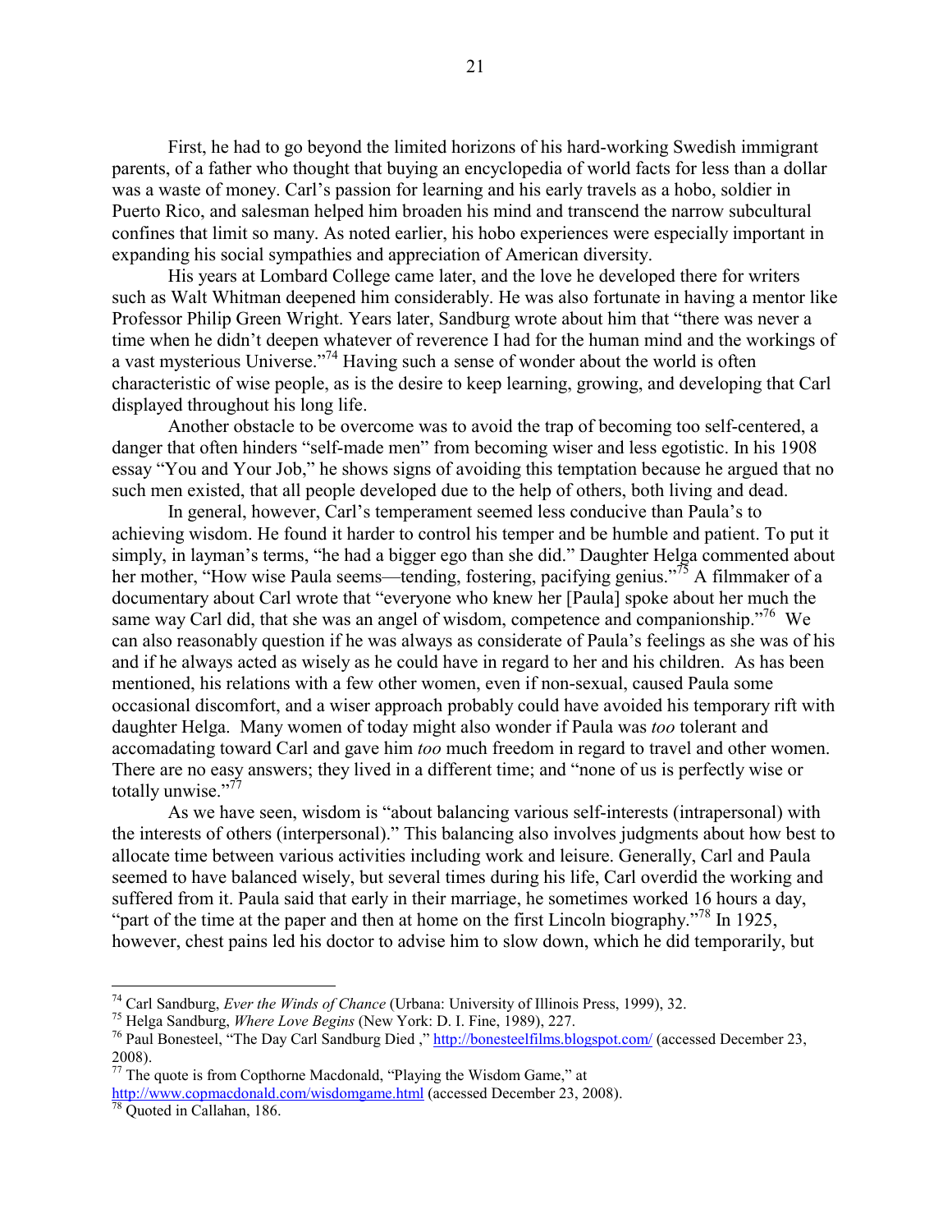First, he had to go beyond the limited horizons of his hard-working Swedish immigrant parents, of a father who thought that buying an encyclopedia of world facts for less than a dollar was a waste of money. Carl's passion for learning and his early travels as a hobo, soldier in Puerto Rico, and salesman helped him broaden his mind and transcend the narrow subcultural confines that limit so many. As noted earlier, his hobo experiences were especially important in expanding his social sympathies and appreciation of American diversity.

His years at Lombard College came later, and the love he developed there for writers such as Walt Whitman deepened him considerably. He was also fortunate in having a mentor like Professor Philip Green Wright. Years later, Sandburg wrote about him that "there was never a time when he didn't deepen whatever of reverence I had for the human mind and the workings of a vast mysterious Universe."[74] Having such a sense of wonder about the world is often characteristic of wise people, as is the desire to keep learning, growing, and developing that Carl displayed throughout his long life.

Another obstacle to be overcome was to avoid the trap of becoming too self-centered, a danger that often hinders "self-made men" from becoming wiser and less egotistic. In his 1908 essay "You and Your Job," he shows signs of avoiding this temptation because he argued that no such men existed, that all people developed due to the help of others, both living and dead.

In general, however, Carl's temperament seemed less conducive than Paula's to achieving wisdom. He found it harder to control his temper and be humble and patient. To put it simply, in layman's terms, "he had a bigger ego than she did." Daughter Helga commented about her mother, "How wise Paula seems—tending, fostering, pacifying genius."[75] A filmmaker of a documentary about Carl wrote that "everyone who knew her [Paula] spoke about her much the same way Carl did, that she was an angel of wisdom, competence and companionship."[76] We can also reasonably question if he was always as considerate of Paula's feelings as she was of his and if he always acted as wisely as he could have in regard to her and his children. As has been mentioned, his relations with a few other women, even if non-sexual, caused Paula some occasional discomfort, and a wiser approach probably could have avoided his temporary rift with daughter Helga. Many women of today might also wonder if Paula was *too* tolerant and accomadating toward Carl and gave him *too* much freedom in regard to travel and other women. There are no easy answers; they lived in a different time; and "none of us is perfectly wise or totally unwise."[77]

As we have seen, wisdom is "about balancing various self-interests (intrapersonal) with the interests of others (interpersonal)." This balancing also involves judgments about how best to allocate time between various activities including work and leisure. Generally, Carl and Paula seemed to have balanced wisely, but several times during his life, Carl overdid the working and suffered from it. Paula said that early in their marriage, he sometimes worked 16 hours a day, "part of the time at the paper and then at home on the first Lincoln biography."[78] In 1925, however, chest pains led his doctor to advise him to slow down, which he did temporarily, but

---

[74] Carl Sandburg, *Ever the Winds of Chance* (Urbana: University of Illinois Press, 1999), 32.

[75] Helga Sandburg, *Where Love Begins* (New York: D. I. Fine, 1989), 227.

[76] Paul Bonesteel, "The Day Carl Sandburg Died ," http://bonesteelfilms.blogspot.com/ (accessed December 23, 2008).

[77] The quote is from Copthorne Macdonald, "Playing the Wisdom Game," at http://www.copmacdonald.com/wisdomgame.html (accessed December 23, 2008).

[78] Quoted in Callahan, 186.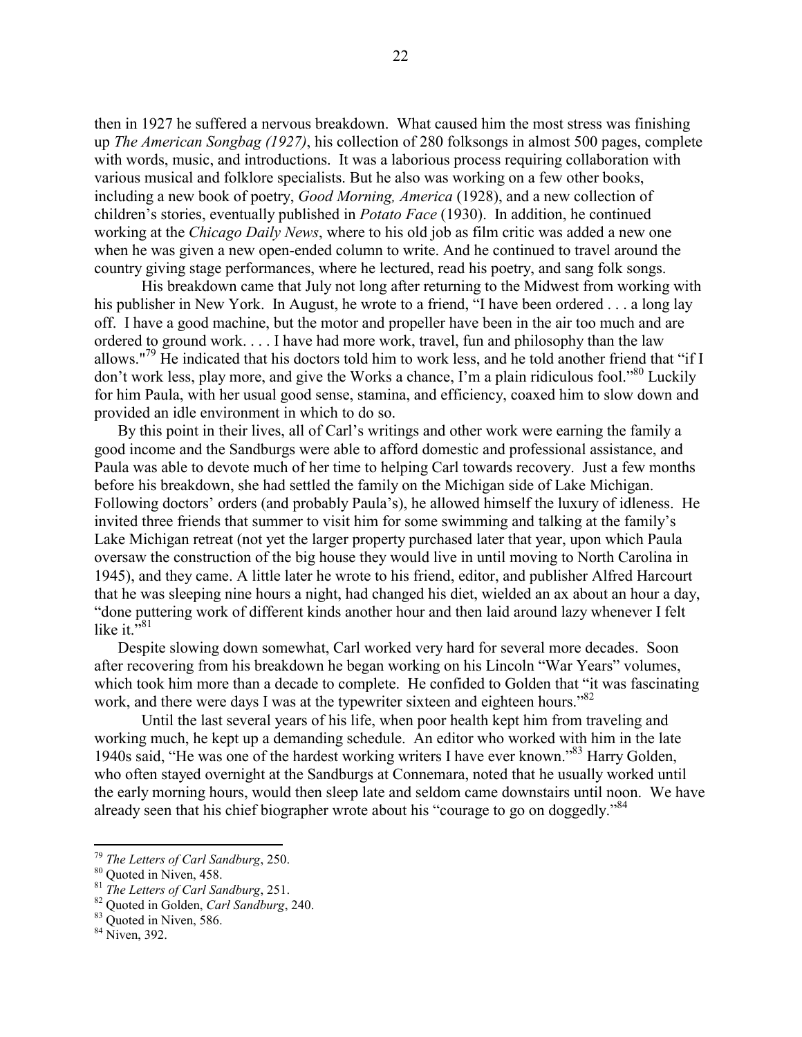then in 1927 he suffered a nervous breakdown. What caused him the most stress was finishing up *The American Songbag (1927)*, his collection of 280 folksongs in almost 500 pages, complete with words, music, and introductions. It was a laborious process requiring collaboration with various musical and folklore specialists. But he also was working on a few other books, including a new book of poetry, *Good Morning, America* (1928), and a new collection of children's stories, eventually published in *Potato Face* (1930). In addition, he continued working at the *Chicago Daily News*, where to his old job as film critic was added a new one when he was given a new open-ended column to write. And he continued to travel around the country giving stage performances, where he lectured, read his poetry, and sang folk songs.

His breakdown came that July not long after returning to the Midwest from working with his publisher in New York. In August, he wrote to a friend, "I have been ordered . . . a long lay off. I have a good machine, but the motor and propeller have been in the air too much and are ordered to ground work. . . . I have had more work, travel, fun and philosophy than the law allows."[79] He indicated that his doctors told him to work less, and he told another friend that "if I don't work less, play more, and give the Works a chance, I'm a plain ridiculous fool."[80] Luckily for him Paula, with her usual good sense, stamina, and efficiency, coaxed him to slow down and provided an idle environment in which to do so.

By this point in their lives, all of Carl's writings and other work were earning the family a good income and the Sandburgs were able to afford domestic and professional assistance, and Paula was able to devote much of her time to helping Carl towards recovery. Just a few months before his breakdown, she had settled the family on the Michigan side of Lake Michigan. Following doctors' orders (and probably Paula's), he allowed himself the luxury of idleness. He invited three friends that summer to visit him for some swimming and talking at the family's Lake Michigan retreat (not yet the larger property purchased later that year, upon which Paula oversaw the construction of the big house they would live in until moving to North Carolina in 1945), and they came. A little later he wrote to his friend, editor, and publisher Alfred Harcourt that he was sleeping nine hours a night, had changed his diet, wielded an ax about an hour a day, "done puttering work of different kinds another hour and then laid around lazy whenever I felt like it."[81]

Despite slowing down somewhat, Carl worked very hard for several more decades. Soon after recovering from his breakdown he began working on his Lincoln "War Years" volumes, which took him more than a decade to complete. He confided to Golden that "it was fascinating work, and there were days I was at the typewriter sixteen and eighteen hours."[82]

Until the last several years of his life, when poor health kept him from traveling and working much, he kept up a demanding schedule. An editor who worked with him in the late 1940s said, "He was one of the hardest working writers I have ever known."[83] Harry Golden, who often stayed overnight at the Sandburgs at Connemara, noted that he usually worked until the early morning hours, would then sleep late and seldom came downstairs until noon. We have already seen that his chief biographer wrote about his "courage to go on doggedly."[84]

---

[79] *The Letters of Carl Sandburg*, 250.

[80] Quoted in Niven, 458.

[81] *The Letters of Carl Sandburg*, 251.

[82] Quoted in Golden, *Carl Sandburg*, 240.

[83] Quoted in Niven, 586.

[84] Niven, 392.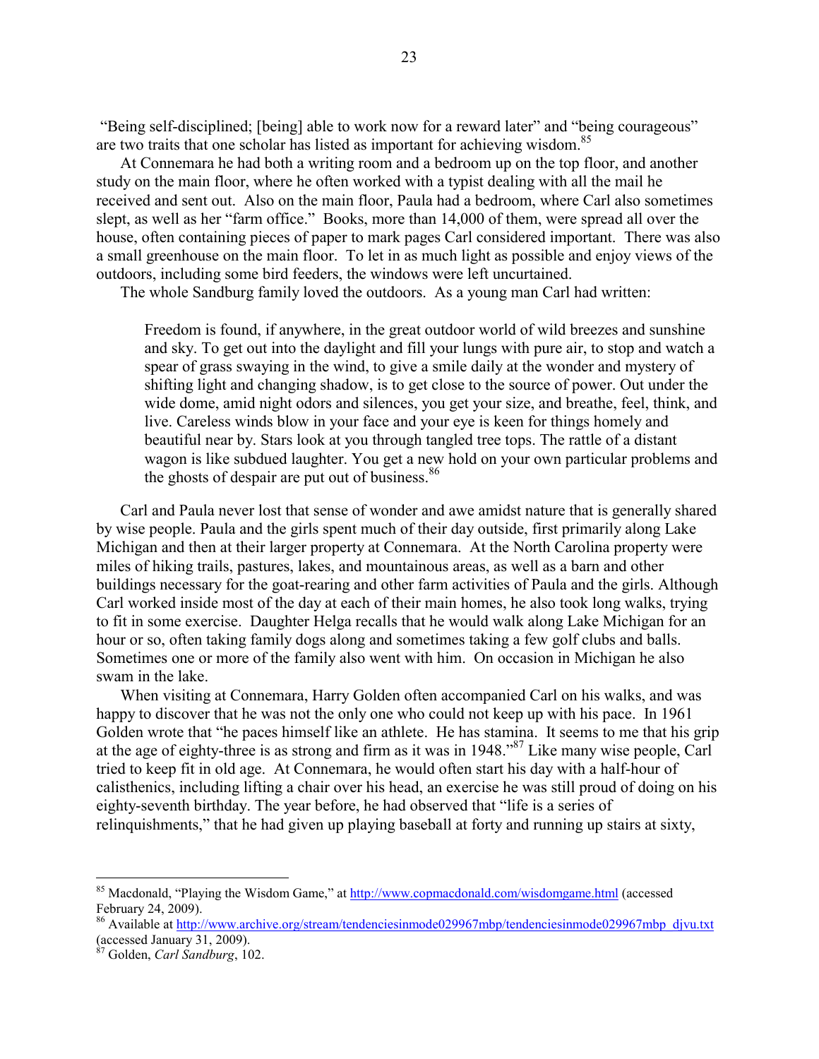"Being self-disciplined; [being] able to work now for a reward later" and "being courageous" are two traits that one scholar has listed as important for achieving wisdom.[85]

At Connemara he had both a writing room and a bedroom up on the top floor, and another study on the main floor, where he often worked with a typist dealing with all the mail he received and sent out. Also on the main floor, Paula had a bedroom, where Carl also sometimes slept, as well as her "farm office." Books, more than 14,000 of them, were spread all over the house, often containing pieces of paper to mark pages Carl considered important. There was also a small greenhouse on the main floor. To let in as much light as possible and enjoy views of the outdoors, including some bird feeders, the windows were left uncurtained.

The whole Sandburg family loved the outdoors. As a young man Carl had written:

> Freedom is found, if anywhere, in the great outdoor world of wild breezes and sunshine and sky. To get out into the daylight and fill your lungs with pure air, to stop and watch a spear of grass swaying in the wind, to give a smile daily at the wonder and mystery of shifting light and changing shadow, is to get close to the source of power. Out under the wide dome, amid night odors and silences, you get your size, and breathe, feel, think, and live. Careless winds blow in your face and your eye is keen for things homely and beautiful near by. Stars look at you through tangled tree tops. The rattle of a distant wagon is like subdued laughter. You get a new hold on your own particular problems and the ghosts of despair are put out of business.[86]

Carl and Paula never lost that sense of wonder and awe amidst nature that is generally shared by wise people. Paula and the girls spent much of their day outside, first primarily along Lake Michigan and then at their larger property at Connemara. At the North Carolina property were miles of hiking trails, pastures, lakes, and mountainous areas, as well as a barn and other buildings necessary for the goat-rearing and other farm activities of Paula and the girls. Although Carl worked inside most of the day at each of their main homes, he also took long walks, trying to fit in some exercise. Daughter Helga recalls that he would walk along Lake Michigan for an hour or so, often taking family dogs along and sometimes taking a few golf clubs and balls. Sometimes one or more of the family also went with him. On occasion in Michigan he also swam in the lake.

When visiting at Connemara, Harry Golden often accompanied Carl on his walks, and was happy to discover that he was not the only one who could not keep up with his pace. In 1961 Golden wrote that "he paces himself like an athlete. He has stamina. It seems to me that his grip at the age of eighty-three is as strong and firm as it was in 1948."[87] Like many wise people, Carl tried to keep fit in old age. At Connemara, he would often start his day with a half-hour of calisthenics, including lifting a chair over his head, an exercise he was still proud of doing on his eighty-seventh birthday. The year before, he had observed that "life is a series of relinquishments," that he had given up playing baseball at forty and running up stairs at sixty,

---

[85] Macdonald, "Playing the Wisdom Game," at http://www.copmacdonald.com/wisdomgame.html (accessed February 24, 2009).

[86] Available at http://www.archive.org/stream/tendenciesinmode029967mbp/tendenciesinmode029967mbp_djvu.txt (accessed January 31, 2009).

[87] Golden, *Carl Sandburg*, 102.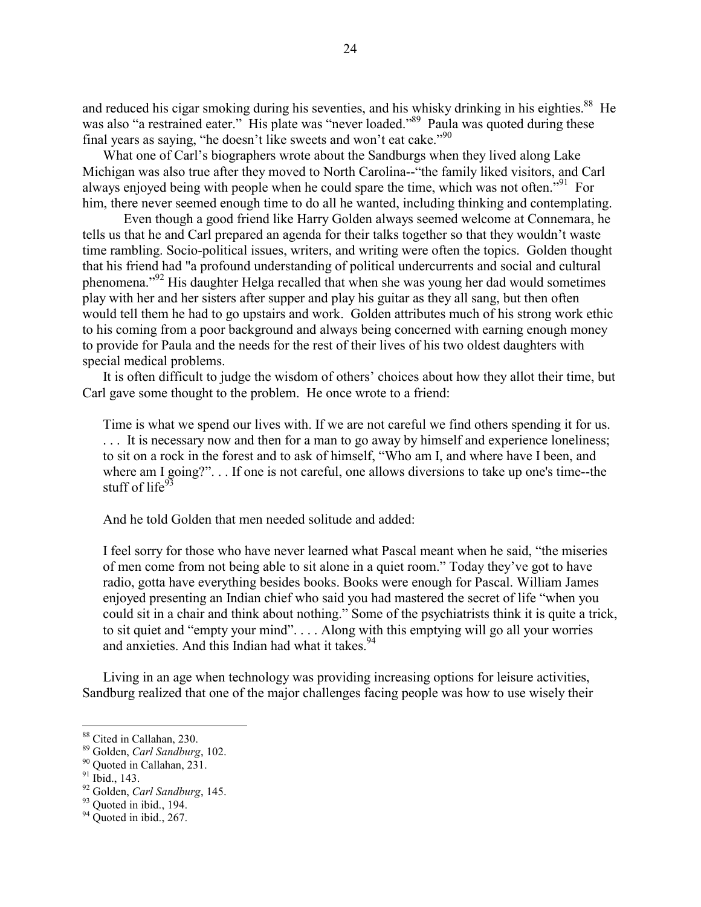and reduced his cigar smoking during his seventies, and his whisky drinking in his eighties.[88] He was also "a restrained eater." His plate was "never loaded."[89] Paula was quoted during these final years as saying, "he doesn't like sweets and won't eat cake."[90]

What one of Carl's biographers wrote about the Sandburgs when they lived along Lake Michigan was also true after they moved to North Carolina--"the family liked visitors, and Carl always enjoyed being with people when he could spare the time, which was not often."[91] For him, there never seemed enough time to do all he wanted, including thinking and contemplating.

Even though a good friend like Harry Golden always seemed welcome at Connemara, he tells us that he and Carl prepared an agenda for their talks together so that they wouldn't waste time rambling. Socio-political issues, writers, and writing were often the topics. Golden thought that his friend had "a profound understanding of political undercurrents and social and cultural phenomena."[92] His daughter Helga recalled that when she was young her dad would sometimes play with her and her sisters after supper and play his guitar as they all sang, but then often would tell them he had to go upstairs and work. Golden attributes much of his strong work ethic to his coming from a poor background and always being concerned with earning enough money to provide for Paula and the needs for the rest of their lives of his two oldest daughters with special medical problems.

It is often difficult to judge the wisdom of others' choices about how they allot their time, but Carl gave some thought to the problem. He once wrote to a friend:

> Time is what we spend our lives with. If we are not careful we find others spending it for us. . . . It is necessary now and then for a man to go away by himself and experience loneliness; to sit on a rock in the forest and to ask of himself, "Who am I, and where have I been, and where am I going?". . . If one is not careful, one allows diversions to take up one's time--the stuff of life[93]

And he told Golden that men needed solitude and added:

> I feel sorry for those who have never learned what Pascal meant when he said, "the miseries of men come from not being able to sit alone in a quiet room." Today they've got to have radio, gotta have everything besides books. Books were enough for Pascal. William James enjoyed presenting an Indian chief who said you had mastered the secret of life "when you could sit in a chair and think about nothing." Some of the psychiatrists think it is quite a trick, to sit quiet and "empty your mind". . . . Along with this emptying will go all your worries and anxieties. And this Indian had what it takes.[94]

Living in an age when technology was providing increasing options for leisure activities, Sandburg realized that one of the major challenges facing people was how to use wisely their

---

[88] Cited in Callahan, 230.
[89] Golden, *Carl Sandburg*, 102.
[90] Quoted in Callahan, 231.
[91] Ibid., 143.
[92] Golden, *Carl Sandburg*, 145.
[93] Quoted in ibid., 194.
[94] Quoted in ibid., 267.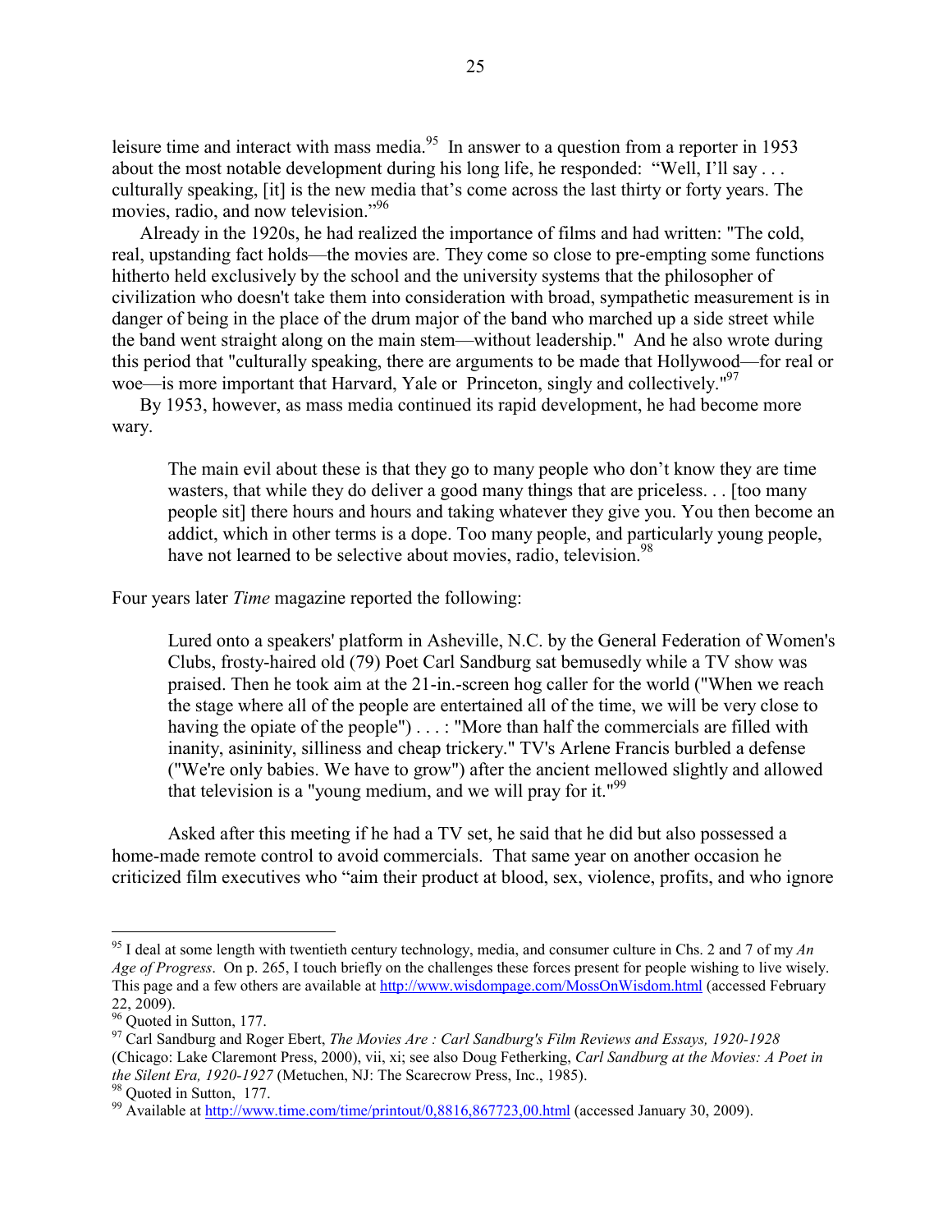leisure time and interact with mass media.[95] In answer to a question from a reporter in 1953 about the most notable development during his long life, he responded: "Well, I'll say . . . culturally speaking, [it] is the new media that's come across the last thirty or forty years. The movies, radio, and now television."[96]

Already in the 1920s, he had realized the importance of films and had written: "The cold, real, upstanding fact holds—the movies are. They come so close to pre-empting some functions hitherto held exclusively by the school and the university systems that the philosopher of civilization who doesn't take them into consideration with broad, sympathetic measurement is in danger of being in the place of the drum major of the band who marched up a side street while the band went straight along on the main stem—without leadership." And he also wrote during this period that "culturally speaking, there are arguments to be made that Hollywood—for real or woe—is more important that Harvard, Yale or Princeton, singly and collectively."[97]

By 1953, however, as mass media continued its rapid development, he had become more wary.

> The main evil about these is that they go to many people who don't know they are time wasters, that while they do deliver a good many things that are priceless. . . [too many people sit] there hours and hours and taking whatever they give you. You then become an addict, which in other terms is a dope. Too many people, and particularly young people, have not learned to be selective about movies, radio, television.[98]

Four years later *Time* magazine reported the following:

> Lured onto a speakers' platform in Asheville, N.C. by the General Federation of Women's Clubs, frosty-haired old (79) Poet Carl Sandburg sat bemusedly while a TV show was praised. Then he took aim at the 21-in.-screen hog caller for the world ("When we reach the stage where all of the people are entertained all of the time, we will be very close to having the opiate of the people") . . . : "More than half the commercials are filled with inanity, asininity, silliness and cheap trickery." TV's Arlene Francis burbled a defense ("We're only babies. We have to grow") after the ancient mellowed slightly and allowed that television is a "young medium, and we will pray for it."[99]

Asked after this meeting if he had a TV set, he said that he did but also possessed a home-made remote control to avoid commercials. That same year on another occasion he criticized film executives who "aim their product at blood, sex, violence, profits, and who ignore

---

[95] I deal at some length with twentieth century technology, media, and consumer culture in Chs. 2 and 7 of my *An Age of Progress*. On p. 265, I touch briefly on the challenges these forces present for people wishing to live wisely. This page and a few others are available at http://www.wisdompage.com/MossOnWisdom.html (accessed February 22, 2009).

[96] Quoted in Sutton, 177.

[97] Carl Sandburg and Roger Ebert, *The Movies Are : Carl Sandburg's Film Reviews and Essays, 1920-1928* (Chicago: Lake Claremont Press, 2000), vii, xi; see also Doug Fetherking, *Carl Sandburg at the Movies: A Poet in the Silent Era, 1920-1927* (Metuchen, NJ: The Scarecrow Press, Inc., 1985).

[98] Quoted in Sutton, 177.

[99] Available at http://www.time.com/time/printout/0,8816,867723,00.html (accessed January 30, 2009).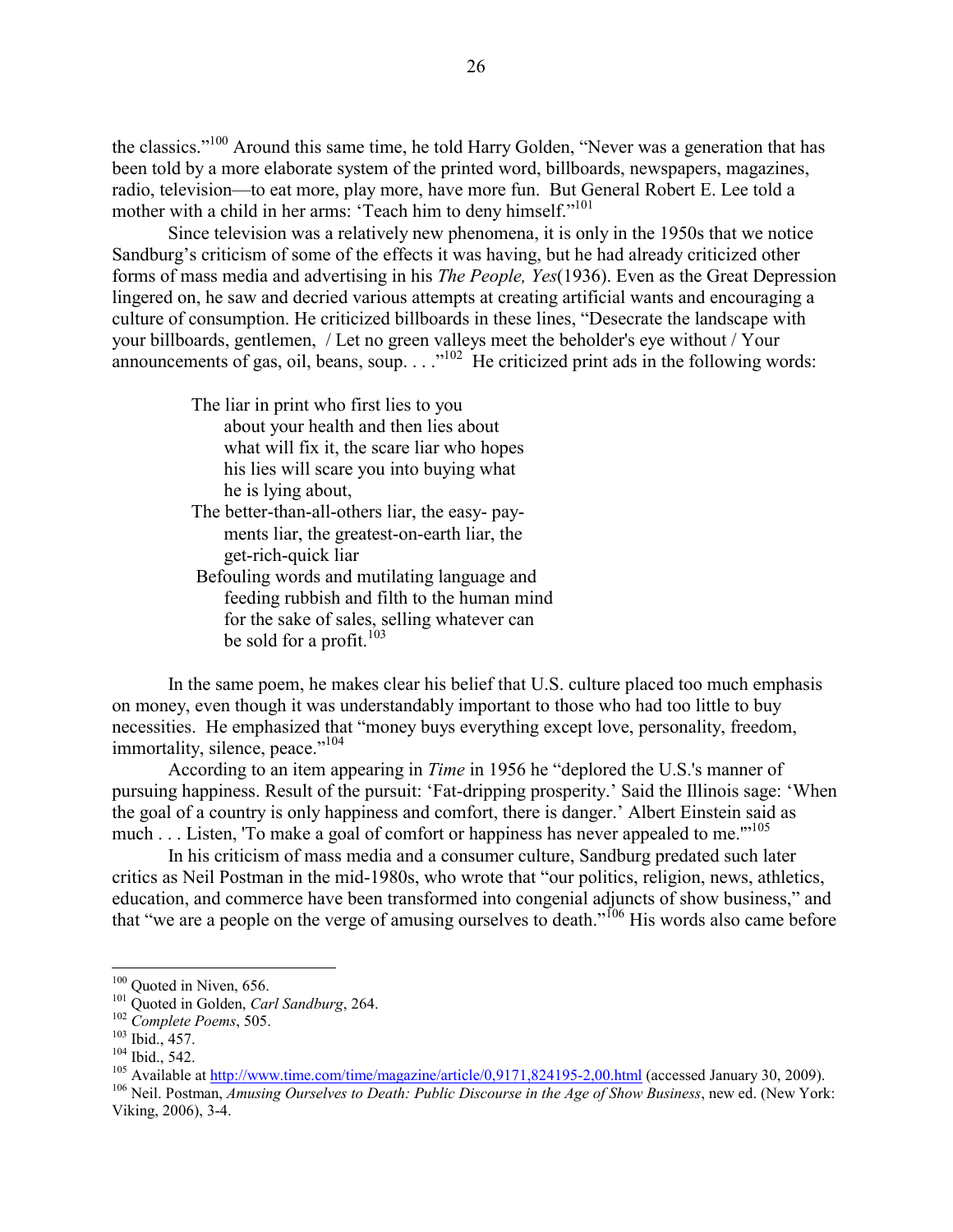the classics."[100] Around this same time, he told Harry Golden, "Never was a generation that has been told by a more elaborate system of the printed word, billboards, newspapers, magazines, radio, television—to eat more, play more, have more fun. But General Robert E. Lee told a mother with a child in her arms: 'Teach him to deny himself.'"[101]

Since television was a relatively new phenomena, it is only in the 1950s that we notice Sandburg's criticism of some of the effects it was having, but he had already criticized other forms of mass media and advertising in his *The People, Yes*(1936). Even as the Great Depression lingered on, he saw and decried various attempts at creating artificial wants and encouraging a culture of consumption. He criticized billboards in these lines, "Desecrate the landscape with your billboards, gentlemen, / Let no green valleys meet the beholder's eye without / Your announcements of gas, oil, beans, soup. . . ."[102] He criticized print ads in the following words:

> The liar in print who first lies to you
> about your health and then lies about
> what will fix it, the scare liar who hopes
> his lies will scare you into buying what
> he is lying about,
> The better-than-all-others liar, the easy- pay-
> ments liar, the greatest-on-earth liar, the
> get-rich-quick liar
> Befouling words and mutilating language and
> feeding rubbish and filth to the human mind
> for the sake of sales, selling whatever can
> be sold for a profit.[103]

In the same poem, he makes clear his belief that U.S. culture placed too much emphasis on money, even though it was understandably important to those who had too little to buy necessities. He emphasized that "money buys everything except love, personality, freedom, immortality, silence, peace."[104]

According to an item appearing in *Time* in 1956 he "deplored the U.S.'s manner of pursuing happiness. Result of the pursuit: 'Fat-dripping prosperity.' Said the Illinois sage: 'When the goal of a country is only happiness and comfort, there is danger.' Albert Einstein said as much . . . Listen, 'To make a goal of comfort or happiness has never appealed to me.'"[105]

In his criticism of mass media and a consumer culture, Sandburg predated such later critics as Neil Postman in the mid-1980s, who wrote that "our politics, religion, news, athletics, education, and commerce have been transformed into congenial adjuncts of show business," and that "we are a people on the verge of amusing ourselves to death."[106] His words also came before

---

[100] Quoted in Niven, 656.

[101] Quoted in Golden, *Carl Sandburg*, 264.

[102] *Complete Poems*, 505.

[103] Ibid., 457.

[104] Ibid., 542.

[105] Available at http://www.time.com/time/magazine/article/0,9171,824195-2,00.html (accessed January 30, 2009).

[106] Neil. Postman, *Amusing Ourselves to Death: Public Discourse in the Age of Show Business*, new ed. (New York: Viking, 2006), 3-4.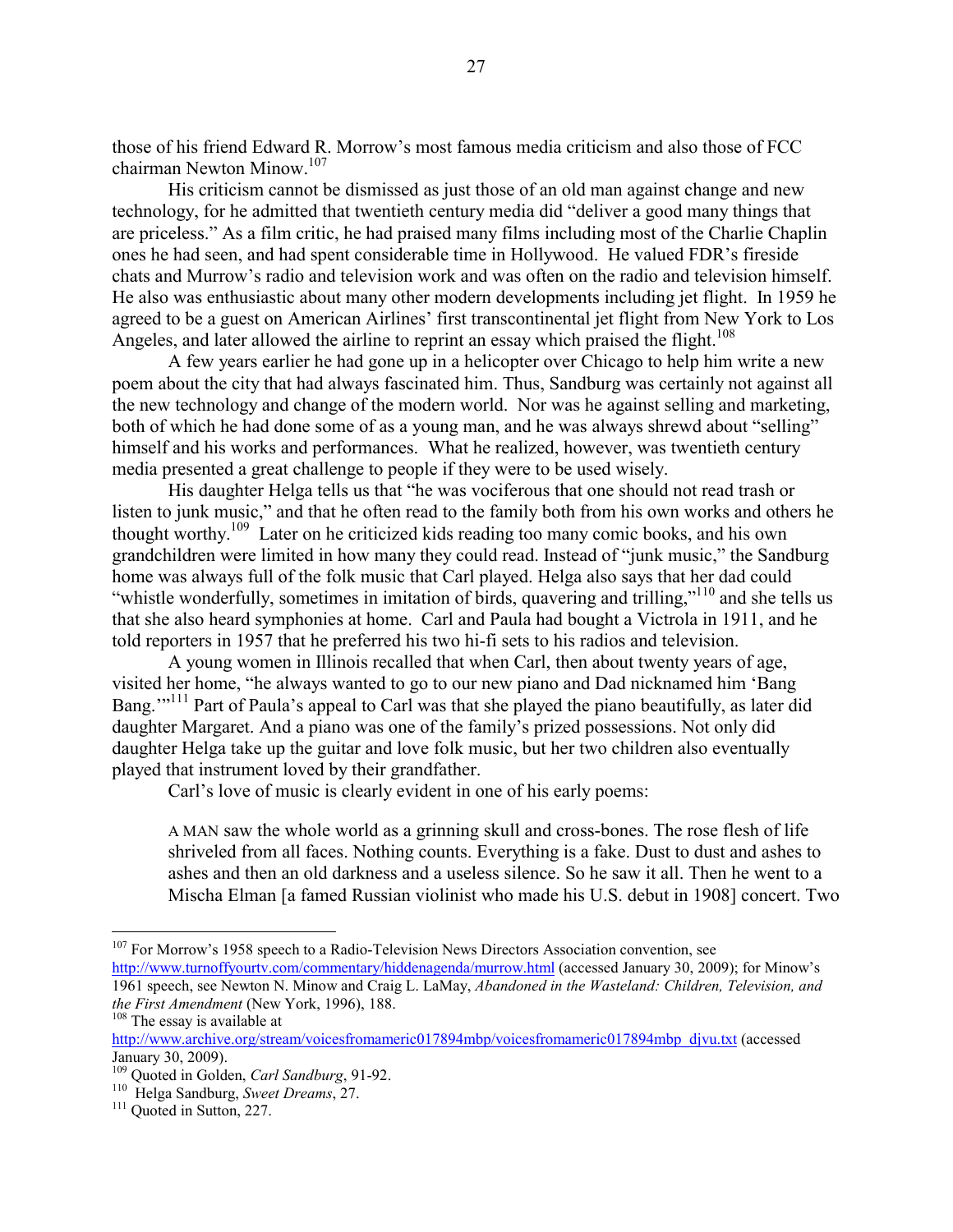those of his friend Edward R. Morrow's most famous media criticism and also those of FCC chairman Newton Minow.[107]

His criticism cannot be dismissed as just those of an old man against change and new technology, for he admitted that twentieth century media did "deliver a good many things that are priceless." As a film critic, he had praised many films including most of the Charlie Chaplin ones he had seen, and had spent considerable time in Hollywood. He valued FDR's fireside chats and Murrow's radio and television work and was often on the radio and television himself. He also was enthusiastic about many other modern developments including jet flight. In 1959 he agreed to be a guest on American Airlines' first transcontinental jet flight from New York to Los Angeles, and later allowed the airline to reprint an essay which praised the flight.[108]

A few years earlier he had gone up in a helicopter over Chicago to help him write a new poem about the city that had always fascinated him. Thus, Sandburg was certainly not against all the new technology and change of the modern world. Nor was he against selling and marketing, both of which he had done some of as a young man, and he was always shrewd about "selling" himself and his works and performances. What he realized, however, was twentieth century media presented a great challenge to people if they were to be used wisely.

His daughter Helga tells us that "he was vociferous that one should not read trash or listen to junk music," and that he often read to the family both from his own works and others he thought worthy.[109] Later on he criticized kids reading too many comic books, and his own grandchildren were limited in how many they could read. Instead of "junk music," the Sandburg home was always full of the folk music that Carl played. Helga also says that her dad could "whistle wonderfully, sometimes in imitation of birds, quavering and trilling,"[110] and she tells us that she also heard symphonies at home. Carl and Paula had bought a Victrola in 1911, and he told reporters in 1957 that he preferred his two hi-fi sets to his radios and television.

A young women in Illinois recalled that when Carl, then about twenty years of age, visited her home, "he always wanted to go to our new piano and Dad nicknamed him 'Bang Bang.'"[111] Part of Paula's appeal to Carl was that she played the piano beautifully, as later did daughter Margaret. And a piano was one of the family's prized possessions. Not only did daughter Helga take up the guitar and love folk music, but her two children also eventually played that instrument loved by their grandfather.

Carl's love of music is clearly evident in one of his early poems:

> A MAN saw the whole world as a grinning skull and cross-bones. The rose flesh of life shriveled from all faces. Nothing counts. Everything is a fake. Dust to dust and ashes to ashes and then an old darkness and a useless silence. So he saw it all. Then he went to a Mischa Elman [a famed Russian violinist who made his U.S. debut in 1908] concert. Two

---

[107] For Morrow's 1958 speech to a Radio-Television News Directors Association convention, see http://www.turnoffyourtv.com/commentary/hiddenagenda/murrow.html (accessed January 30, 2009); for Minow's 1961 speech, see Newton N. Minow and Craig L. LaMay, *Abandoned in the Wasteland: Children, Television, and the First Amendment* (New York, 1996), 188.

[108] The essay is available at http://www.archive.org/stream/voicesfromameric017894mbp/voicesfromameric017894mbp_djvu.txt (accessed January 30, 2009).

[109] Quoted in Golden, *Carl Sandburg*, 91-92.

[110] Helga Sandburg, *Sweet Dreams*, 27.

[111] Quoted in Sutton, 227.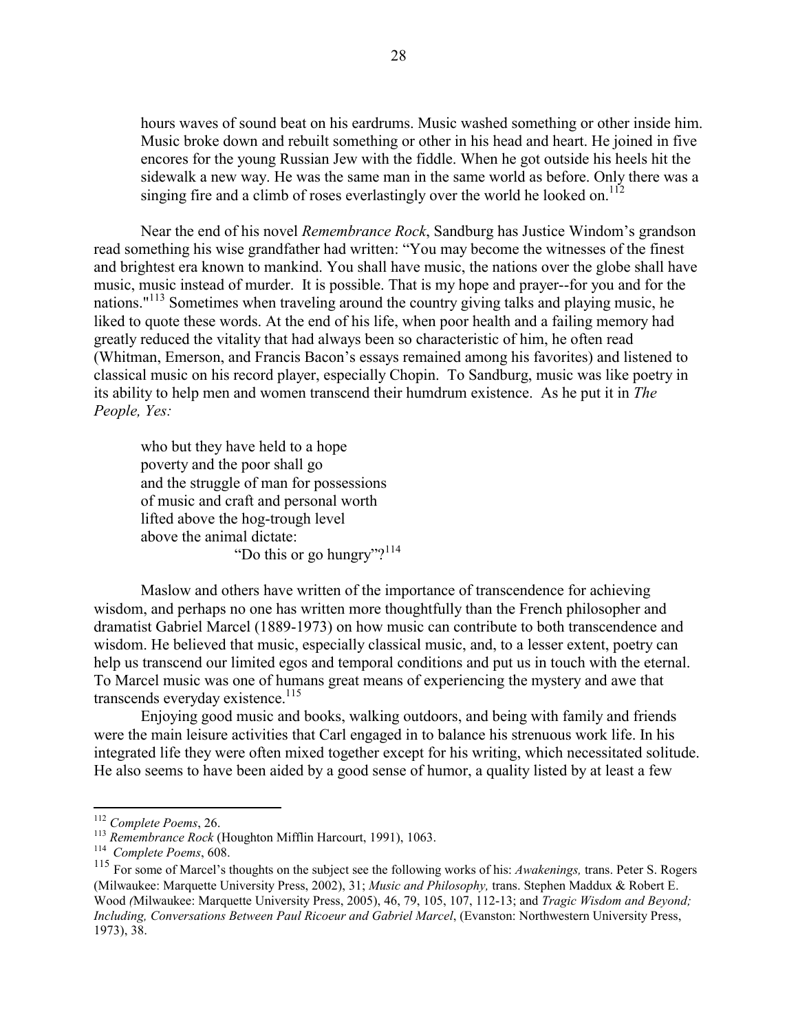> hours waves of sound beat on his eardrums. Music washed something or other inside him. Music broke down and rebuilt something or other in his head and heart. He joined in five encores for the young Russian Jew with the fiddle. When he got outside his heels hit the sidewalk a new way. He was the same man in the same world as before. Only there was a singing fire and a climb of roses everlastingly over the world he looked on.[112]

Near the end of his novel *Remembrance Rock*, Sandburg has Justice Windom's grandson read something his wise grandfather had written: "You may become the witnesses of the finest and brightest era known to mankind. You shall have music, the nations over the globe shall have music, music instead of murder. It is possible. That is my hope and prayer--for you and for the nations."[113] Sometimes when traveling around the country giving talks and playing music, he liked to quote these words. At the end of his life, when poor health and a failing memory had greatly reduced the vitality that had always been so characteristic of him, he often read (Whitman, Emerson, and Francis Bacon's essays remained among his favorites) and listened to classical music on his record player, especially Chopin. To Sandburg, music was like poetry in its ability to help men and women transcend their humdrum existence. As he put it in *The People, Yes:*

> who but they have held to a hope
> poverty and the poor shall go
> and the struggle of man for possessions
> of music and craft and personal worth
> lifted above the hog-trough level
> above the animal dictate:
> "Do this or go hungry"?[114]

Maslow and others have written of the importance of transcendence for achieving wisdom, and perhaps no one has written more thoughtfully than the French philosopher and dramatist Gabriel Marcel (1889-1973) on how music can contribute to both transcendence and wisdom. He believed that music, especially classical music, and, to a lesser extent, poetry can help us transcend our limited egos and temporal conditions and put us in touch with the eternal. To Marcel music was one of humans great means of experiencing the mystery and awe that transcends everyday existence.[115]

Enjoying good music and books, walking outdoors, and being with family and friends were the main leisure activities that Carl engaged in to balance his strenuous work life. In his integrated life they were often mixed together except for his writing, which necessitated solitude. He also seems to have been aided by a good sense of humor, a quality listed by at least a few

---

[112] *Complete Poems*, 26.

[113] *Remembrance Rock* (Houghton Mifflin Harcourt, 1991), 1063.

[114] *Complete Poems*, 608.

[115] For some of Marcel's thoughts on the subject see the following works of his: *Awakenings,* trans. Peter S. Rogers (Milwaukee: Marquette University Press, 2002), 31; *Music and Philosophy,* trans. Stephen Maddux & Robert E. Wood (Milwaukee: Marquette University Press, 2005), 46, 79, 105, 107, 112-13; and *Tragic Wisdom and Beyond; Including, Conversations Between Paul Ricoeur and Gabriel Marcel*, (Evanston: Northwestern University Press, 1973), 38.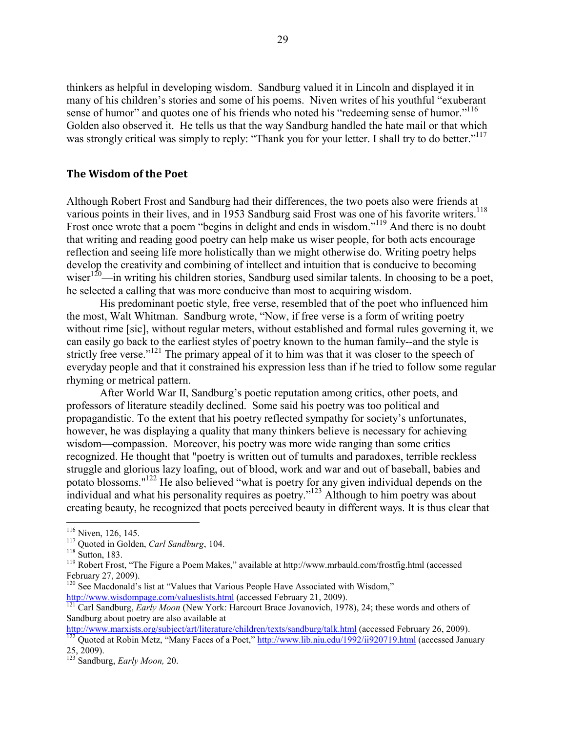thinkers as helpful in developing wisdom. Sandburg valued it in Lincoln and displayed it in many of his children's stories and some of his poems. Niven writes of his youthful "exuberant sense of humor" and quotes one of his friends who noted his "redeeming sense of humor."[116] Golden also observed it. He tells us that the way Sandburg handled the hate mail or that which was strongly critical was simply to reply: "Thank you for your letter. I shall try to do better."[117]

## The Wisdom of the Poet

Although Robert Frost and Sandburg had their differences, the two poets also were friends at various points in their lives, and in 1953 Sandburg said Frost was one of his favorite writers.[118] Frost once wrote that a poem "begins in delight and ends in wisdom."[119] And there is no doubt that writing and reading good poetry can help make us wiser people, for both acts encourage reflection and seeing life more holistically than we might otherwise do. Writing poetry helps develop the creativity and combining of intellect and intuition that is conducive to becoming wiser[120]—in writing his children stories, Sandburg used similar talents. In choosing to be a poet, he selected a calling that was more conducive than most to acquiring wisdom.

His predominant poetic style, free verse, resembled that of the poet who influenced him the most, Walt Whitman. Sandburg wrote, "Now, if free verse is a form of writing poetry without rime [sic], without regular meters, without established and formal rules governing it, we can easily go back to the earliest styles of poetry known to the human family--and the style is strictly free verse."[121] The primary appeal of it to him was that it was closer to the speech of everyday people and that it constrained his expression less than if he tried to follow some regular rhyming or metrical pattern.

After World War II, Sandburg's poetic reputation among critics, other poets, and professors of literature steadily declined. Some said his poetry was too political and propagandistic. To the extent that his poetry reflected sympathy for society's unfortunates, however, he was displaying a quality that many thinkers believe is necessary for achieving wisdom—compassion. Moreover, his poetry was more wide ranging than some critics recognized. He thought that "poetry is written out of tumults and paradoxes, terrible reckless struggle and glorious lazy loafing, out of blood, work and war and out of baseball, babies and potato blossoms."[122] He also believed "what is poetry for any given individual depends on the individual and what his personality requires as poetry."[123] Although to him poetry was about creating beauty, he recognized that poets perceived beauty in different ways. It is thus clear that

---

[116] Niven, 126, 145.

[117] Quoted in Golden, *Carl Sandburg*, 104.

[118] Sutton, 183.

[119] Robert Frost, "The Figure a Poem Makes," available at http://www.mrbauld.com/frostfig.html (accessed February 27, 2009).

[120] See Macdonald's list at "Values that Various People Have Associated with Wisdom," http://www.wisdompage.com/valueslists.html (accessed February 21, 2009).

[121] Carl Sandburg, *Early Moon* (New York: Harcourt Brace Jovanovich, 1978), 24; these words and others of Sandburg about poetry are also available at http://www.marxists.org/subject/art/literature/children/texts/sandburg/talk.html (accessed February 26, 2009).

[122] Quoted at Robin Metz, "Many Faces of a Poet," http://www.lib.niu.edu/1992/ii920719.html (accessed January 25, 2009).

[123] Sandburg, *Early Moon,* 20.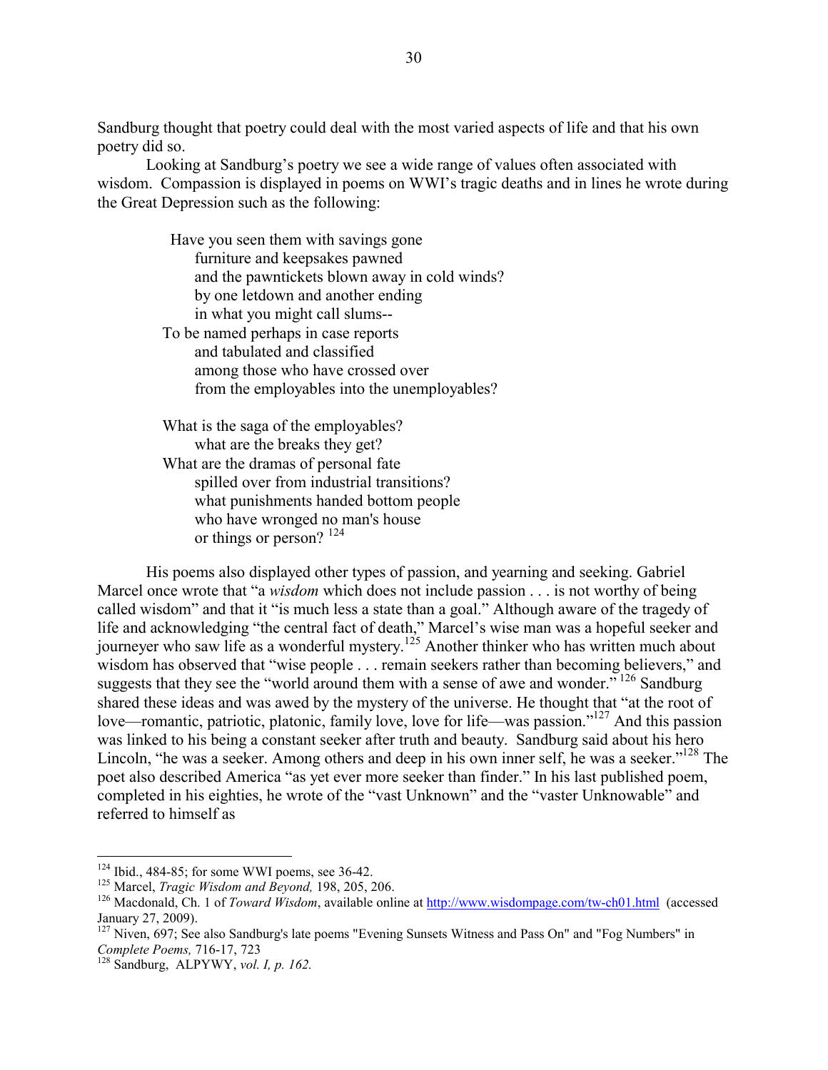Sandburg thought that poetry could deal with the most varied aspects of life and that his own poetry did so.

Looking at Sandburg's poetry we see a wide range of values often associated with wisdom. Compassion is displayed in poems on WWI's tragic deaths and in lines he wrote during the Great Depression such as the following:

> Have you seen them with savings gone  
> furniture and keepsakes pawned  
> and the pawntickets blown away in cold winds?  
> by one letdown and another ending  
> in what you might call slums--  
> To be named perhaps in case reports  
> and tabulated and classified  
> among those who have crossed over  
> from the employables into the unemployables?
>
> What is the saga of the employables?  
> what are the breaks they get?  
> What are the dramas of personal fate  
> spilled over from industrial transitions?  
> what punishments handed bottom people  
> who have wronged no man's house  
> or things or person? [124]

His poems also displayed other types of passion, and yearning and seeking. Gabriel Marcel once wrote that "a *wisdom* which does not include passion . . . is not worthy of being called wisdom" and that it "is much less a state than a goal." Although aware of the tragedy of life and acknowledging "the central fact of death," Marcel's wise man was a hopeful seeker and journeyer who saw life as a wonderful mystery.[125] Another thinker who has written much about wisdom has observed that "wise people . . . remain seekers rather than becoming believers," and suggests that they see the "world around them with a sense of awe and wonder."[126] Sandburg shared these ideas and was awed by the mystery of the universe. He thought that "at the root of love—romantic, patriotic, platonic, family love, love for life—was passion."[127] And this passion was linked to his being a constant seeker after truth and beauty. Sandburg said about his hero Lincoln, "he was a seeker. Among others and deep in his own inner self, he was a seeker."[128] The poet also described America "as yet ever more seeker than finder." In his last published poem, completed in his eighties, he wrote of the "vast Unknown" and the "vaster Unknowable" and referred to himself as

---

[124] Ibid., 484-85; for some WWI poems, see 36-42.

[125] Marcel, *Tragic Wisdom and Beyond,* 198, 205, 206.

[126] Macdonald, Ch. 1 of *Toward Wisdom*, available online at http://www.wisdompage.com/tw-ch01.html (accessed January 27, 2009).

[127] Niven, 697; See also Sandburg's late poems "Evening Sunsets Witness and Pass On" and "Fog Numbers" in *Complete Poems,* 716-17, 723

[128] Sandburg, ALPYWY, *vol. I, p. 162.*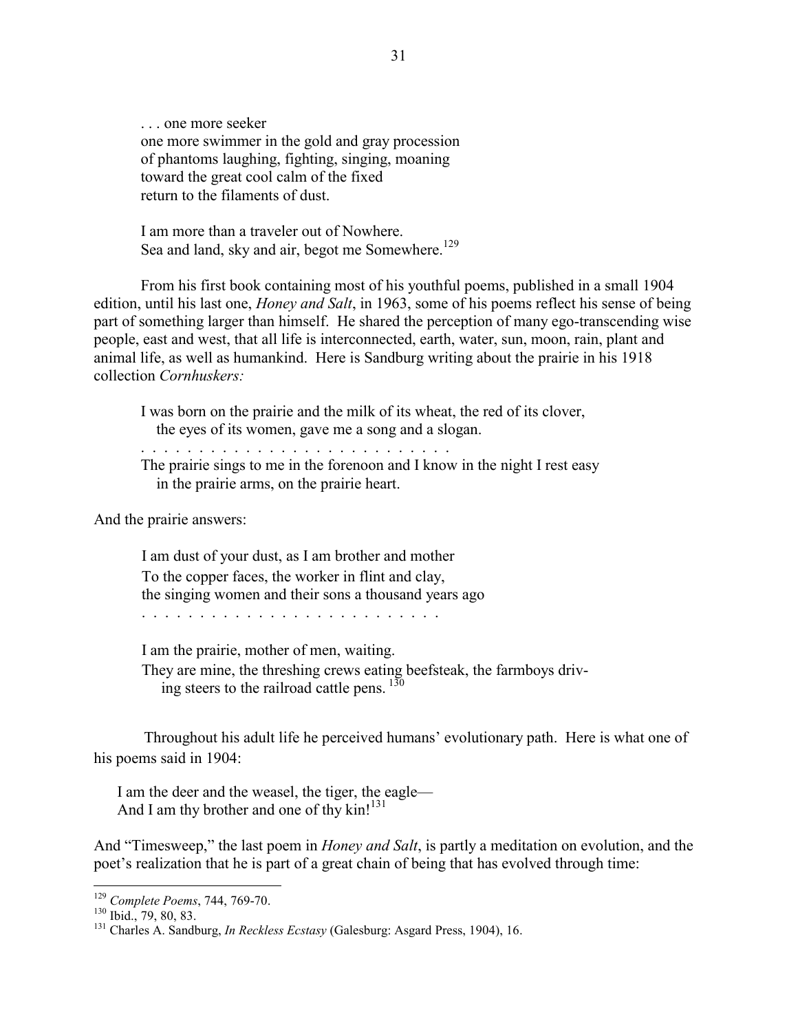. . . one more seeker  
one more swimmer in the gold and gray procession  
of phantoms laughing, fighting, singing, moaning  
toward the great cool calm of the fixed  
return to the filaments of dust.

I am more than a traveler out of Nowhere.  
Sea and land, sky and air, begot me Somewhere.[129]

From his first book containing most of his youthful poems, published in a small 1904 edition, until his last one, *Honey and Salt*, in 1963, some of his poems reflect his sense of being part of something larger than himself. He shared the perception of many ego-transcending wise people, east and west, that all life is interconnected, earth, water, sun, moon, rain, plant and animal life, as well as humankind. Here is Sandburg writing about the prairie in his 1918 collection *Cornhuskers:*

I was born on the prairie and the milk of its wheat, the red of its clover,  
the eyes of its women, gave me a song and a slogan.  
. . . . . . . . . . . . . . . . . . . . . . . . . . .  
The prairie sings to me in the forenoon and I know in the night I rest easy  
in the prairie arms, on the prairie heart.

And the prairie answers:

I am dust of your dust, as I am brother and mother  
To the copper faces, the worker in flint and clay,  
the singing women and their sons a thousand years ago  
. . . . . . . . . . . . . . . . . . . . . . . . . . .

I am the prairie, mother of men, waiting.  
They are mine, the threshing crews eating beefsteak, the farmboys driv-  
ing steers to the railroad cattle pens.[130]

Throughout his adult life he perceived humans' evolutionary path. Here is what one of his poems said in 1904:

I am the deer and the weasel, the tiger, the eagle—  
And I am thy brother and one of thy kin![131]

And "Timesweep," the last poem in *Honey and Salt*, is partly a meditation on evolution, and the poet's realization that he is part of a great chain of being that has evolved through time:

---

[129] *Complete Poems*, 744, 769-70.

[130] Ibid., 79, 80, 83.

[131] Charles A. Sandburg, *In Reckless Ecstasy* (Galesburg: Asgard Press, 1904), 16.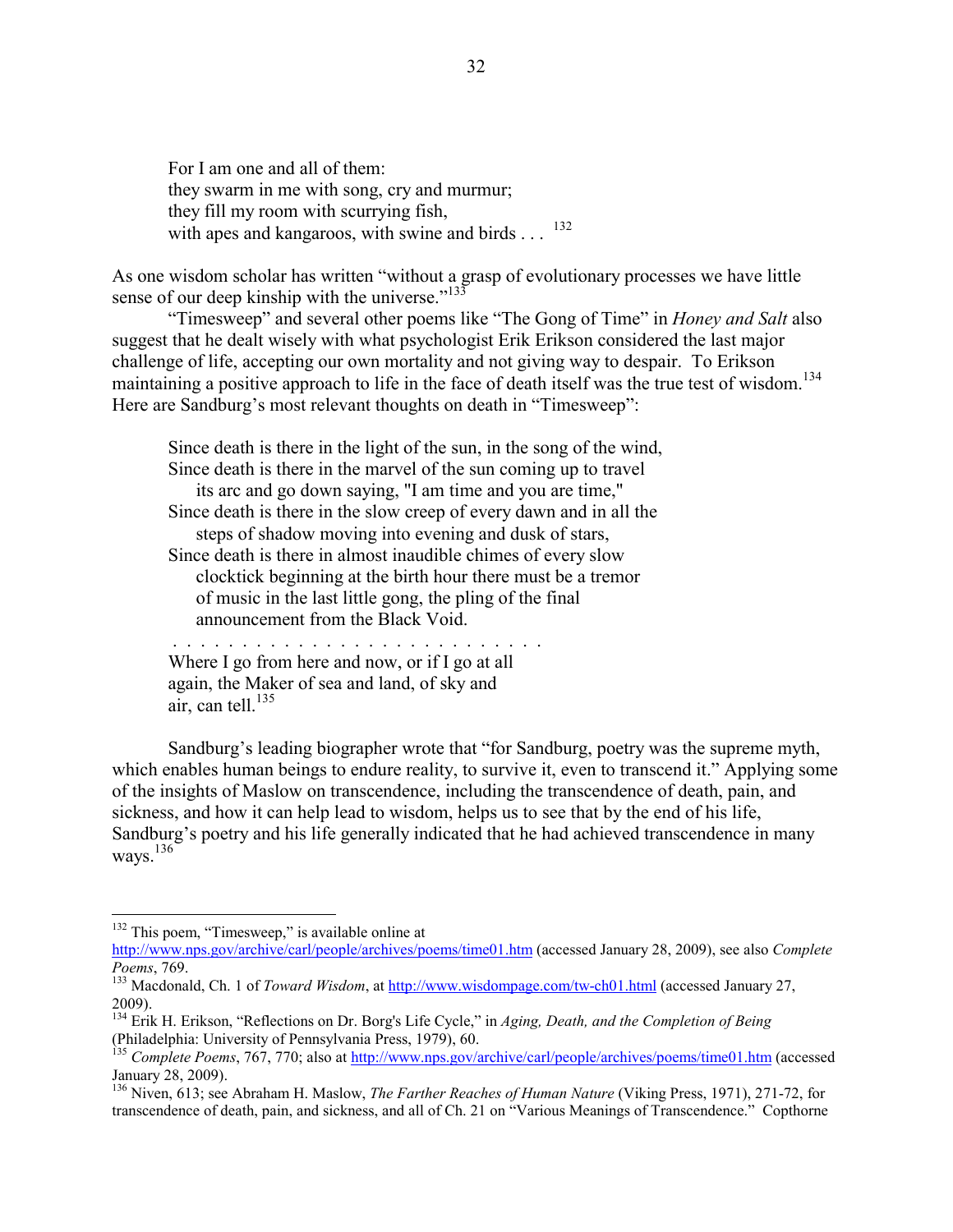For I am one and all of them:  
they swarm in me with song, cry and murmur;  
they fill my room with scurrying fish,  
with apes and kangaroos, with swine and birds . . . [132]

As one wisdom scholar has written "without a grasp of evolutionary processes we have little sense of our deep kinship with the universe."[133]

"Timesweep" and several other poems like "The Gong of Time" in *Honey and Salt* also suggest that he dealt wisely with what psychologist Erik Erikson considered the last major challenge of life, accepting our own mortality and not giving way to despair. To Erikson maintaining a positive approach to life in the face of death itself was the true test of wisdom.[134] Here are Sandburg's most relevant thoughts on death in "Timesweep":

Since death is there in the light of the sun, in the song of the wind,  
Since death is there in the marvel of the sun coming up to travel  
  its arc and go down saying, "I am time and you are time,"  
Since death is there in the slow creep of every dawn and in all the  
  steps of shadow moving into evening and dusk of stars,  
Since death is there in almost inaudible chimes of every slow  
  clocktick beginning at the birth hour there must be a tremor  
  of music in the last little gong, the pling of the final  
  announcement from the Black Void.

. . . . . . . . . . . . . . . . . . . . . . . . . . .

Where I go from here and now, or if I go at all  
again, the Maker of sea and land, of sky and  
air, can tell.[135]

Sandburg's leading biographer wrote that "for Sandburg, poetry was the supreme myth, which enables human beings to endure reality, to survive it, even to transcend it." Applying some of the insights of Maslow on transcendence, including the transcendence of death, pain, and sickness, and how it can help lead to wisdom, helps us to see that by the end of his life, Sandburg's poetry and his life generally indicated that he had achieved transcendence in many ways.[136]

---

[132] This poem, "Timesweep," is available online at http://www.nps.gov/archive/carl/people/archives/poems/time01.htm (accessed January 28, 2009), see also *Complete Poems*, 769.

[133] Macdonald, Ch. 1 of *Toward Wisdom*, at http://www.wisdompage.com/tw-ch01.html (accessed January 27, 2009).

[134] Erik H. Erikson, "Reflections on Dr. Borg's Life Cycle," in *Aging, Death, and the Completion of Being* (Philadelphia: University of Pennsylvania Press, 1979), 60.

[135] *Complete Poems*, 767, 770; also at http://www.nps.gov/archive/carl/people/archives/poems/time01.htm (accessed January 28, 2009).

[136] Niven, 613; see Abraham H. Maslow, *The Farther Reaches of Human Nature* (Viking Press, 1971), 271-72, for transcendence of death, pain, and sickness, and all of Ch. 21 on "Various Meanings of Transcendence." Copthorne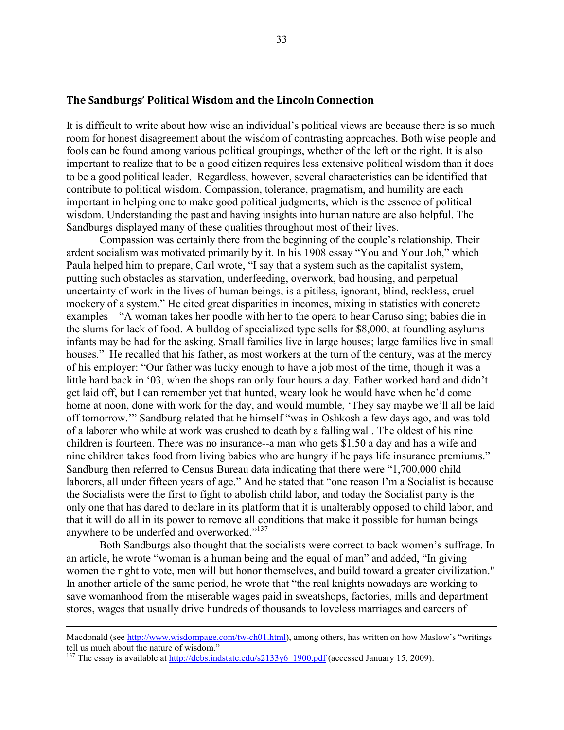## The Sandburgs' Political Wisdom and the Lincoln Connection

It is difficult to write about how wise an individual's political views are because there is so much room for honest disagreement about the wisdom of contrasting approaches. Both wise people and fools can be found among various political groupings, whether of the left or the right. It is also important to realize that to be a good citizen requires less extensive political wisdom than it does to be a good political leader. Regardless, however, several characteristics can be identified that contribute to political wisdom. Compassion, tolerance, pragmatism, and humility are each important in helping one to make good political judgments, which is the essence of political wisdom. Understanding the past and having insights into human nature are also helpful. The Sandburgs displayed many of these qualities throughout most of their lives.

Compassion was certainly there from the beginning of the couple's relationship. Their ardent socialism was motivated primarily by it. In his 1908 essay "You and Your Job," which Paula helped him to prepare, Carl wrote, "I say that a system such as the capitalist system, putting such obstacles as starvation, underfeeding, overwork, bad housing, and perpetual uncertainty of work in the lives of human beings, is a pitiless, ignorant, blind, reckless, cruel mockery of a system." He cited great disparities in incomes, mixing in statistics with concrete examples—"A woman takes her poodle with her to the opera to hear Caruso sing; babies die in the slums for lack of food. A bulldog of specialized type sells for $8,000; at foundling asylums infants may be had for the asking. Small families live in large houses; large families live in small houses." He recalled that his father, as most workers at the turn of the century, was at the mercy of his employer: "Our father was lucky enough to have a job most of the time, though it was a little hard back in '03, when the shops ran only four hours a day. Father worked hard and didn't get laid off, but I can remember yet that hunted, weary look he would have when he'd come home at noon, done with work for the day, and would mumble, 'They say maybe we'll all be laid off tomorrow.'" Sandburg related that he himself "was in Oshkosh a few days ago, and was told of a laborer who while at work was crushed to death by a falling wall. The oldest of his nine children is fourteen. There was no insurance--a man who gets $1.50 a day and has a wife and nine children takes food from living babies who are hungry if he pays life insurance premiums." Sandburg then referred to Census Bureau data indicating that there were "1,700,000 child laborers, all under fifteen years of age." And he stated that "one reason I'm a Socialist is because the Socialists were the first to fight to abolish child labor, and today the Socialist party is the only one that has dared to declare in its platform that it is unalterably opposed to child labor, and that it will do all in its power to remove all conditions that make it possible for human beings anywhere to be underfed and overworked."[137]

Both Sandburgs also thought that the socialists were correct to back women's suffrage. In an article, he wrote "woman is a human being and the equal of man" and added, "In giving women the right to vote, men will but honor themselves, and build toward a greater civilization." In another article of the same period, he wrote that "the real knights nowadays are working to save womanhood from the miserable wages paid in sweatshops, factories, mills and department stores, wages that usually drive hundreds of thousands to loveless marriages and careers of

---

Macdonald (see http://www.wisdompage.com/tw-ch01.html), among others, has written on how Maslow's "writings tell us much about the nature of wisdom."

[137] The essay is available at http://debs.indstate.edu/s2133y6_1900.pdf (accessed January 15, 2009).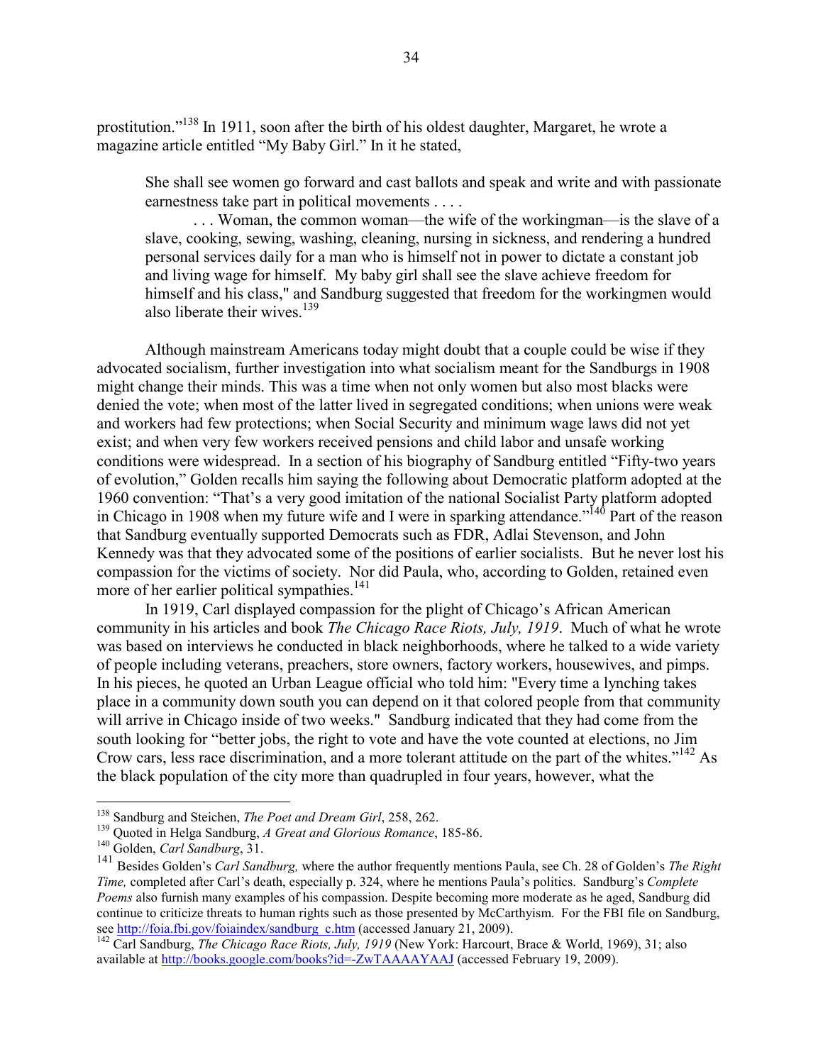prostitution."[138] In 1911, soon after the birth of his oldest daughter, Margaret, he wrote a magazine article entitled "My Baby Girl." In it he stated,

> She shall see women go forward and cast ballots and speak and write and with passionate earnestness take part in political movements . . . .
>
> . . . Woman, the common woman—the wife of the workingman—is the slave of a slave, cooking, sewing, washing, cleaning, nursing in sickness, and rendering a hundred personal services daily for a man who is himself not in power to dictate a constant job and living wage for himself. My baby girl shall see the slave achieve freedom for himself and his class," and Sandburg suggested that freedom for the workingmen would also liberate their wives.[139]

Although mainstream Americans today might doubt that a couple could be wise if they advocated socialism, further investigation into what socialism meant for the Sandburgs in 1908 might change their minds. This was a time when not only women but also most blacks were denied the vote; when most of the latter lived in segregated conditions; when unions were weak and workers had few protections; when Social Security and minimum wage laws did not yet exist; and when very few workers received pensions and child labor and unsafe working conditions were widespread. In a section of his biography of Sandburg entitled "Fifty-two years of evolution," Golden recalls him saying the following about Democratic platform adopted at the 1960 convention: "That's a very good imitation of the national Socialist Party platform adopted in Chicago in 1908 when my future wife and I were in sparking attendance."[140] Part of the reason that Sandburg eventually supported Democrats such as FDR, Adlai Stevenson, and John Kennedy was that they advocated some of the positions of earlier socialists. But he never lost his compassion for the victims of society. Nor did Paula, who, according to Golden, retained even more of her earlier political sympathies.[141]

In 1919, Carl displayed compassion for the plight of Chicago's African American community in his articles and book *The Chicago Race Riots, July, 1919*. Much of what he wrote was based on interviews he conducted in black neighborhoods, where he talked to a wide variety of people including veterans, preachers, store owners, factory workers, housewives, and pimps. In his pieces, he quoted an Urban League official who told him: "Every time a lynching takes place in a community down south you can depend on it that colored people from that community will arrive in Chicago inside of two weeks." Sandburg indicated that they had come from the south looking for "better jobs, the right to vote and have the vote counted at elections, no Jim Crow cars, less race discrimination, and a more tolerant attitude on the part of the whites."[142] As the black population of the city more than quadrupled in four years, however, what the

---

[138] Sandburg and Steichen, *The Poet and Dream Girl*, 258, 262.

[139] Quoted in Helga Sandburg, *A Great and Glorious Romance*, 185-86.

[140] Golden, *Carl Sandburg*, 31.

[141] Besides Golden's *Carl Sandburg,* where the author frequently mentions Paula, see Ch. 28 of Golden's *The Right Time,* completed after Carl's death, especially p. 324, where he mentions Paula's politics. Sandburg's *Complete Poems* also furnish many examples of his compassion. Despite becoming more moderate as he aged, Sandburg did continue to criticize threats to human rights such as those presented by McCarthyism. For the FBI file on Sandburg, see http://foia.fbi.gov/foiaindex/sandburg_c.htm (accessed January 21, 2009).

[142] Carl Sandburg, *The Chicago Race Riots, July, 1919* (New York: Harcourt, Brace & World, 1969), 31; also available at http://books.google.com/books?id=-ZwTAAAAYAAJ (accessed February 19, 2009).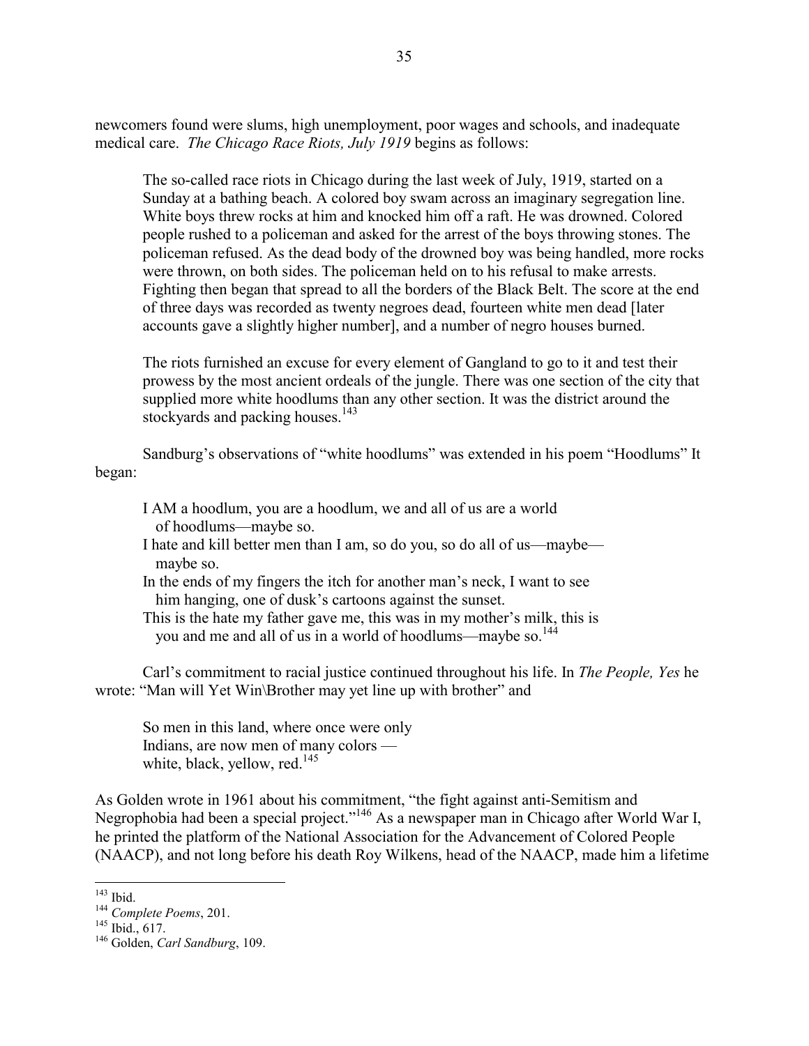newcomers found were slums, high unemployment, poor wages and schools, and inadequate medical care. *The Chicago Race Riots, July 1919* begins as follows:

> The so-called race riots in Chicago during the last week of July, 1919, started on a Sunday at a bathing beach. A colored boy swam across an imaginary segregation line. White boys threw rocks at him and knocked him off a raft. He was drowned. Colored people rushed to a policeman and asked for the arrest of the boys throwing stones. The policeman refused. As the dead body of the drowned boy was being handled, more rocks were thrown, on both sides. The policeman held on to his refusal to make arrests. Fighting then began that spread to all the borders of the Black Belt. The score at the end of three days was recorded as twenty negroes dead, fourteen white men dead [later accounts gave a slightly higher number], and a number of negro houses burned.
>
> The riots furnished an excuse for every element of Gangland to go to it and test their prowess by the most ancient ordeals of the jungle. There was one section of the city that supplied more white hoodlums than any other section. It was the district around the stockyards and packing houses.[143]

Sandburg's observations of "white hoodlums" was extended in his poem "Hoodlums" It began:

> I AM a hoodlum, you are a hoodlum, we and all of us are a world
> of hoodlums—maybe so.
> I hate and kill better men than I am, so do you, so do all of us—maybe—
> maybe so.
> In the ends of my fingers the itch for another man's neck, I want to see
> him hanging, one of dusk's cartoons against the sunset.
> This is the hate my father gave me, this was in my mother's milk, this is
> you and me and all of us in a world of hoodlums—maybe so.[144]

Carl's commitment to racial justice continued throughout his life. In *The People, Yes* he wrote: "Man will Yet Win\Brother may yet line up with brother" and

> So men in this land, where once were only
> Indians, are now men of many colors —
> white, black, yellow, red.[145]

As Golden wrote in 1961 about his commitment, "the fight against anti-Semitism and Negrophobia had been a special project."[146] As a newspaper man in Chicago after World War I, he printed the platform of the National Association for the Advancement of Colored People (NAACP), and not long before his death Roy Wilkens, head of the NAACP, made him a lifetime

---

[143] Ibid.

[144] *Complete Poems*, 201.

[145] Ibid., 617.

[146] Golden, *Carl Sandburg*, 109.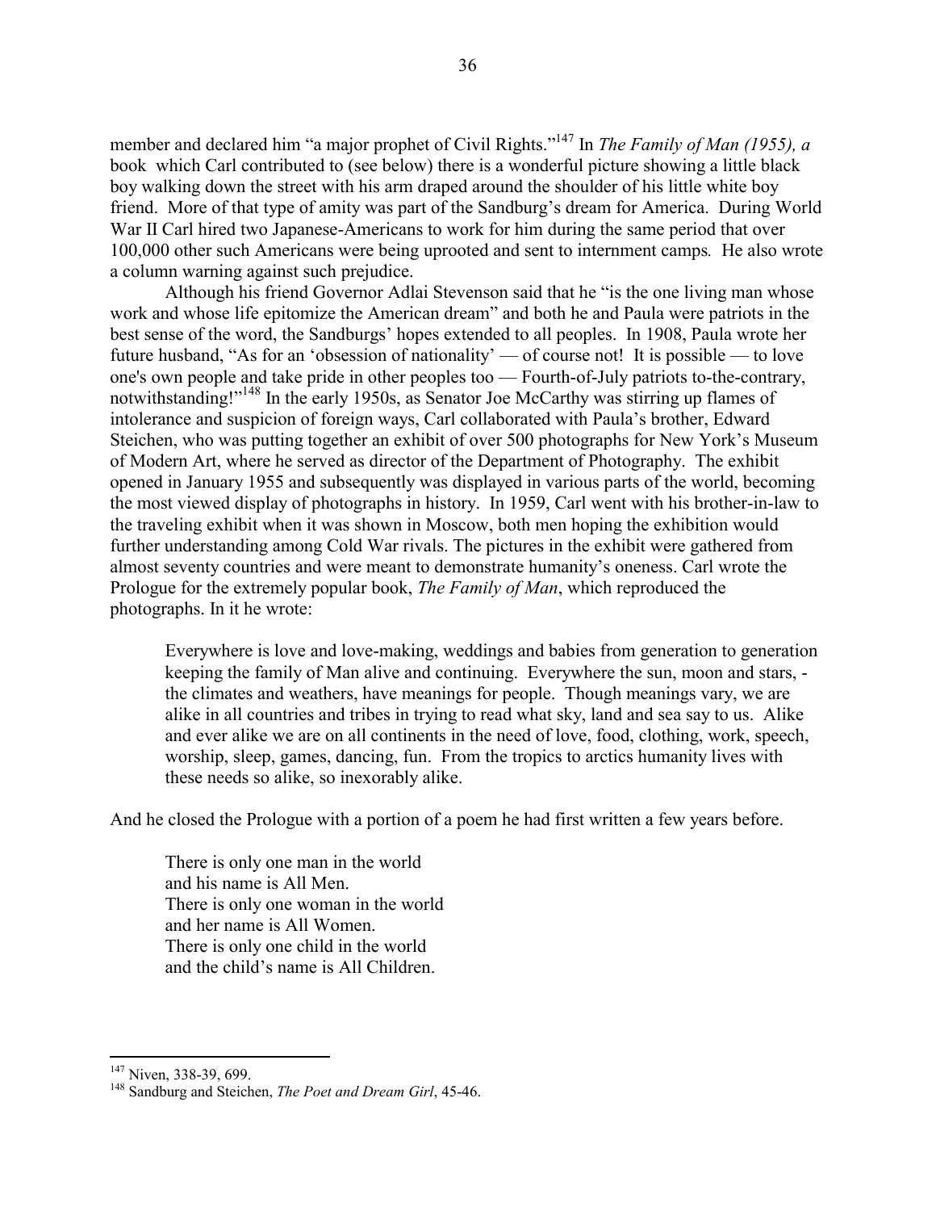member and declared him "a major prophet of Civil Rights."[147] In *The Family of Man (1955), a* book which Carl contributed to (see below) there is a wonderful picture showing a little black boy walking down the street with his arm draped around the shoulder of his little white boy friend. More of that type of amity was part of the Sandburg's dream for America. During World War II Carl hired two Japanese-Americans to work for him during the same period that over 100,000 other such Americans were being uprooted and sent to internment camps. He also wrote a column warning against such prejudice.

Although his friend Governor Adlai Stevenson said that he "is the one living man whose work and whose life epitomize the American dream" and both he and Paula were patriots in the best sense of the word, the Sandburgs' hopes extended to all peoples. In 1908, Paula wrote her future husband, "As for an 'obsession of nationality' — of course not! It is possible — to love one's own people and take pride in other peoples too — Fourth-of-July patriots to-the-contrary, notwithstanding!"[148] In the early 1950s, as Senator Joe McCarthy was stirring up flames of intolerance and suspicion of foreign ways, Carl collaborated with Paula's brother, Edward Steichen, who was putting together an exhibit of over 500 photographs for New York's Museum of Modern Art, where he served as director of the Department of Photography. The exhibit opened in January 1955 and subsequently was displayed in various parts of the world, becoming the most viewed display of photographs in history. In 1959, Carl went with his brother-in-law to the traveling exhibit when it was shown in Moscow, both men hoping the exhibition would further understanding among Cold War rivals. The pictures in the exhibit were gathered from almost seventy countries and were meant to demonstrate humanity's oneness. Carl wrote the Prologue for the extremely popular book, *The Family of Man*, which reproduced the photographs. In it he wrote:

> Everywhere is love and love-making, weddings and babies from generation to generation keeping the family of Man alive and continuing. Everywhere the sun, moon and stars, - the climates and weathers, have meanings for people. Though meanings vary, we are alike in all countries and tribes in trying to read what sky, land and sea say to us. Alike and ever alike we are on all continents in the need of love, food, clothing, work, speech, worship, sleep, games, dancing, fun. From the tropics to arctics humanity lives with these needs so alike, so inexorably alike.

And he closed the Prologue with a portion of a poem he had first written a few years before.

> There is only one man in the world  
> and his name is All Men.  
> There is only one woman in the world  
> and her name is All Women.  
> There is only one child in the world  
> and the child's name is All Children.

---

[147] Niven, 338-39, 699.

[148] Sandburg and Steichen, *The Poet and Dream Girl*, 45-46.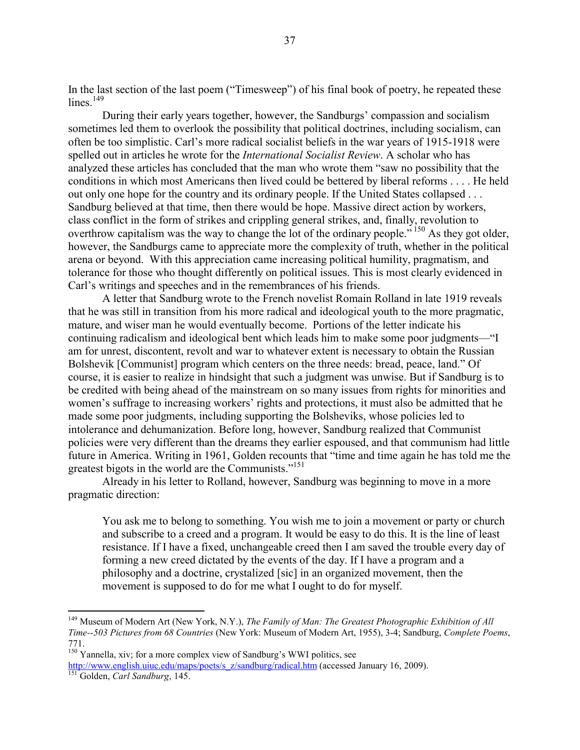In the last section of the last poem ("Timesweep") of his final book of poetry, he repeated these lines.[149]

During their early years together, however, the Sandburgs' compassion and socialism sometimes led them to overlook the possibility that political doctrines, including socialism, can often be too simplistic. Carl's more radical socialist beliefs in the war years of 1915-1918 were spelled out in articles he wrote for the *International Socialist Review*. A scholar who has analyzed these articles has concluded that the man who wrote them "saw no possibility that the conditions in which most Americans then lived could be bettered by liberal reforms . . . . He held out only one hope for the country and its ordinary people. If the United States collapsed . . . Sandburg believed at that time, then there would be hope. Massive direct action by workers, class conflict in the form of strikes and crippling general strikes, and, finally, revolution to overthrow capitalism was the way to change the lot of the ordinary people."[150] As they got older, however, the Sandburgs came to appreciate more the complexity of truth, whether in the political arena or beyond. With this appreciation came increasing political humility, pragmatism, and tolerance for those who thought differently on political issues. This is most clearly evidenced in Carl's writings and speeches and in the remembrances of his friends.

A letter that Sandburg wrote to the French novelist Romain Rolland in late 1919 reveals that he was still in transition from his more radical and ideological youth to the more pragmatic, mature, and wiser man he would eventually become. Portions of the letter indicate his continuing radicalism and ideological bent which leads him to make some poor judgments—"I am for unrest, discontent, revolt and war to whatever extent is necessary to obtain the Russian Bolshevik [Communist] program which centers on the three needs: bread, peace, land." Of course, it is easier to realize in hindsight that such a judgment was unwise. But if Sandburg is to be credited with being ahead of the mainstream on so many issues from rights for minorities and women's suffrage to increasing workers' rights and protections, it must also be admitted that he made some poor judgments, including supporting the Bolsheviks, whose policies led to intolerance and dehumanization. Before long, however, Sandburg realized that Communist policies were very different than the dreams they earlier espoused, and that communism had little future in America. Writing in 1961, Golden recounts that "time and time again he has told me the greatest bigots in the world are the Communists."[151]

Already in his letter to Rolland, however, Sandburg was beginning to move in a more pragmatic direction:

> You ask me to belong to something. You wish me to join a movement or party or church and subscribe to a creed and a program. It would be easy to do this. It is the line of least resistance. If I have a fixed, unchangeable creed then I am saved the trouble every day of forming a new creed dictated by the events of the day. If I have a program and a philosophy and a doctrine, crystalized [sic] in an organized movement, then the movement is supposed to do for me what I ought to do for myself.

---

[149] Museum of Modern Art (New York, N.Y.), *The Family of Man: The Greatest Photographic Exhibition of All Time--503 Pictures from 68 Countries* (New York: Museum of Modern Art, 1955), 3-4; Sandburg, *Complete Poems*, 771.

[150] Yannella, xiv; for a more complex view of Sandburg's WWI politics, see http://www.english.uiuc.edu/maps/poets/s_z/sandburg/radical.htm (accessed January 16, 2009).

[151] Golden, *Carl Sandburg*, 145.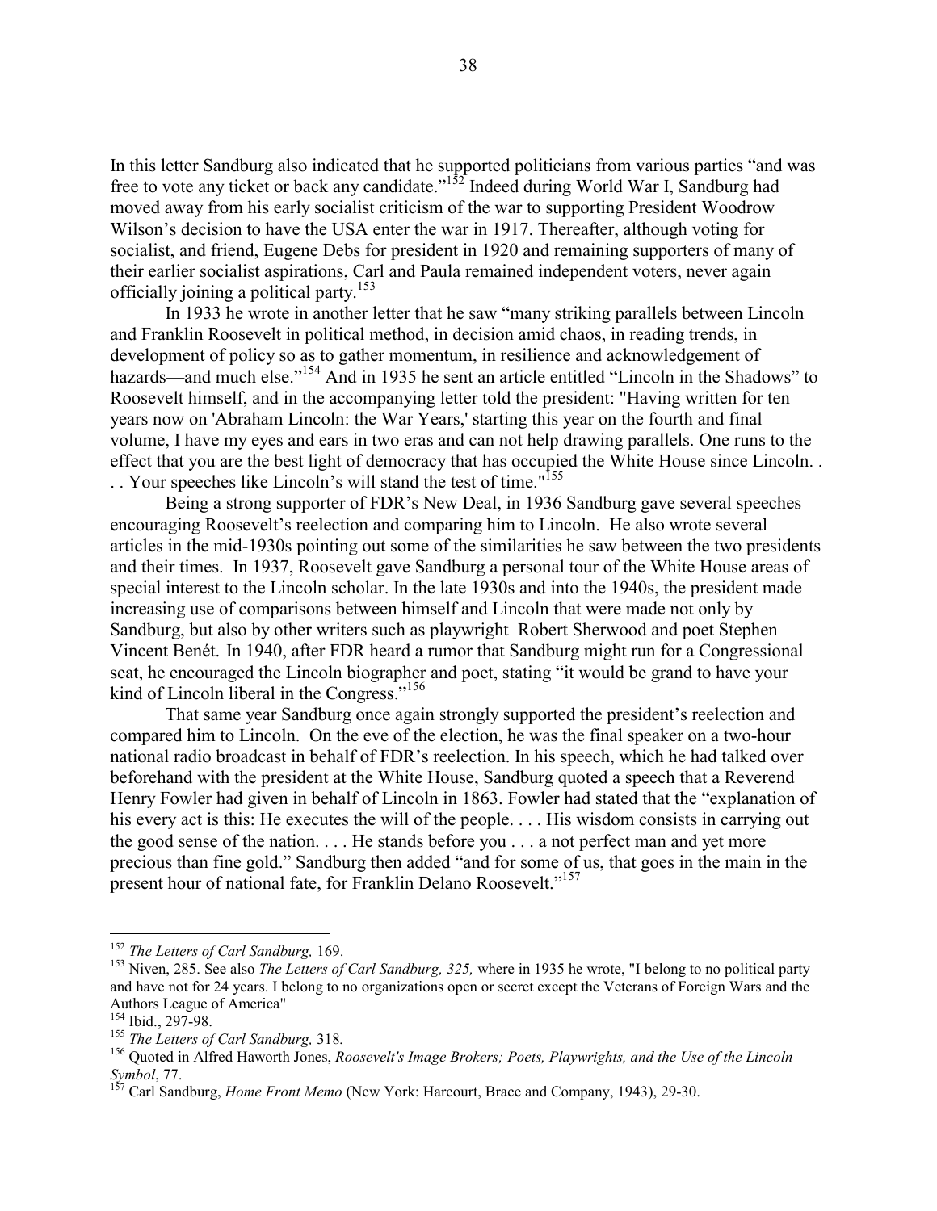In this letter Sandburg also indicated that he supported politicians from various parties "and was free to vote any ticket or back any candidate."[152] Indeed during World War I, Sandburg had moved away from his early socialist criticism of the war to supporting President Woodrow Wilson's decision to have the USA enter the war in 1917. Thereafter, although voting for socialist, and friend, Eugene Debs for president in 1920 and remaining supporters of many of their earlier socialist aspirations, Carl and Paula remained independent voters, never again officially joining a political party.[153]

In 1933 he wrote in another letter that he saw "many striking parallels between Lincoln and Franklin Roosevelt in political method, in decision amid chaos, in reading trends, in development of policy so as to gather momentum, in resilience and acknowledgement of hazards—and much else."[154] And in 1935 he sent an article entitled "Lincoln in the Shadows" to Roosevelt himself, and in the accompanying letter told the president: "Having written for ten years now on 'Abraham Lincoln: the War Years,' starting this year on the fourth and final volume, I have my eyes and ears in two eras and can not help drawing parallels. One runs to the effect that you are the best light of democracy that has occupied the White House since Lincoln. . . . Your speeches like Lincoln's will stand the test of time."[155]

Being a strong supporter of FDR's New Deal, in 1936 Sandburg gave several speeches encouraging Roosevelt's reelection and comparing him to Lincoln. He also wrote several articles in the mid-1930s pointing out some of the similarities he saw between the two presidents and their times. In 1937, Roosevelt gave Sandburg a personal tour of the White House areas of special interest to the Lincoln scholar. In the late 1930s and into the 1940s, the president made increasing use of comparisons between himself and Lincoln that were made not only by Sandburg, but also by other writers such as playwright Robert Sherwood and poet Stephen Vincent Benét. In 1940, after FDR heard a rumor that Sandburg might run for a Congressional seat, he encouraged the Lincoln biographer and poet, stating "it would be grand to have your kind of Lincoln liberal in the Congress."[156]

That same year Sandburg once again strongly supported the president's reelection and compared him to Lincoln. On the eve of the election, he was the final speaker on a two-hour national radio broadcast in behalf of FDR's reelection. In his speech, which he had talked over beforehand with the president at the White House, Sandburg quoted a speech that a Reverend Henry Fowler had given in behalf of Lincoln in 1863. Fowler had stated that the "explanation of his every act is this: He executes the will of the people. . . . His wisdom consists in carrying out the good sense of the nation. . . . He stands before you . . . a not perfect man and yet more precious than fine gold." Sandburg then added "and for some of us, that goes in the main in the present hour of national fate, for Franklin Delano Roosevelt."[157]

---

[152] *The Letters of Carl Sandburg,* 169.

[153] Niven, 285. See also *The Letters of Carl Sandburg, 325,* where in 1935 he wrote, "I belong to no political party and have not for 24 years. I belong to no organizations open or secret except the Veterans of Foreign Wars and the Authors League of America"

[154] Ibid., 297-98.

[155] *The Letters of Carl Sandburg,* 318.

[156] Quoted in Alfred Haworth Jones, *Roosevelt's Image Brokers; Poets, Playwrights, and the Use of the Lincoln Symbol*, 77.

[157] Carl Sandburg, *Home Front Memo* (New York: Harcourt, Brace and Company, 1943), 29-30.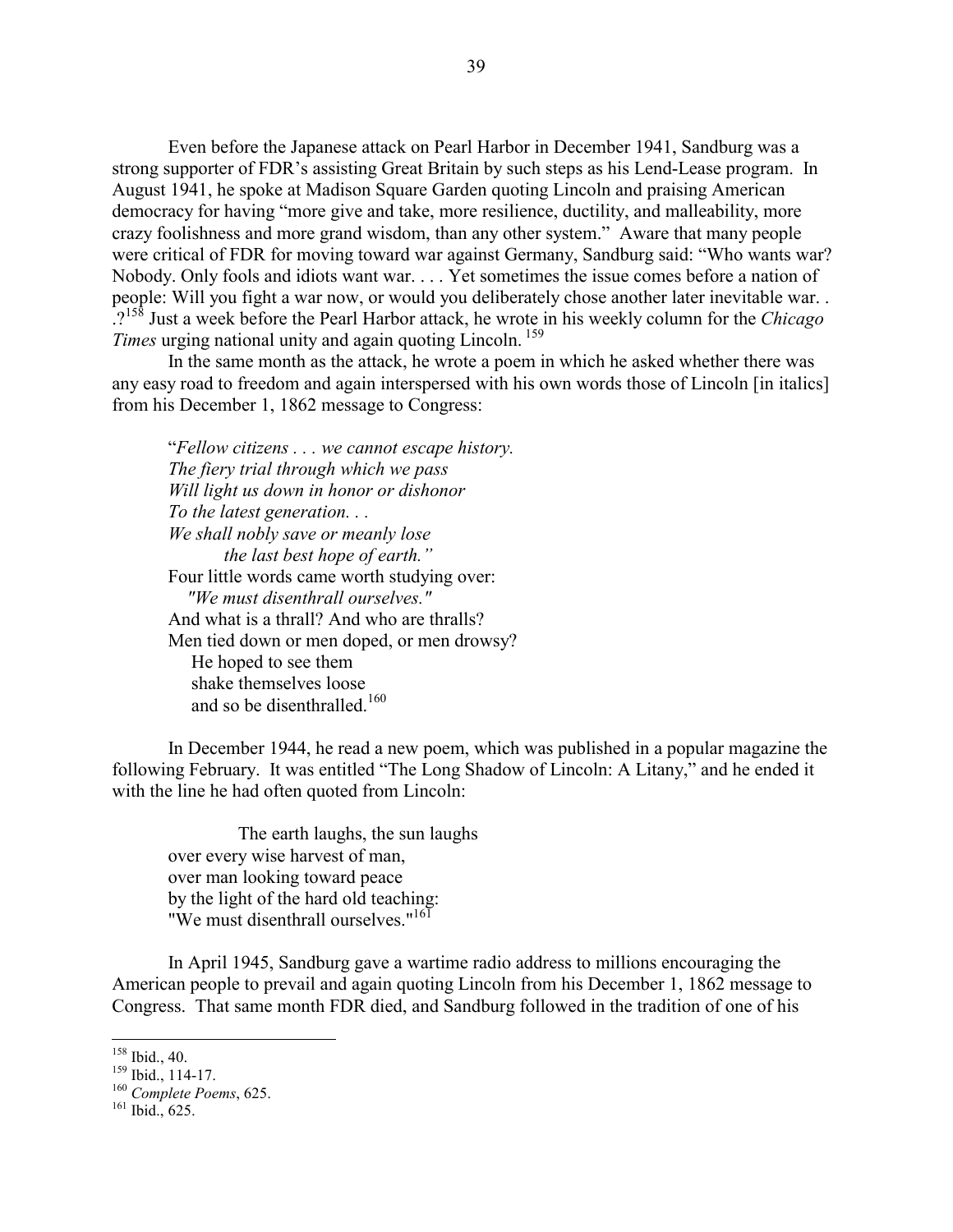Even before the Japanese attack on Pearl Harbor in December 1941, Sandburg was a strong supporter of FDR's assisting Great Britain by such steps as his Lend-Lease program. In August 1941, he spoke at Madison Square Garden quoting Lincoln and praising American democracy for having "more give and take, more resilience, ductility, and malleability, more crazy foolishness and more grand wisdom, than any other system." Aware that many people were critical of FDR for moving toward war against Germany, Sandburg said: "Who wants war? Nobody. Only fools and idiots want war. . . . Yet sometimes the issue comes before a nation of people: Will you fight a war now, or would you deliberately chose another later inevitable war. . .?[158] Just a week before the Pearl Harbor attack, he wrote in his weekly column for the *Chicago Times* urging national unity and again quoting Lincoln.[159]

In the same month as the attack, he wrote a poem in which he asked whether there was any easy road to freedom and again interspersed with his own words those of Lincoln [in italics] from his December 1, 1862 message to Congress:

> "*Fellow citizens . . . we cannot escape history.*
> *The fiery trial through which we pass*
> *Will light us down in honor or dishonor*
> *To the latest generation. . .*
> *We shall nobly save or meanly lose*
> *the last best hope of earth."*
> Four little words came worth studying over:
> *"We must disenthrall ourselves."*
> And what is a thrall? And who are thralls?
> Men tied down or men doped, or men drowsy?
> He hoped to see them
> shake themselves loose
> and so be disenthralled.[160]

In December 1944, he read a new poem, which was published in a popular magazine the following February. It was entitled "The Long Shadow of Lincoln: A Litany," and he ended it with the line he had often quoted from Lincoln:

> The earth laughs, the sun laughs
> over every wise harvest of man,
> over man looking toward peace
> by the light of the hard old teaching:
> "We must disenthrall ourselves."[161]

In April 1945, Sandburg gave a wartime radio address to millions encouraging the American people to prevail and again quoting Lincoln from his December 1, 1862 message to Congress. That same month FDR died, and Sandburg followed in the tradition of one of his

---

[158] Ibid., 40.
[159] Ibid., 114-17.
[160] *Complete Poems*, 625.
[161] Ibid., 625.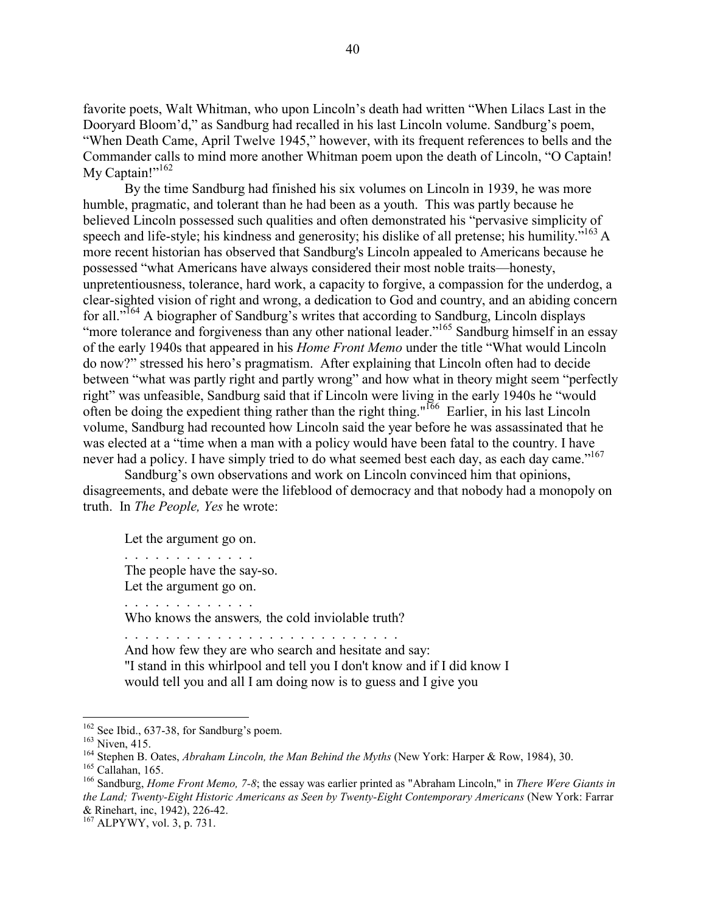favorite poets, Walt Whitman, who upon Lincoln's death had written "When Lilacs Last in the Dooryard Bloom'd," as Sandburg had recalled in his last Lincoln volume. Sandburg's poem, "When Death Came, April Twelve 1945," however, with its frequent references to bells and the Commander calls to mind more another Whitman poem upon the death of Lincoln, "O Captain! My Captain!"[162]

By the time Sandburg had finished his six volumes on Lincoln in 1939, he was more humble, pragmatic, and tolerant than he had been as a youth. This was partly because he believed Lincoln possessed such qualities and often demonstrated his "pervasive simplicity of speech and life-style; his kindness and generosity; his dislike of all pretense; his humility."[163] A more recent historian has observed that Sandburg's Lincoln appealed to Americans because he possessed "what Americans have always considered their most noble traits—honesty, unpretentiousness, tolerance, hard work, a capacity to forgive, a compassion for the underdog, a clear-sighted vision of right and wrong, a dedication to God and country, and an abiding concern for all."[164] A biographer of Sandburg's writes that according to Sandburg, Lincoln displays "more tolerance and forgiveness than any other national leader."[165] Sandburg himself in an essay of the early 1940s that appeared in his *Home Front Memo* under the title "What would Lincoln do now?" stressed his hero's pragmatism. After explaining that Lincoln often had to decide between "what was partly right and partly wrong" and how what in theory might seem "perfectly right" was unfeasible, Sandburg said that if Lincoln were living in the early 1940s he "would often be doing the expedient thing rather than the right thing."[166] Earlier, in his last Lincoln volume, Sandburg had recounted how Lincoln said the year before he was assassinated that he was elected at a "time when a man with a policy would have been fatal to the country. I have never had a policy. I have simply tried to do what seemed best each day, as each day came."[167]

Sandburg's own observations and work on Lincoln convinced him that opinions, disagreements, and debate were the lifeblood of democracy and that nobody had a monopoly on truth. In *The People, Yes* he wrote:

> Let the argument go on.
> . . . . . . . . . . . . .
> The people have the say-so.
> Let the argument go on.
> . . . . . . . . . . . . .
> Who knows the answers*,* the cold inviolable truth?
> . . . . . . . . . . . . . . . . . . . . . . . . . .
> And how few they are who search and hesitate and say:
> "I stand in this whirlpool and tell you I don't know and if I did know I would tell you and all I am doing now is to guess and I give you

---

[162] See Ibid., 637-38, for Sandburg's poem.

[163] Niven, 415.

[164] Stephen B. Oates, *Abraham Lincoln, the Man Behind the Myths* (New York: Harper & Row, 1984), 30.

[165] Callahan, 165.

[166] Sandburg, *Home Front Memo, 7-8*; the essay was earlier printed as "Abraham Lincoln," in *There Were Giants in the Land; Twenty-Eight Historic Americans as Seen by Twenty-Eight Contemporary Americans* (New York: Farrar & Rinehart, inc, 1942), 226-42.

[167] ALPYWY, vol. 3, p. 731.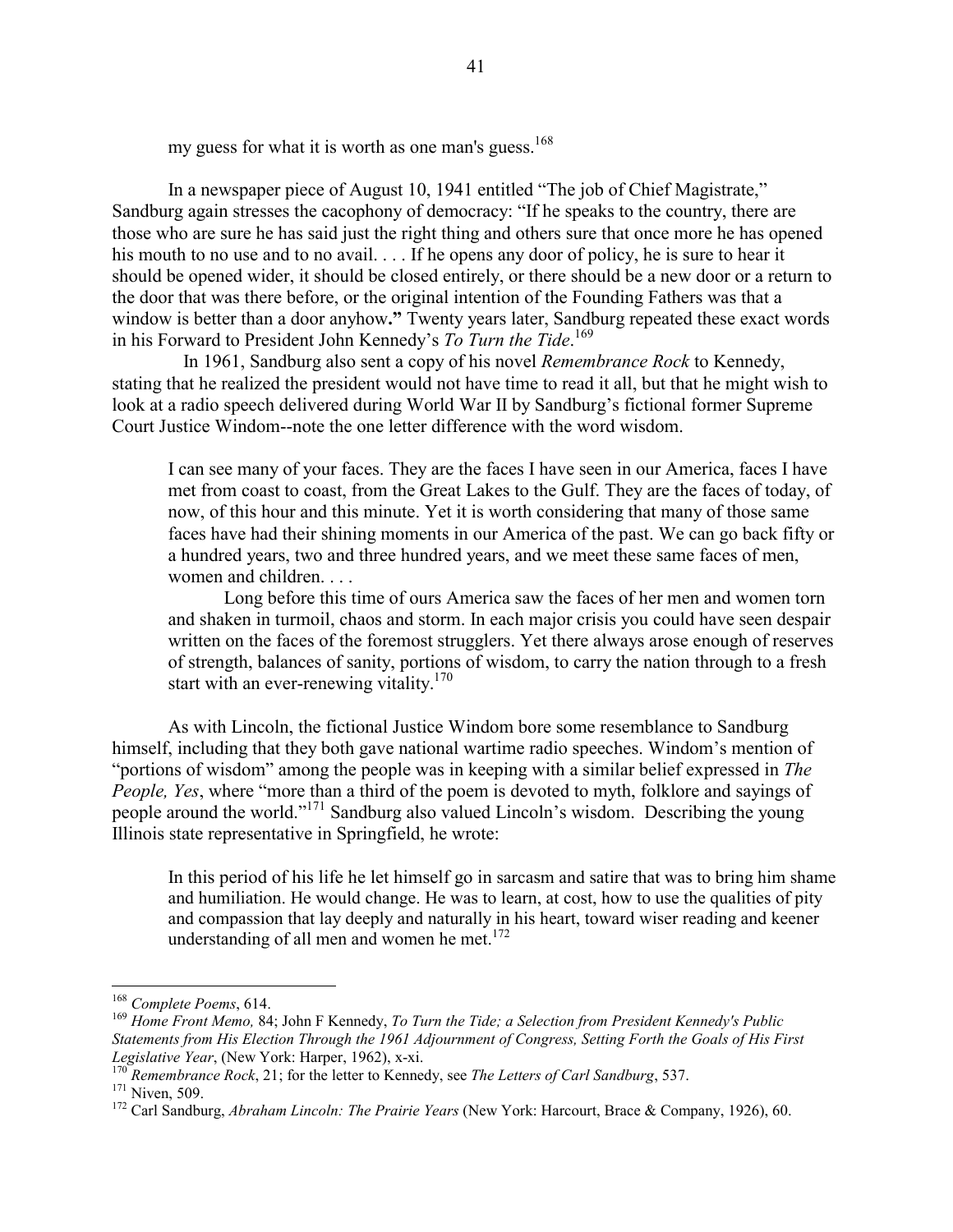my guess for what it is worth as one man's guess.[168]

In a newspaper piece of August 10, 1941 entitled "The job of Chief Magistrate," Sandburg again stresses the cacophony of democracy: "If he speaks to the country, there are those who are sure he has said just the right thing and others sure that once more he has opened his mouth to no use and to no avail. . . . If he opens any door of policy, he is sure to hear it should be opened wider, it should be closed entirely, or there should be a new door or a return to the door that was there before, or the original intention of the Founding Fathers was that a window is better than a door anyhow**.**" Twenty years later, Sandburg repeated these exact words in his Forward to President John Kennedy's *To Turn the Tide*.[169]

In 1961, Sandburg also sent a copy of his novel *Remembrance Rock* to Kennedy, stating that he realized the president would not have time to read it all, but that he might wish to look at a radio speech delivered during World War II by Sandburg's fictional former Supreme Court Justice Windom--note the one letter difference with the word wisdom.

> I can see many of your faces. They are the faces I have seen in our America, faces I have met from coast to coast, from the Great Lakes to the Gulf. They are the faces of today, of now, of this hour and this minute. Yet it is worth considering that many of those same faces have had their shining moments in our America of the past. We can go back fifty or a hundred years, two and three hundred years, and we meet these same faces of men, women and children. . . .
>
> Long before this time of ours America saw the faces of her men and women torn and shaken in turmoil, chaos and storm. In each major crisis you could have seen despair written on the faces of the foremost strugglers. Yet there always arose enough of reserves of strength, balances of sanity, portions of wisdom, to carry the nation through to a fresh start with an ever-renewing vitality.[170]

As with Lincoln, the fictional Justice Windom bore some resemblance to Sandburg himself, including that they both gave national wartime radio speeches. Windom's mention of "portions of wisdom" among the people was in keeping with a similar belief expressed in *The People, Yes*, where "more than a third of the poem is devoted to myth, folklore and sayings of people around the world."[171] Sandburg also valued Lincoln's wisdom. Describing the young Illinois state representative in Springfield, he wrote:

> In this period of his life he let himself go in sarcasm and satire that was to bring him shame and humiliation. He would change. He was to learn, at cost, how to use the qualities of pity and compassion that lay deeply and naturally in his heart, toward wiser reading and keener understanding of all men and women he met.[172]

---

[168] *Complete Poems*, 614.

[169] *Home Front Memo,* 84; John F Kennedy, *To Turn the Tide; a Selection from President Kennedy's Public Statements from His Election Through the 1961 Adjournment of Congress, Setting Forth the Goals of His First Legislative Year*, (New York: Harper, 1962), x-xi.

[170] *Remembrance Rock*, 21; for the letter to Kennedy, see *The Letters of Carl Sandburg*, 537.

[171] Niven, 509.

[172] Carl Sandburg, *Abraham Lincoln: The Prairie Years* (New York: Harcourt, Brace & Company, 1926), 60.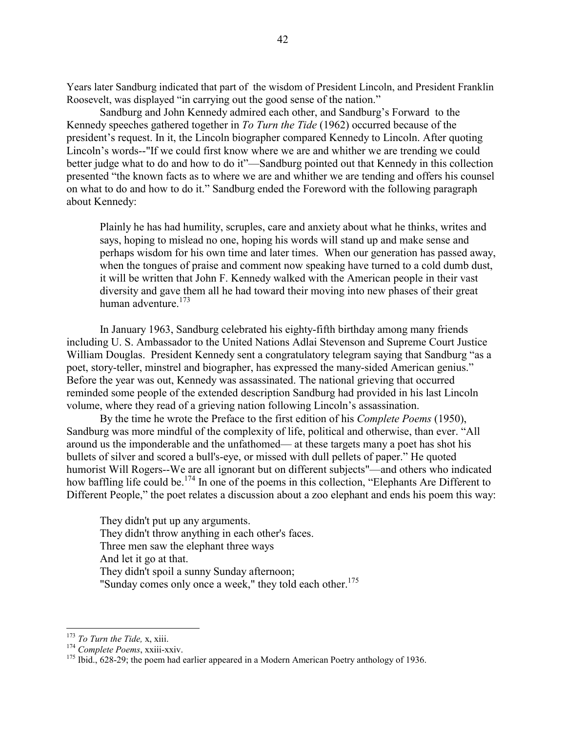Years later Sandburg indicated that part of the wisdom of President Lincoln, and President Franklin Roosevelt, was displayed "in carrying out the good sense of the nation."

Sandburg and John Kennedy admired each other, and Sandburg's Forward to the Kennedy speeches gathered together in *To Turn the Tide* (1962) occurred because of the president's request. In it, the Lincoln biographer compared Kennedy to Lincoln. After quoting Lincoln's words--"If we could first know where we are and whither we are trending we could better judge what to do and how to do it"—Sandburg pointed out that Kennedy in this collection presented "the known facts as to where we are and whither we are tending and offers his counsel on what to do and how to do it." Sandburg ended the Foreword with the following paragraph about Kennedy:

> Plainly he has had humility, scruples, care and anxiety about what he thinks, writes and says, hoping to mislead no one, hoping his words will stand up and make sense and perhaps wisdom for his own time and later times. When our generation has passed away, when the tongues of praise and comment now speaking have turned to a cold dumb dust, it will be written that John F. Kennedy walked with the American people in their vast diversity and gave them all he had toward their moving into new phases of their great human adventure.[173]

In January 1963, Sandburg celebrated his eighty-fifth birthday among many friends including U. S. Ambassador to the United Nations Adlai Stevenson and Supreme Court Justice William Douglas. President Kennedy sent a congratulatory telegram saying that Sandburg "as a poet, story-teller, minstrel and biographer, has expressed the many-sided American genius." Before the year was out, Kennedy was assassinated. The national grieving that occurred reminded some people of the extended description Sandburg had provided in his last Lincoln volume, where they read of a grieving nation following Lincoln's assassination.

By the time he wrote the Preface to the first edition of his *Complete Poems* (1950), Sandburg was more mindful of the complexity of life, political and otherwise, than ever. "All around us the imponderable and the unfathomed— at these targets many a poet has shot his bullets of silver and scored a bull's-eye, or missed with dull pellets of paper." He quoted humorist Will Rogers--We are all ignorant but on different subjects"—and others who indicated how baffling life could be.[174] In one of the poems in this collection, "Elephants Are Different to Different People," the poet relates a discussion about a zoo elephant and ends his poem this way:

> They didn't put up any arguments.
> They didn't throw anything in each other's faces.
> Three men saw the elephant three ways
> And let it go at that.
> They didn't spoil a sunny Sunday afternoon;
> "Sunday comes only once a week," they told each other.[175]

---

[173] *To Turn the Tide,* x, xiii.

[174] *Complete Poems*, xxiii-xxiv.

[175] Ibid., 628-29; the poem had earlier appeared in a Modern American Poetry anthology of 1936.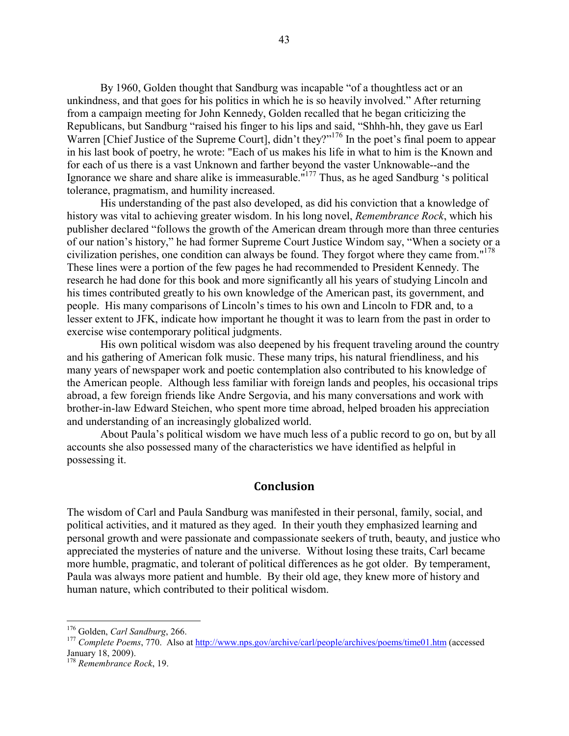By 1960, Golden thought that Sandburg was incapable "of a thoughtless act or an unkindness, and that goes for his politics in which he is so heavily involved." After returning from a campaign meeting for John Kennedy, Golden recalled that he began criticizing the Republicans, but Sandburg "raised his finger to his lips and said, "Shhh-hh, they gave us Earl Warren [Chief Justice of the Supreme Court], didn't they?"[176] In the poet's final poem to appear in his last book of poetry, he wrote: "Each of us makes his life in what to him is the Known and for each of us there is a vast Unknown and farther beyond the vaster Unknowable--and the Ignorance we share and share alike is immeasurable."[177] Thus, as he aged Sandburg 's political tolerance, pragmatism, and humility increased.

His understanding of the past also developed, as did his conviction that a knowledge of history was vital to achieving greater wisdom. In his long novel, *Remembrance Rock*, which his publisher declared "follows the growth of the American dream through more than three centuries of our nation's history," he had former Supreme Court Justice Windom say, "When a society or a civilization perishes, one condition can always be found. They forgot where they came from."[178] These lines were a portion of the few pages he had recommended to President Kennedy. The research he had done for this book and more significantly all his years of studying Lincoln and his times contributed greatly to his own knowledge of the American past, its government, and people. His many comparisons of Lincoln's times to his own and Lincoln to FDR and, to a lesser extent to JFK, indicate how important he thought it was to learn from the past in order to exercise wise contemporary political judgments.

His own political wisdom was also deepened by his frequent traveling around the country and his gathering of American folk music. These many trips, his natural friendliness, and his many years of newspaper work and poetic contemplation also contributed to his knowledge of the American people. Although less familiar with foreign lands and peoples, his occasional trips abroad, a few foreign friends like Andre Sergovia, and his many conversations and work with brother-in-law Edward Steichen, who spent more time abroad, helped broaden his appreciation and understanding of an increasingly globalized world.

About Paula's political wisdom we have much less of a public record to go on, but by all accounts she also possessed many of the characteristics we have identified as helpful in possessing it.

## Conclusion

The wisdom of Carl and Paula Sandburg was manifested in their personal, family, social, and political activities, and it matured as they aged. In their youth they emphasized learning and personal growth and were passionate and compassionate seekers of truth, beauty, and justice who appreciated the mysteries of nature and the universe. Without losing these traits, Carl became more humble, pragmatic, and tolerant of political differences as he got older. By temperament, Paula was always more patient and humble. By their old age, they knew more of history and human nature, which contributed to their political wisdom.

---

[176] Golden, *Carl Sandburg*, 266.

[177] *Complete Poems*, 770. Also at http://www.nps.gov/archive/carl/people/archives/poems/time01.htm (accessed January 18, 2009).

[178] *Remembrance Rock*, 19.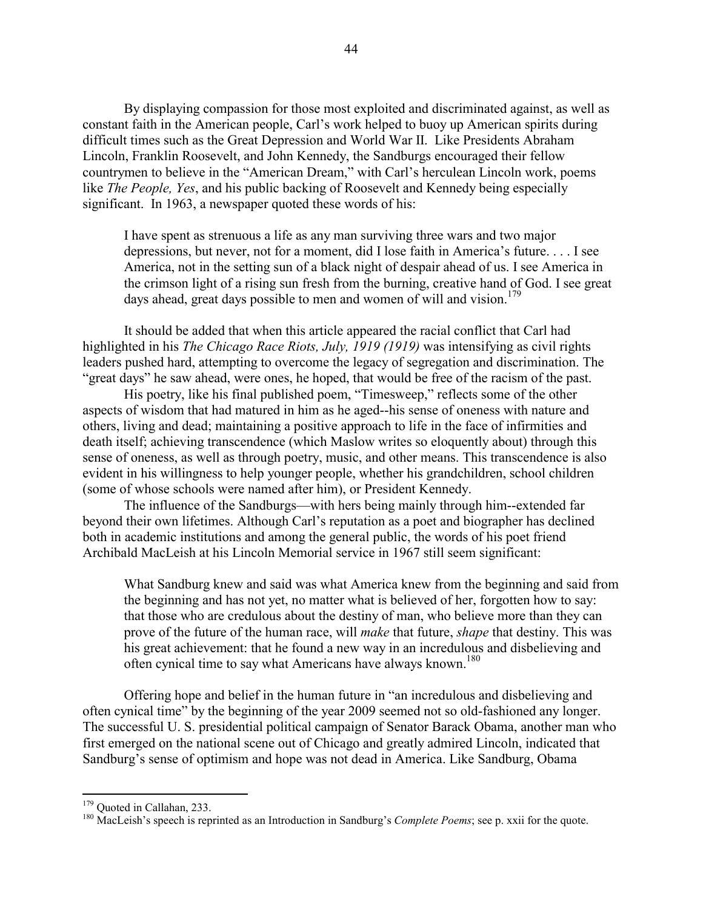By displaying compassion for those most exploited and discriminated against, as well as constant faith in the American people, Carl's work helped to buoy up American spirits during difficult times such as the Great Depression and World War II. Like Presidents Abraham Lincoln, Franklin Roosevelt, and John Kennedy, the Sandburgs encouraged their fellow countrymen to believe in the "American Dream," with Carl's herculean Lincoln work, poems like *The People, Yes*, and his public backing of Roosevelt and Kennedy being especially significant. In 1963, a newspaper quoted these words of his:

> I have spent as strenuous a life as any man surviving three wars and two major depressions, but never, not for a moment, did I lose faith in America's future. . . . I see America, not in the setting sun of a black night of despair ahead of us. I see America in the crimson light of a rising sun fresh from the burning, creative hand of God. I see great days ahead, great days possible to men and women of will and vision.[179]

It should be added that when this article appeared the racial conflict that Carl had highlighted in his *The Chicago Race Riots, July, 1919 (1919)* was intensifying as civil rights leaders pushed hard, attempting to overcome the legacy of segregation and discrimination. The "great days" he saw ahead, were ones, he hoped, that would be free of the racism of the past.

His poetry, like his final published poem, "Timesweep," reflects some of the other aspects of wisdom that had matured in him as he aged--his sense of oneness with nature and others, living and dead; maintaining a positive approach to life in the face of infirmities and death itself; achieving transcendence (which Maslow writes so eloquently about) through this sense of oneness, as well as through poetry, music, and other means. This transcendence is also evident in his willingness to help younger people, whether his grandchildren, school children (some of whose schools were named after him), or President Kennedy.

The influence of the Sandburgs—with hers being mainly through him--extended far beyond their own lifetimes. Although Carl's reputation as a poet and biographer has declined both in academic institutions and among the general public, the words of his poet friend Archibald MacLeish at his Lincoln Memorial service in 1967 still seem significant:

> What Sandburg knew and said was what America knew from the beginning and said from the beginning and has not yet, no matter what is believed of her, forgotten how to say: that those who are credulous about the destiny of man, who believe more than they can prove of the future of the human race, will *make* that future, *shape* that destiny. This was his great achievement: that he found a new way in an incredulous and disbelieving and often cynical time to say what Americans have always known.[180]

Offering hope and belief in the human future in "an incredulous and disbelieving and often cynical time" by the beginning of the year 2009 seemed not so old-fashioned any longer. The successful U. S. presidential political campaign of Senator Barack Obama, another man who first emerged on the national scene out of Chicago and greatly admired Lincoln, indicated that Sandburg's sense of optimism and hope was not dead in America. Like Sandburg, Obama

---

[179] Quoted in Callahan, 233.

[180] MacLeish's speech is reprinted as an Introduction in Sandburg's *Complete Poems*; see p. xxii for the quote.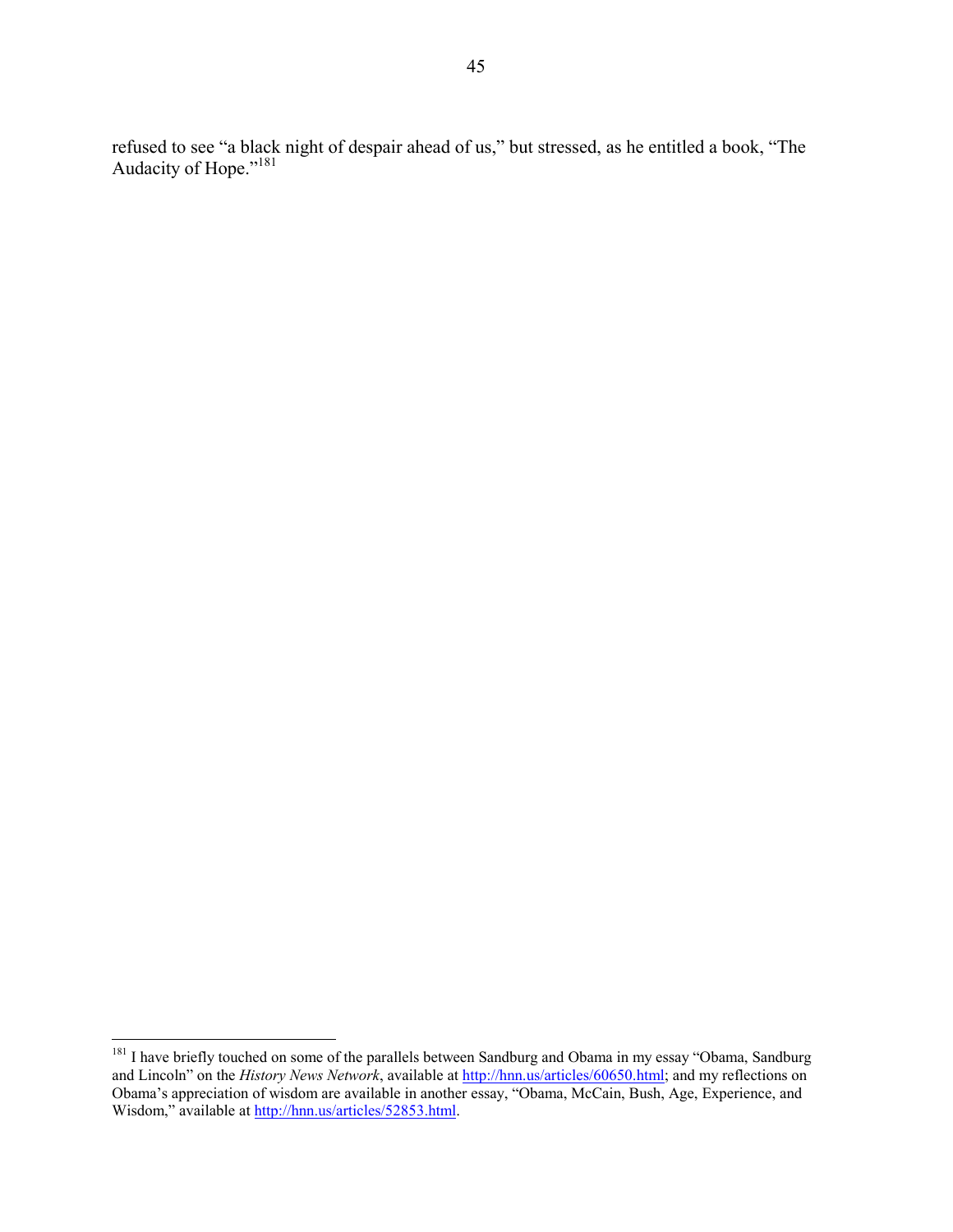refused to see "a black night of despair ahead of us," but stressed, as he entitled a book, "The Audacity of Hope."[181]

---

[181] I have briefly touched on some of the parallels between Sandburg and Obama in my essay "Obama, Sandburg and Lincoln" on the *History News Network*, available at http://hnn.us/articles/60650.html; and my reflections on Obama's appreciation of wisdom are available in another essay, "Obama, McCain, Bush, Age, Experience, and Wisdom," available at http://hnn.us/articles/52853.html.